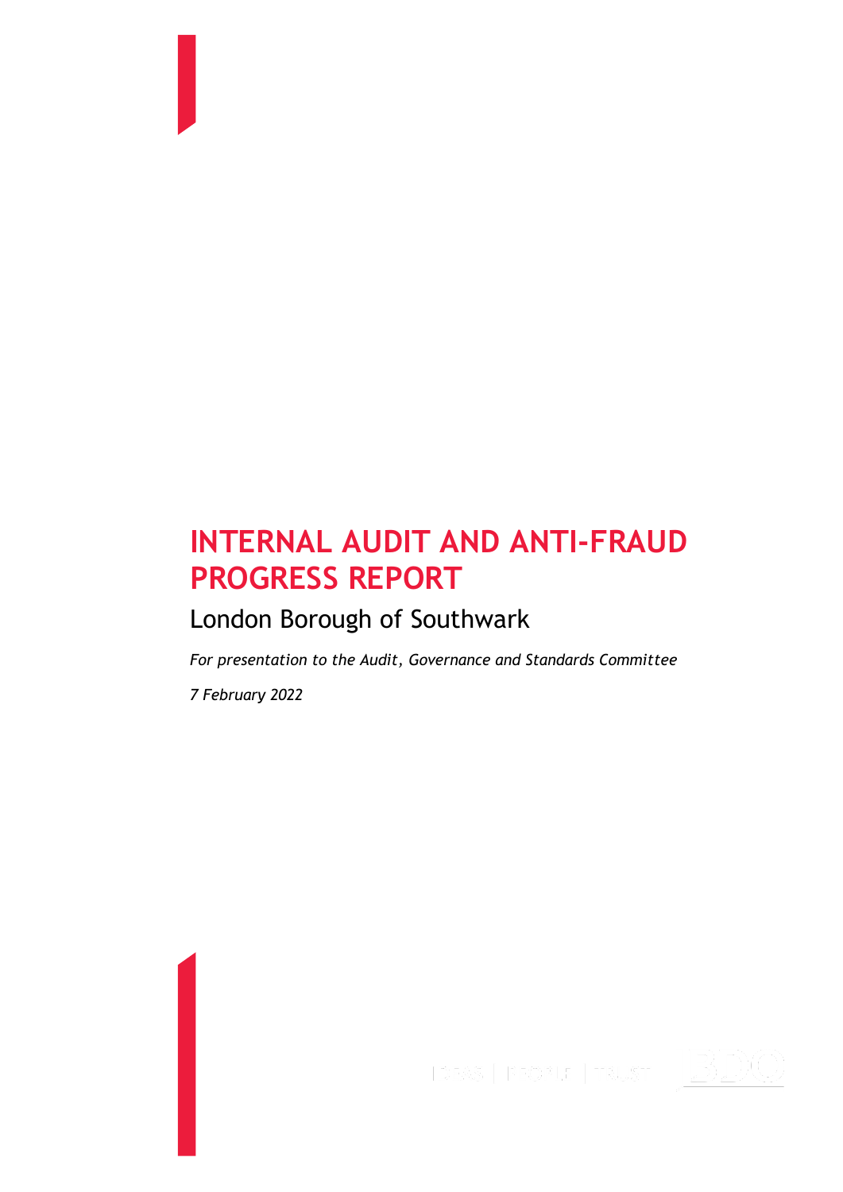# INTERNAL AUDIT AND ANTI-FRAUD PROGRESS REPORT

## London Borough of Southwark

*For presentation to the Audit, Governance and Standards Committee*

*7 February 2022*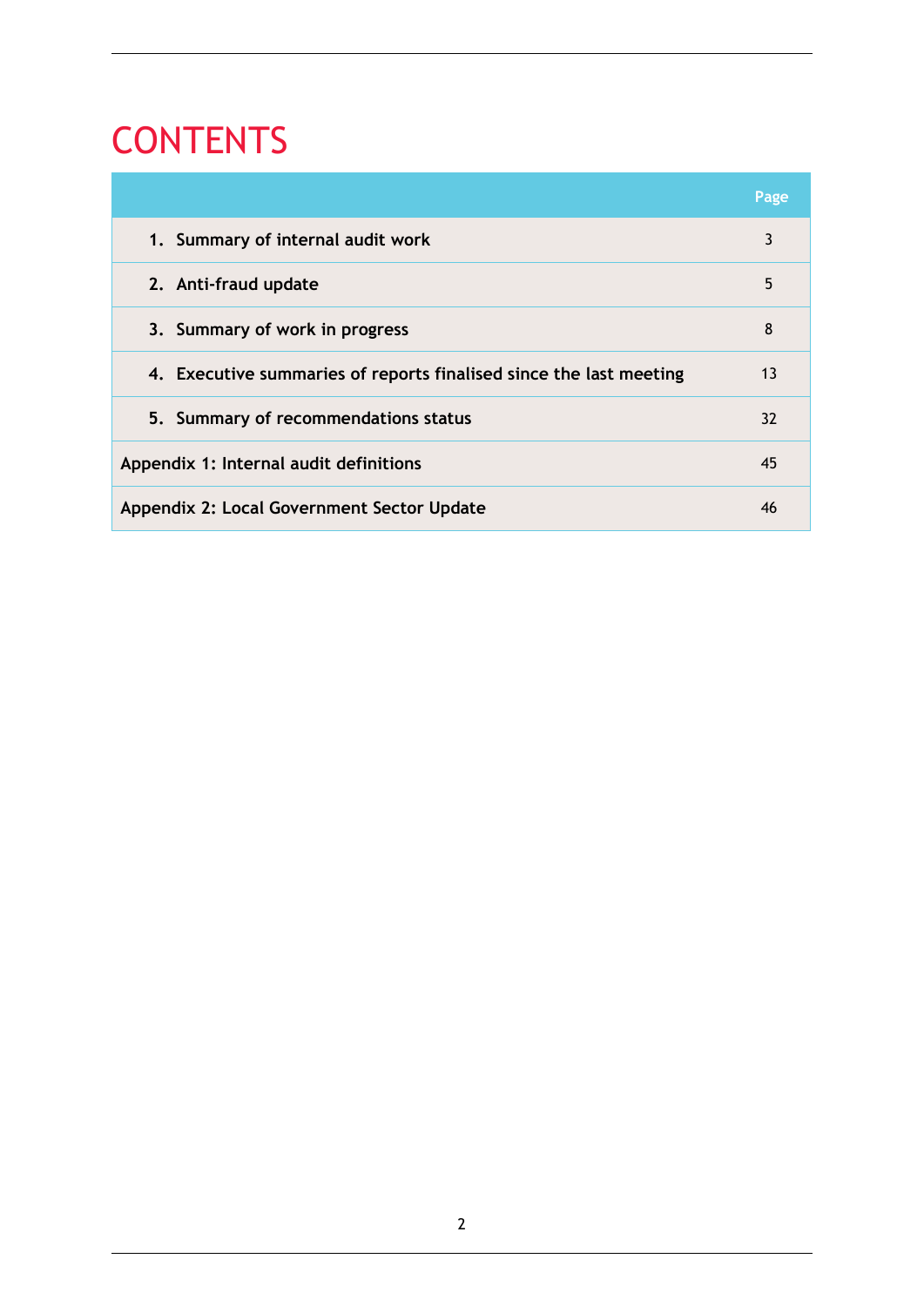# CONTENTS

| | Page |
|---|---|
| 1. Summary of internal audit work | 3 |
| 2. Anti-fraud update | 5 |
| 3. Summary of work in progress | 8 |
| 4. Executive summaries of reports finalised since the last meeting | 13 |
| 5. Summary of recommendations status | 32 |
| Appendix 1: Internal audit definitions | 45 |
| Appendix 2: Local Government Sector Update | 46 |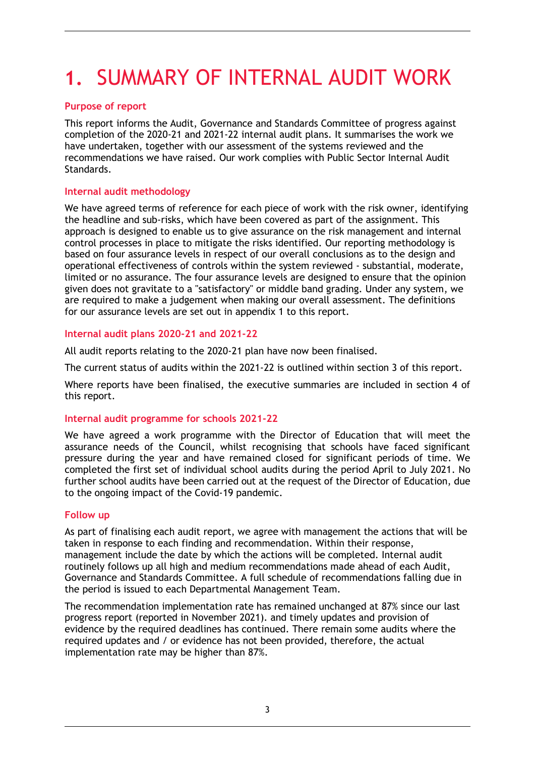# 1. SUMMARY OF INTERNAL AUDIT WORK

### Purpose of report

This report informs the Audit, Governance and Standards Committee of progress against completion of the 2020-21 and 2021-22 internal audit plans. It summarises the work we have undertaken, together with our assessment of the systems reviewed and the recommendations we have raised. Our work complies with Public Sector Internal Audit Standards.

### Internal audit methodology

We have agreed terms of reference for each piece of work with the risk owner, identifying the headline and sub-risks, which have been covered as part of the assignment. This approach is designed to enable us to give assurance on the risk management and internal control processes in place to mitigate the risks identified. Our reporting methodology is based on four assurance levels in respect of our overall conclusions as to the design and operational effectiveness of controls within the system reviewed - substantial, moderate, limited or no assurance. The four assurance levels are designed to ensure that the opinion given does not gravitate to a "satisfactory" or middle band grading. Under any system, we are required to make a judgement when making our overall assessment. The definitions for our assurance levels are set out in appendix 1 to this report.

### Internal audit plans 2020-21 and 2021-22

All audit reports relating to the 2020-21 plan have now been finalised.

The current status of audits within the 2021-22 is outlined within section 3 of this report.

Where reports have been finalised, the executive summaries are included in section 4 of this report.

### Internal audit programme for schools 2021-22

We have agreed a work programme with the Director of Education that will meet the assurance needs of the Council, whilst recognising that schools have faced significant pressure during the year and have remained closed for significant periods of time. We completed the first set of individual school audits during the period April to July 2021. No further school audits have been carried out at the request of the Director of Education, due to the ongoing impact of the Covid-19 pandemic.

### Follow up

As part of finalising each audit report, we agree with management the actions that will be taken in response to each finding and recommendation. Within their response, management include the date by which the actions will be completed. Internal audit routinely follows up all high and medium recommendations made ahead of each Audit, Governance and Standards Committee. A full schedule of recommendations falling due in the period is issued to each Departmental Management Team.

The recommendation implementation rate has remained unchanged at 87% since our last progress report (reported in November 2021). and timely updates and provision of evidence by the required deadlines has continued. There remain some audits where the required updates and / or evidence has not been provided, therefore, the actual implementation rate may be higher than 87%.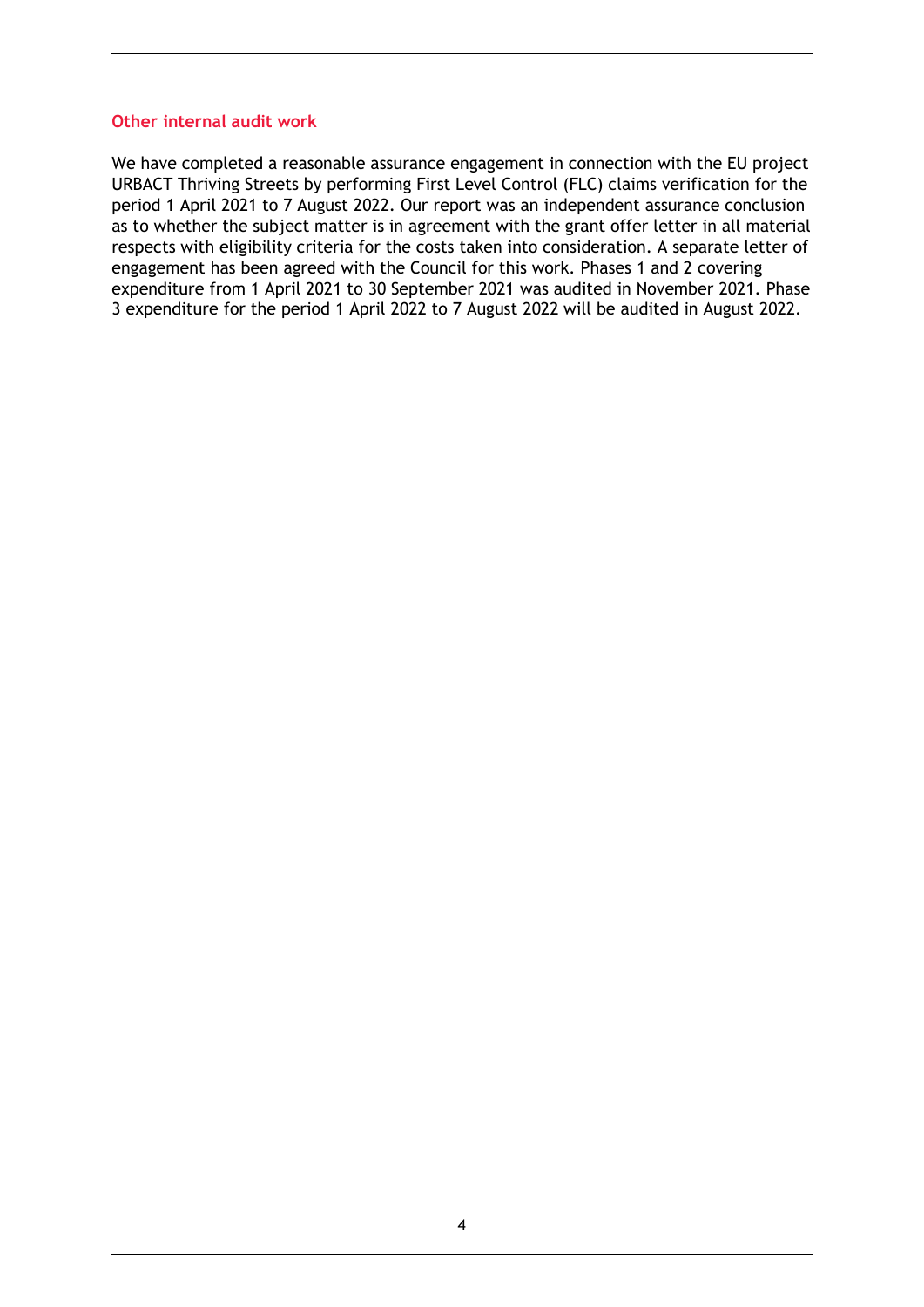### Other internal audit work

We have completed a reasonable assurance engagement in connection with the EU project URBACT Thriving Streets by performing First Level Control (FLC) claims verification for the period 1 April 2021 to 7 August 2022. Our report was an independent assurance conclusion as to whether the subject matter is in agreement with the grant offer letter in all material respects with eligibility criteria for the costs taken into consideration. A separate letter of engagement has been agreed with the Council for this work. Phases 1 and 2 covering expenditure from 1 April 2021 to 30 September 2021 was audited in November 2021. Phase 3 expenditure for the period 1 April 2022 to 7 August 2022 will be audited in August 2022.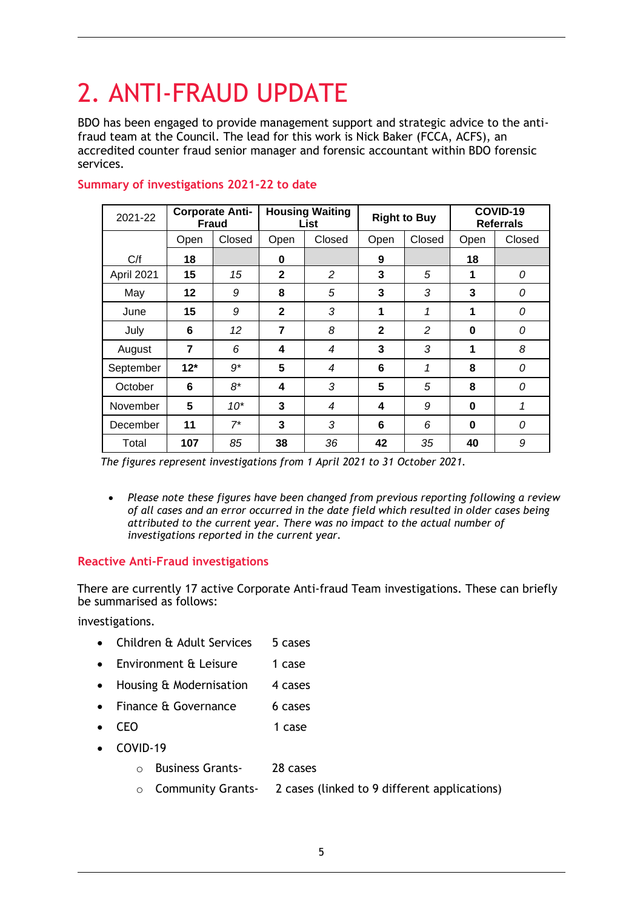# 2. ANTI-FRAUD UPDATE

BDO has been engaged to provide management support and strategic advice to the anti-fraud team at the Council. The lead for this work is Nick Baker (FCCA, ACFS), an accredited counter fraud senior manager and forensic accountant within BDO forensic services.

## Summary of investigations 2021-22 to date

| 2021-22 | Corporate Anti-Fraud | | Housing Waiting List | | Right to Buy | | COVID-19 Referrals | |
|---|---|---|---|---|---|---|---|---|
| | Open | Closed | Open | Closed | Open | Closed | Open | Closed |
| C/f | **18** | | **0** | | **9** | | **18** | |
| April 2021 | **15** | *15* | **2** | *2* | **3** | *5* | **1** | *0* |
| May | **12** | *9* | **8** | *5* | **3** | *3* | **3** | *0* |
| June | **15** | *9* | **2** | *3* | **1** | *1* | **1** | *0* |
| July | **6** | *12* | **7** | *8* | **2** | *2* | **0** | *0* |
| August | **7** | *6* | **4** | *4* | **3** | *3* | **1** | *8* |
| September | **12*** | *9** | **5** | *4* | **6** | *1* | **8** | *0* |
| October | **6** | *8** | **4** | *3* | **5** | *5* | **8** | *0* |
| November | **5** | *10** | **3** | *4* | **4** | *9* | **0** | *1* |
| December | **11** | *7** | **3** | *3* | **6** | *6* | **0** | *0* |
| Total | **107** | *85* | **38** | *36* | **42** | *35* | **40** | *9* |

*The figures represent investigations from 1 April 2021 to 31 October 2021.*

- *Please note these figures have been changed from previous reporting following a review of all cases and an error occurred in the date field which resulted in older cases being attributed to the current year. There was no impact to the actual number of investigations reported in the current year.*

## Reactive Anti-Fraud investigations

There are currently 17 active Corporate Anti-fraud Team investigations. These can briefly be summarised as follows:

investigations.

- Children & Adult Services 5 cases
- Environment & Leisure 1 case
- Housing & Modernisation 4 cases
- Finance & Governance 6 cases
- CEO 1 case
- COVID-19
  - Business Grants- 28 cases
  - Community Grants- 2 cases (linked to 9 different applications)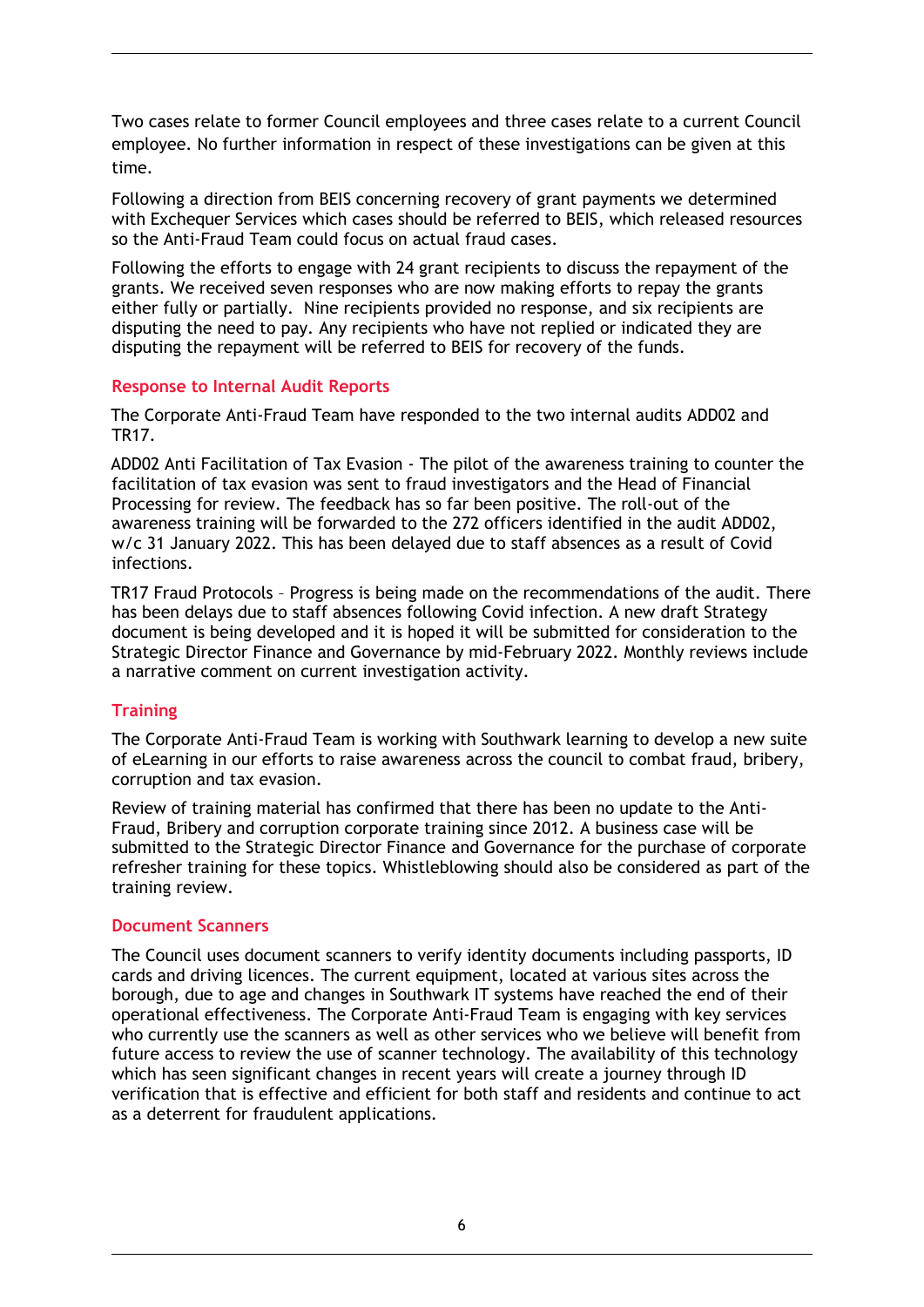Two cases relate to former Council employees and three cases relate to a current Council employee. No further information in respect of these investigations can be given at this time.

Following a direction from BEIS concerning recovery of grant payments we determined with Exchequer Services which cases should be referred to BEIS, which released resources so the Anti-Fraud Team could focus on actual fraud cases.

Following the efforts to engage with 24 grant recipients to discuss the repayment of the grants. We received seven responses who are now making efforts to repay the grants either fully or partially. Nine recipients provided no response, and six recipients are disputing the need to pay. Any recipients who have not replied or indicated they are disputing the repayment will be referred to BEIS for recovery of the funds.

### Response to Internal Audit Reports

The Corporate Anti-Fraud Team have responded to the two internal audits ADD02 and TR17.

ADD02 Anti Facilitation of Tax Evasion - The pilot of the awareness training to counter the facilitation of tax evasion was sent to fraud investigators and the Head of Financial Processing for review. The feedback has so far been positive. The roll-out of the awareness training will be forwarded to the 272 officers identified in the audit ADD02, w/c 31 January 2022. This has been delayed due to staff absences as a result of Covid infections.

TR17 Fraud Protocols – Progress is being made on the recommendations of the audit. There has been delays due to staff absences following Covid infection. A new draft Strategy document is being developed and it is hoped it will be submitted for consideration to the Strategic Director Finance and Governance by mid-February 2022. Monthly reviews include a narrative comment on current investigation activity.

### Training

The Corporate Anti-Fraud Team is working with Southwark learning to develop a new suite of eLearning in our efforts to raise awareness across the council to combat fraud, bribery, corruption and tax evasion.

Review of training material has confirmed that there has been no update to the Anti-Fraud, Bribery and corruption corporate training since 2012. A business case will be submitted to the Strategic Director Finance and Governance for the purchase of corporate refresher training for these topics. Whistleblowing should also be considered as part of the training review.

### Document Scanners

The Council uses document scanners to verify identity documents including passports, ID cards and driving licences. The current equipment, located at various sites across the borough, due to age and changes in Southwark IT systems have reached the end of their operational effectiveness. The Corporate Anti-Fraud Team is engaging with key services who currently use the scanners as well as other services who we believe will benefit from future access to review the use of scanner technology. The availability of this technology which has seen significant changes in recent years will create a journey through ID verification that is effective and efficient for both staff and residents and continue to act as a deterrent for fraudulent applications.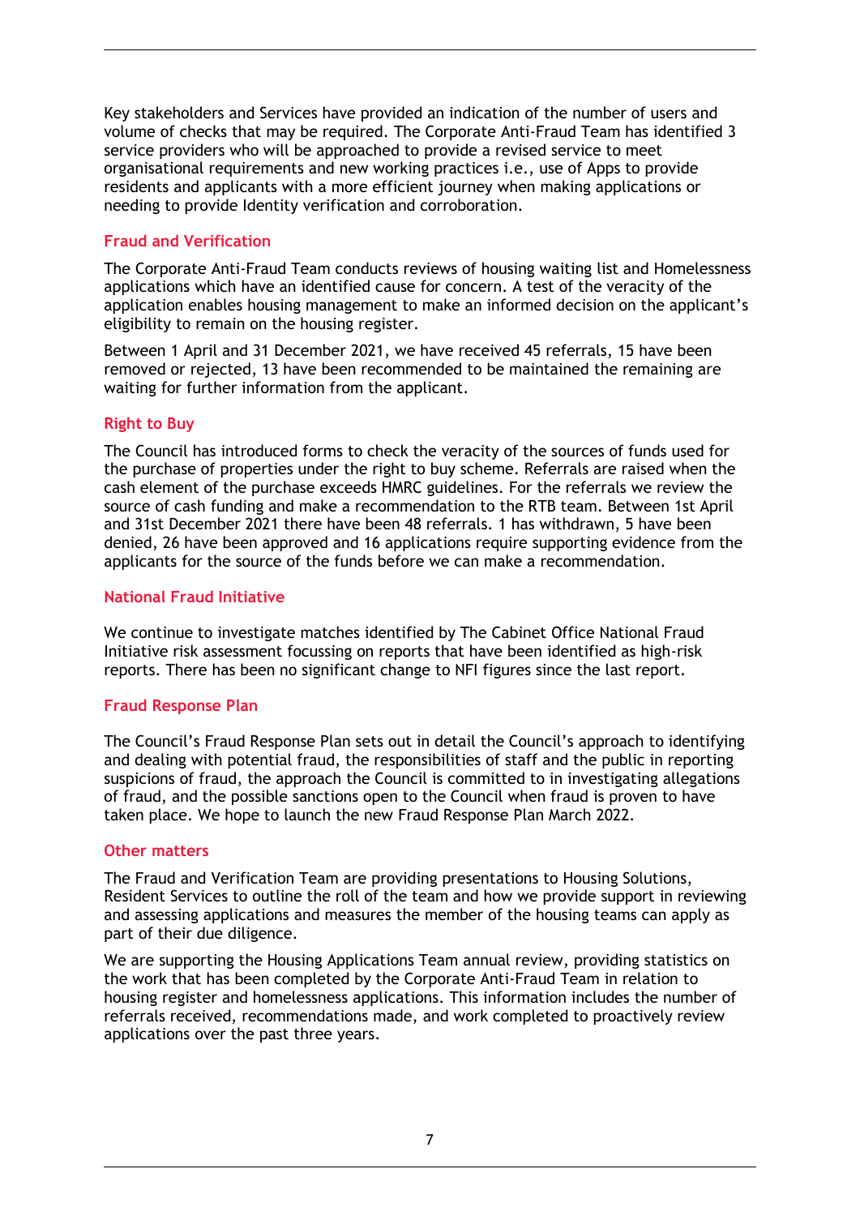Key stakeholders and Services have provided an indication of the number of users and volume of checks that may be required. The Corporate Anti-Fraud Team has identified 3 service providers who will be approached to provide a revised service to meet organisational requirements and new working practices i.e., use of Apps to provide residents and applicants with a more efficient journey when making applications or needing to provide Identity verification and corroboration.

### Fraud and Verification

The Corporate Anti-Fraud Team conducts reviews of housing waiting list and Homelessness applications which have an identified cause for concern. A test of the veracity of the application enables housing management to make an informed decision on the applicant's eligibility to remain on the housing register.

Between 1 April and 31 December 2021, we have received 45 referrals, 15 have been removed or rejected, 13 have been recommended to be maintained the remaining are waiting for further information from the applicant.

### Right to Buy

The Council has introduced forms to check the veracity of the sources of funds used for the purchase of properties under the right to buy scheme. Referrals are raised when the cash element of the purchase exceeds HMRC guidelines. For the referrals we review the source of cash funding and make a recommendation to the RTB team. Between 1st April and 31st December 2021 there have been 48 referrals. 1 has withdrawn, 5 have been denied, 26 have been approved and 16 applications require supporting evidence from the applicants for the source of the funds before we can make a recommendation.

### National Fraud Initiative

We continue to investigate matches identified by The Cabinet Office National Fraud Initiative risk assessment focussing on reports that have been identified as high-risk reports. There has been no significant change to NFI figures since the last report.

### Fraud Response Plan

The Council's Fraud Response Plan sets out in detail the Council's approach to identifying and dealing with potential fraud, the responsibilities of staff and the public in reporting suspicions of fraud, the approach the Council is committed to in investigating allegations of fraud, and the possible sanctions open to the Council when fraud is proven to have taken place. We hope to launch the new Fraud Response Plan March 2022.

### Other matters

The Fraud and Verification Team are providing presentations to Housing Solutions, Resident Services to outline the roll of the team and how we provide support in reviewing and assessing applications and measures the member of the housing teams can apply as part of their due diligence.

We are supporting the Housing Applications Team annual review, providing statistics on the work that has been completed by the Corporate Anti-Fraud Team in relation to housing register and homelessness applications. This information includes the number of referrals received, recommendations made, and work completed to proactively review applications over the past three years.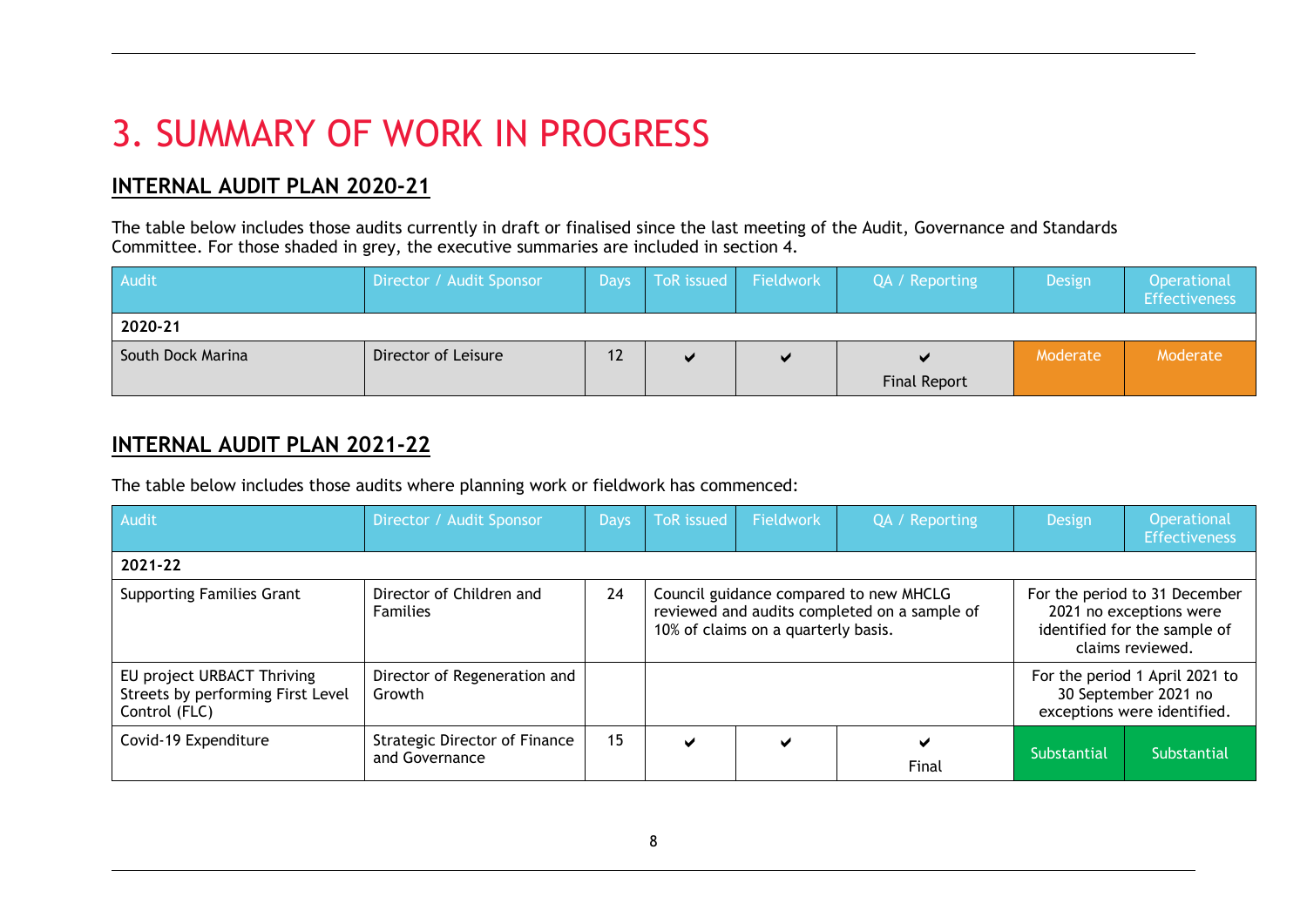# 3. SUMMARY OF WORK IN PROGRESS

## INTERNAL AUDIT PLAN 2020-21

The table below includes those audits currently in draft or finalised since the last meeting of the Audit, Governance and Standards Committee. For those shaded in grey, the executive summaries are included in section 4.

| Audit | Director / Audit Sponsor | Days | ToR issued | Fieldwork | QA / Reporting | Design | Operational Effectiveness |
|---|---|---|---|---|---|---|---|
| **2020-21** | | | | | | | |
| South Dock Marina | Director of Leisure | 12 | ✔ | ✔ | ✔ Final Report | Moderate | Moderate |

## INTERNAL AUDIT PLAN 2021-22

The table below includes those audits where planning work or fieldwork has commenced:

| Audit | Director / Audit Sponsor | Days | ToR issued | Fieldwork | QA / Reporting | Design | Operational Effectiveness |
|---|---|---|---|---|---|---|---|
| **2021-22** | | | | | | | |
| Supporting Families Grant | Director of Children and Families | 24 | Council guidance compared to new MHCLG reviewed and audits completed on a sample of 10% of claims on a quarterly basis. | | | For the period to 31 December 2021 no exceptions were identified for the sample of claims reviewed. | |
| EU project URBACT Thriving Streets by performing First Level Control (FLC) | Director of Regeneration and Growth | | | | | For the period 1 April 2021 to 30 September 2021 no exceptions were identified. | |
| Covid-19 Expenditure | Strategic Director of Finance and Governance | 15 | ✔ | ✔ | ✔ Final | Substantial | Substantial |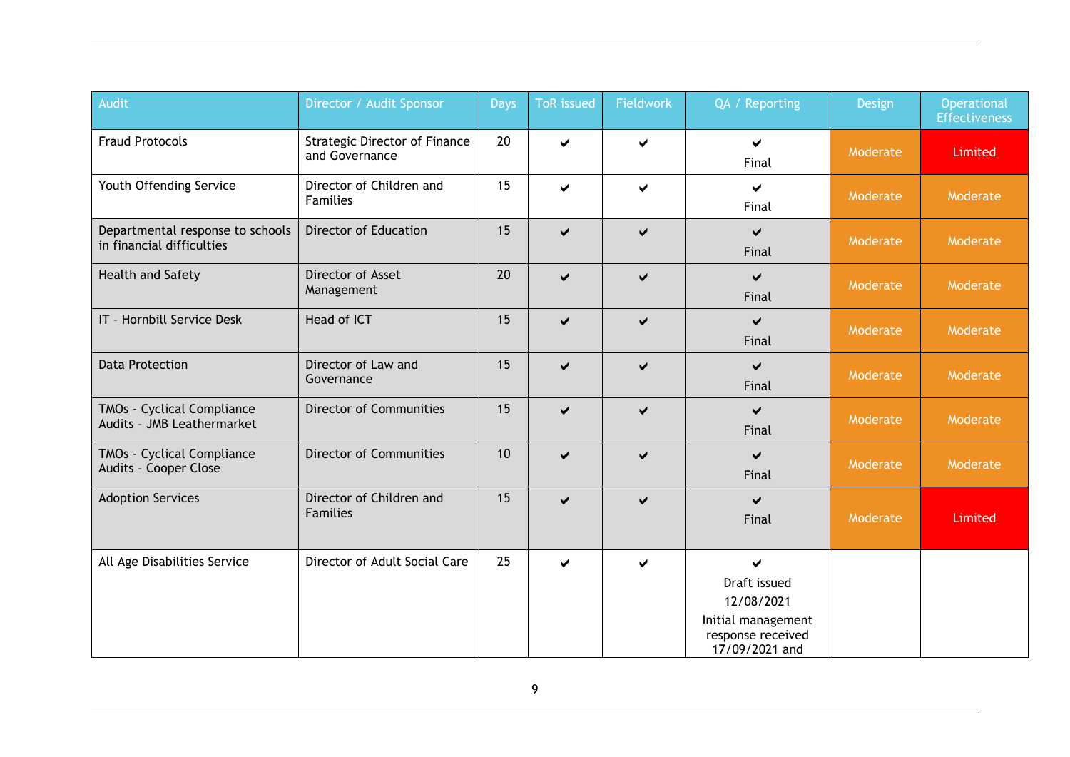| Audit | Director / Audit Sponsor | Days | ToR issued | Fieldwork | QA / Reporting | Design | Operational Effectiveness |
|---|---|---|---|---|---|---|---|
| Fraud Protocols | Strategic Director of Finance and Governance | 20 | ✔ | ✔ | ✔ Final | Moderate | Limited |
| Youth Offending Service | Director of Children and Families | 15 | ✔ | ✔ | ✔ Final | Moderate | Moderate |
| Departmental response to schools in financial difficulties | Director of Education | 15 | ✔ | ✔ | ✔ Final | Moderate | Moderate |
| Health and Safety | Director of Asset Management | 20 | ✔ | ✔ | ✔ Final | Moderate | Moderate |
| IT – Hornbill Service Desk | Head of ICT | 15 | ✔ | ✔ | ✔ Final | Moderate | Moderate |
| Data Protection | Director of Law and Governance | 15 | ✔ | ✔ | ✔ Final | Moderate | Moderate |
| TMOs - Cyclical Compliance Audits – JMB Leathermarket | Director of Communities | 15 | ✔ | ✔ | ✔ Final | Moderate | Moderate |
| TMOs - Cyclical Compliance Audits – Cooper Close | Director of Communities | 10 | ✔ | ✔ | ✔ Final | Moderate | Moderate |
| Adoption Services | Director of Children and Families | 15 | ✔ | ✔ | ✔ Final | Moderate | Limited |
| All Age Disabilities Service | Director of Adult Social Care | 25 | ✔ | ✔ | ✔ Draft issued 12/08/2021 Initial management response received 17/09/2021 and | | |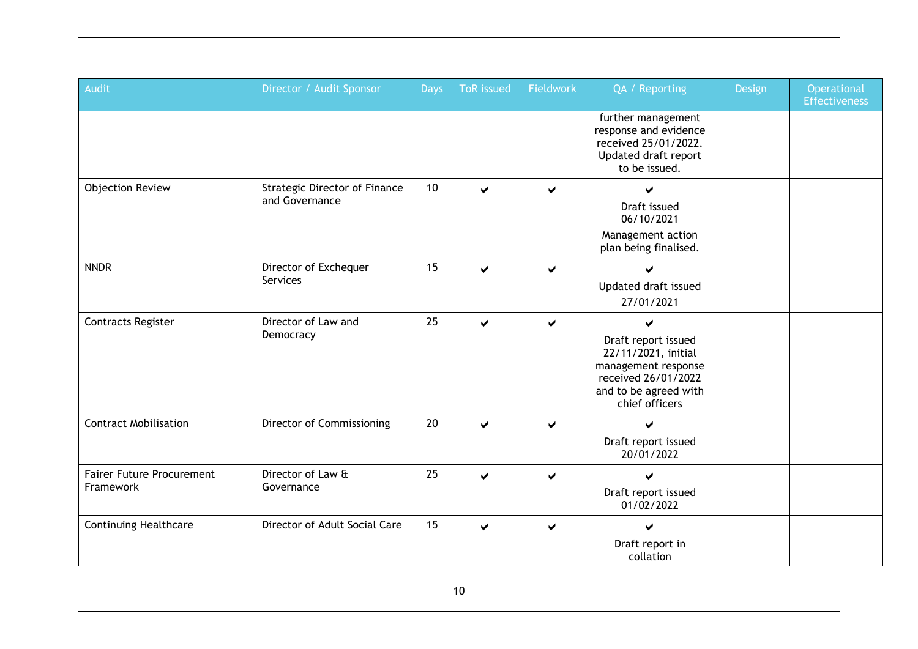| Audit | Director / Audit Sponsor | Days | ToR issued | Fieldwork | QA / Reporting | Design | Operational Effectiveness |
|---|---|---|---|---|---|---|---|
| | | | | | further management response and evidence received 25/01/2022. Updated draft report to be issued. | | |
| Objection Review | Strategic Director of Finance and Governance | 10 | ✔ | ✔ | ✔ Draft issued 06/10/2021 Management action plan being finalised. | | |
| NNDR | Director of Exchequer Services | 15 | ✔ | ✔ | ✔ Updated draft issued 27/01/2021 | | |
| Contracts Register | Director of Law and Democracy | 25 | ✔ | ✔ | ✔ Draft report issued 22/11/2021, initial management response received 26/01/2022 and to be agreed with chief officers | | |
| Contract Mobilisation | Director of Commissioning | 20 | ✔ | ✔ | ✔ Draft report issued 20/01/2022 | | |
| Fairer Future Procurement Framework | Director of Law & Governance | 25 | ✔ | ✔ | ✔ Draft report issued 01/02/2022 | | |
| Continuing Healthcare | Director of Adult Social Care | 15 | ✔ | ✔ | ✔ Draft report in collation | | |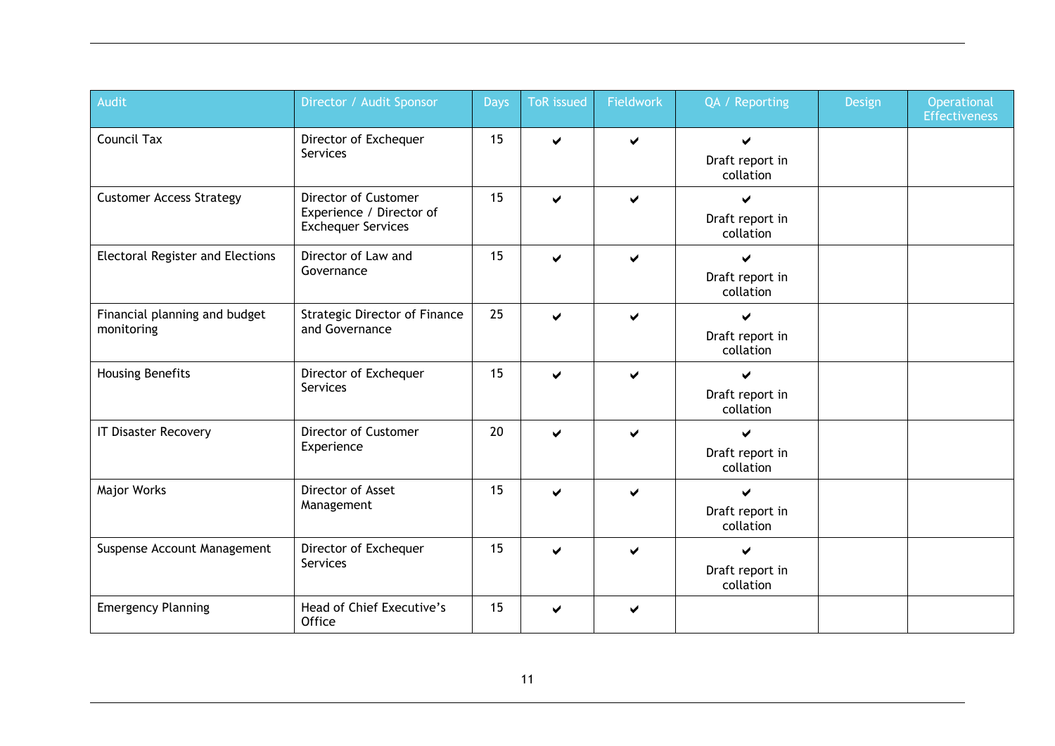| Audit | Director / Audit Sponsor | Days | ToR issued | Fieldwork | QA / Reporting | Design | Operational Effectiveness |
|---|---|---|---|---|---|---|---|
| Council Tax | Director of Exchequer Services | 15 | ✔ | ✔ | ✔ Draft report in collation | | |
| Customer Access Strategy | Director of Customer Experience / Director of Exchequer Services | 15 | ✔ | ✔ | ✔ Draft report in collation | | |
| Electoral Register and Elections | Director of Law and Governance | 15 | ✔ | ✔ | ✔ Draft report in collation | | |
| Financial planning and budget monitoring | Strategic Director of Finance and Governance | 25 | ✔ | ✔ | ✔ Draft report in collation | | |
| Housing Benefits | Director of Exchequer Services | 15 | ✔ | ✔ | ✔ Draft report in collation | | |
| IT Disaster Recovery | Director of Customer Experience | 20 | ✔ | ✔ | ✔ Draft report in collation | | |
| Major Works | Director of Asset Management | 15 | ✔ | ✔ | ✔ Draft report in collation | | |
| Suspense Account Management | Director of Exchequer Services | 15 | ✔ | ✔ | ✔ Draft report in collation | | |
| Emergency Planning | Head of Chief Executive's Office | 15 | ✔ | ✔ | | | |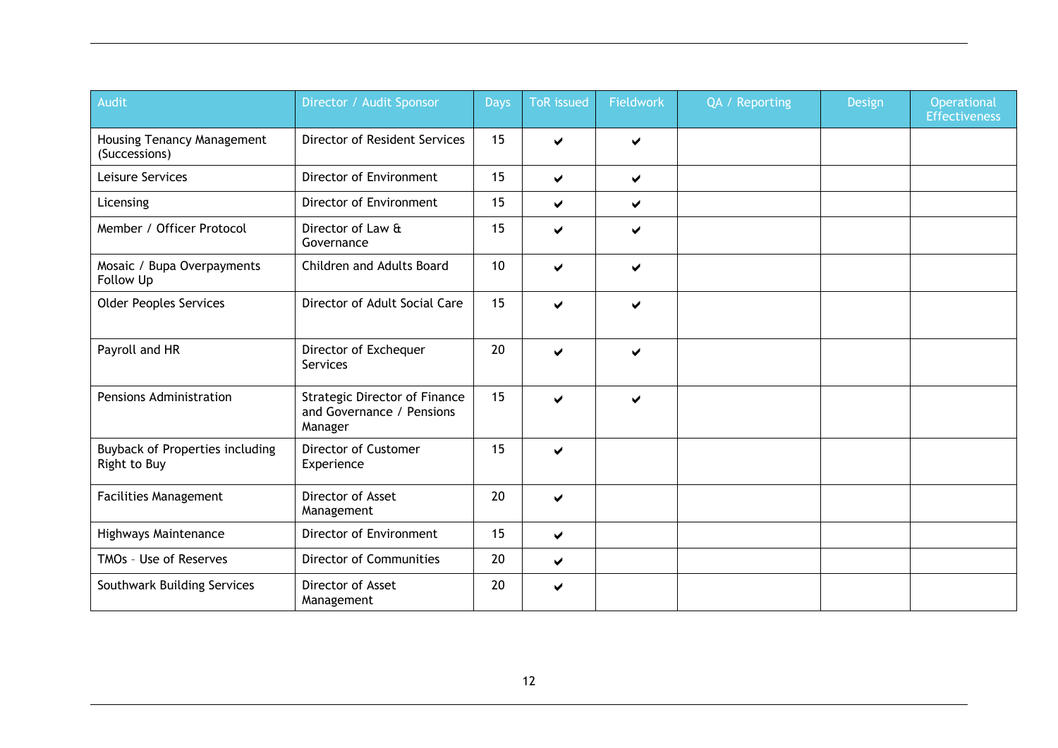| Audit | Director / Audit Sponsor | Days | ToR issued | Fieldwork | QA / Reporting | Design | Operational Effectiveness |
|---|---|---|---|---|---|---|---|
| Housing Tenancy Management (Successions) | Director of Resident Services | 15 | ✔ | ✔ | | | |
| Leisure Services | Director of Environment | 15 | ✔ | ✔ | | | |
| Licensing | Director of Environment | 15 | ✔ | ✔ | | | |
| Member / Officer Protocol | Director of Law & Governance | 15 | ✔ | ✔ | | | |
| Mosaic / Bupa Overpayments Follow Up | Children and Adults Board | 10 | ✔ | ✔ | | | |
| Older Peoples Services | Director of Adult Social Care | 15 | ✔ | ✔ | | | |
| Payroll and HR | Director of Exchequer Services | 20 | ✔ | ✔ | | | |
| Pensions Administration | Strategic Director of Finance and Governance / Pensions Manager | 15 | ✔ | ✔ | | | |
| Buyback of Properties including Right to Buy | Director of Customer Experience | 15 | ✔ | | | | |
| Facilities Management | Director of Asset Management | 20 | ✔ | | | | |
| Highways Maintenance | Director of Environment | 15 | ✔ | | | | |
| TMOs – Use of Reserves | Director of Communities | 20 | ✔ | | | | |
| Southwark Building Services | Director of Asset Management | 20 | ✔ | | | | |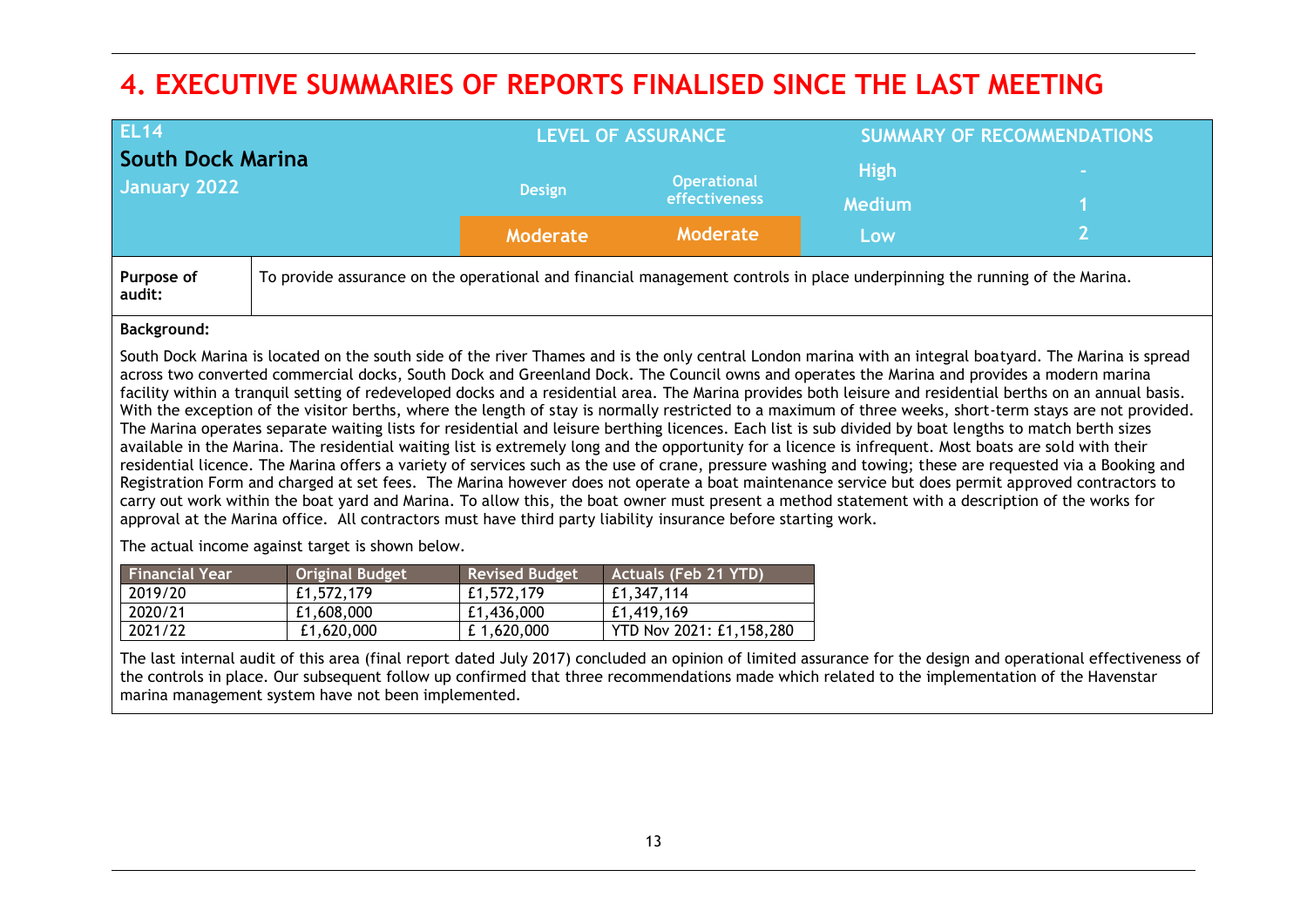# 4. EXECUTIVE SUMMARIES OF REPORTS FINALISED SINCE THE LAST MEETING

| EL14 South Dock Marina January 2022 | LEVEL OF ASSURANCE | | SUMMARY OF RECOMMENDATIONS | |
|---|---|---|---|---|
| | Design | Operational effectiveness | High | - |
| | | | Medium | 1 |
| | Moderate | Moderate | Low | 2 |

**Purpose of audit:** To provide assurance on the operational and financial management controls in place underpinning the running of the Marina.

**Background:**

South Dock Marina is located on the south side of the river Thames and is the only central London marina with an integral boatyard. The Marina is spread across two converted commercial docks, South Dock and Greenland Dock. The Council owns and operates the Marina and provides a modern marina facility within a tranquil setting of redeveloped docks and a residential area. The Marina provides both leisure and residential berths on an annual basis. With the exception of the visitor berths, where the length of stay is normally restricted to a maximum of three weeks, short-term stays are not provided. The Marina operates separate waiting lists for residential and leisure berthing licences. Each list is sub divided by boat lengths to match berth sizes available in the Marina. The residential waiting list is extremely long and the opportunity for a licence is infrequent. Most boats are sold with their residential licence. The Marina offers a variety of services such as the use of crane, pressure washing and towing; these are requested via a Booking and Registration Form and charged at set fees. The Marina however does not operate a boat maintenance service but does permit approved contractors to carry out work within the boat yard and Marina. To allow this, the boat owner must present a method statement with a description of the works for approval at the Marina office. All contractors must have third party liability insurance before starting work.

The actual income against target is shown below.

| Financial Year | Original Budget | Revised Budget | Actuals (Feb 21 YTD) |
|---|---|---|---|
| 2019/20 | £1,572,179 | £1,572,179 | £1,347,114 |
| 2020/21 | £1,608,000 | £1,436,000 | £1,419,169 |
| 2021/22 | £1,620,000 | £ 1,620,000 | YTD Nov 2021: £1,158,280 |

The last internal audit of this area (final report dated July 2017) concluded an opinion of limited assurance for the design and operational effectiveness of the controls in place. Our subsequent follow up confirmed that three recommendations made which related to the implementation of the Havenstar marina management system have not been implemented.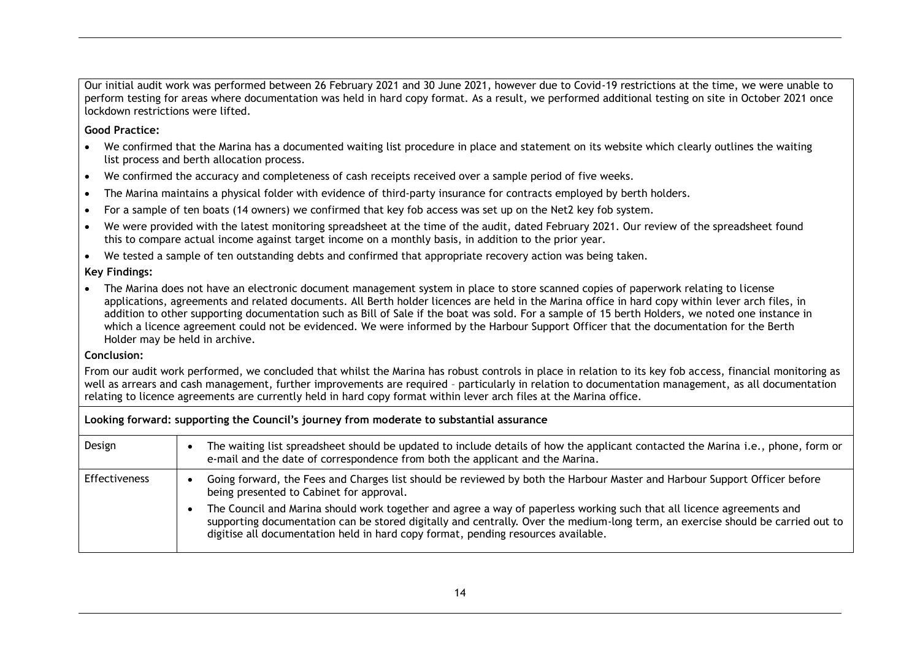Our initial audit work was performed between 26 February 2021 and 30 June 2021, however due to Covid-19 restrictions at the time, we were unable to perform testing for areas where documentation was held in hard copy format. As a result, we performed additional testing on site in October 2021 once lockdown restrictions were lifted.

**Good Practice:**

- We confirmed that the Marina has a documented waiting list procedure in place and statement on its website which clearly outlines the waiting list process and berth allocation process.
- We confirmed the accuracy and completeness of cash receipts received over a sample period of five weeks.
- The Marina maintains a physical folder with evidence of third-party insurance for contracts employed by berth holders.
- For a sample of ten boats (14 owners) we confirmed that key fob access was set up on the Net2 key fob system.
- We were provided with the latest monitoring spreadsheet at the time of the audit, dated February 2021. Our review of the spreadsheet found this to compare actual income against target income on a monthly basis, in addition to the prior year.
- We tested a sample of ten outstanding debts and confirmed that appropriate recovery action was being taken.

**Key Findings:**

- The Marina does not have an electronic document management system in place to store scanned copies of paperwork relating to license applications, agreements and related documents. All Berth holder licences are held in the Marina office in hard copy within lever arch files, in addition to other supporting documentation such as Bill of Sale if the boat was sold. For a sample of 15 berth Holders, we noted one instance in which a licence agreement could not be evidenced. We were informed by the Harbour Support Officer that the documentation for the Berth Holder may be held in archive.

**Conclusion:**

From our audit work performed, we concluded that whilst the Marina has robust controls in place in relation to its key fob access, financial monitoring as well as arrears and cash management, further improvements are required – particularly in relation to documentation management, as all documentation relating to licence agreements are currently held in hard copy format within lever arch files at the Marina office.

**Looking forward: supporting the Council's journey from moderate to substantial assurance**

| | |
|---|---|
| Design | • The waiting list spreadsheet should be updated to include details of how the applicant contacted the Marina i.e., phone, form or e-mail and the date of correspondence from both the applicant and the Marina. |
| Effectiveness | • Going forward, the Fees and Charges list should be reviewed by both the Harbour Master and Harbour Support Officer before being presented to Cabinet for approval.<br>• The Council and Marina should work together and agree a way of paperless working such that all licence agreements and supporting documentation can be stored digitally and centrally. Over the medium-long term, an exercise should be carried out to digitise all documentation held in hard copy format, pending resources available. |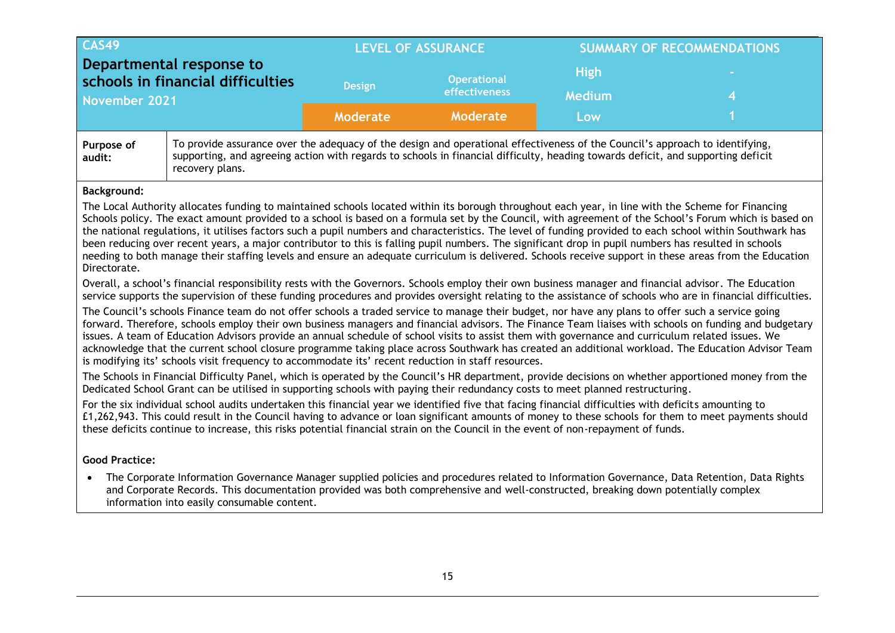| CAS49 Departmental response to schools in financial difficulties November 2021 | LEVEL OF ASSURANCE | | SUMMARY OF RECOMMENDATIONS | |
|---|---|---|---|---|
| | Design | Operational effectiveness | High | - |
| | | | Medium | 4 |
| | Moderate | Moderate | Low | 1 |

| | |
|---|---|
| **Purpose of audit:** | To provide assurance over the adequacy of the design and operational effectiveness of the Council's approach to identifying, supporting, and agreeing action with regards to schools in financial difficulty, heading towards deficit, and supporting deficit recovery plans. |

**Background:**

The Local Authority allocates funding to maintained schools located within its borough throughout each year, in line with the Scheme for Financing Schools policy. The exact amount provided to a school is based on a formula set by the Council, with agreement of the School's Forum which is based on the national regulations, it utilises factors such a pupil numbers and characteristics. The level of funding provided to each school within Southwark has been reducing over recent years, a major contributor to this is falling pupil numbers. The significant drop in pupil numbers has resulted in schools needing to both manage their staffing levels and ensure an adequate curriculum is delivered. Schools receive support in these areas from the Education Directorate.

Overall, a school's financial responsibility rests with the Governors. Schools employ their own business manager and financial advisor. The Education service supports the supervision of these funding procedures and provides oversight relating to the assistance of schools who are in financial difficulties.

The Council's schools Finance team do not offer schools a traded service to manage their budget, nor have any plans to offer such a service going forward. Therefore, schools employ their own business managers and financial advisors. The Finance Team liaises with schools on funding and budgetary issues. A team of Education Advisors provide an annual schedule of school visits to assist them with governance and curriculum related issues. We acknowledge that the current school closure programme taking place across Southwark has created an additional workload. The Education Advisor Team is modifying its' schools visit frequency to accommodate its' recent reduction in staff resources.

The Schools in Financial Difficulty Panel, which is operated by the Council's HR department, provide decisions on whether apportioned money from the Dedicated School Grant can be utilised in supporting schools with paying their redundancy costs to meet planned restructuring.

For the six individual school audits undertaken this financial year we identified five that facing financial difficulties with deficits amounting to £1,262,943. This could result in the Council having to advance or loan significant amounts of money to these schools for them to meet payments should these deficits continue to increase, this risks potential financial strain on the Council in the event of non-repayment of funds.

**Good Practice:**

- The Corporate Information Governance Manager supplied policies and procedures related to Information Governance, Data Retention, Data Rights and Corporate Records. This documentation provided was both comprehensive and well-constructed, breaking down potentially complex information into easily consumable content.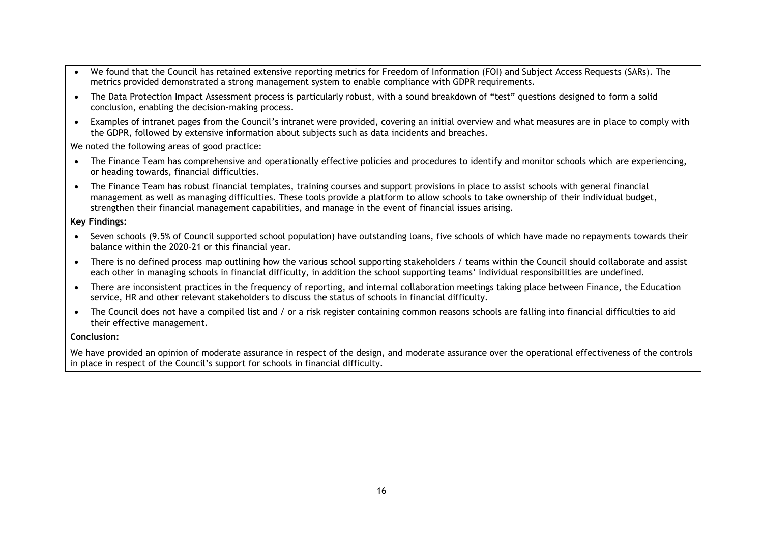- We found that the Council has retained extensive reporting metrics for Freedom of Information (FOI) and Subject Access Requests (SARs). The metrics provided demonstrated a strong management system to enable compliance with GDPR requirements.
- The Data Protection Impact Assessment process is particularly robust, with a sound breakdown of "test" questions designed to form a solid conclusion, enabling the decision-making process.
- Examples of intranet pages from the Council's intranet were provided, covering an initial overview and what measures are in place to comply with the GDPR, followed by extensive information about subjects such as data incidents and breaches.

We noted the following areas of good practice:

- The Finance Team has comprehensive and operationally effective policies and procedures to identify and monitor schools which are experiencing, or heading towards, financial difficulties.
- The Finance Team has robust financial templates, training courses and support provisions in place to assist schools with general financial management as well as managing difficulties. These tools provide a platform to allow schools to take ownership of their individual budget, strengthen their financial management capabilities, and manage in the event of financial issues arising.

**Key Findings:**

- Seven schools (9.5% of Council supported school population) have outstanding loans, five schools of which have made no repayments towards their balance within the 2020-21 or this financial year.
- There is no defined process map outlining how the various school supporting stakeholders / teams within the Council should collaborate and assist each other in managing schools in financial difficulty, in addition the school supporting teams' individual responsibilities are undefined.
- There are inconsistent practices in the frequency of reporting, and internal collaboration meetings taking place between Finance, the Education service, HR and other relevant stakeholders to discuss the status of schools in financial difficulty.
- The Council does not have a compiled list and / or a risk register containing common reasons schools are falling into financial difficulties to aid their effective management.

**Conclusion:**

We have provided an opinion of moderate assurance in respect of the design, and moderate assurance over the operational effectiveness of the controls in place in respect of the Council's support for schools in financial difficulty.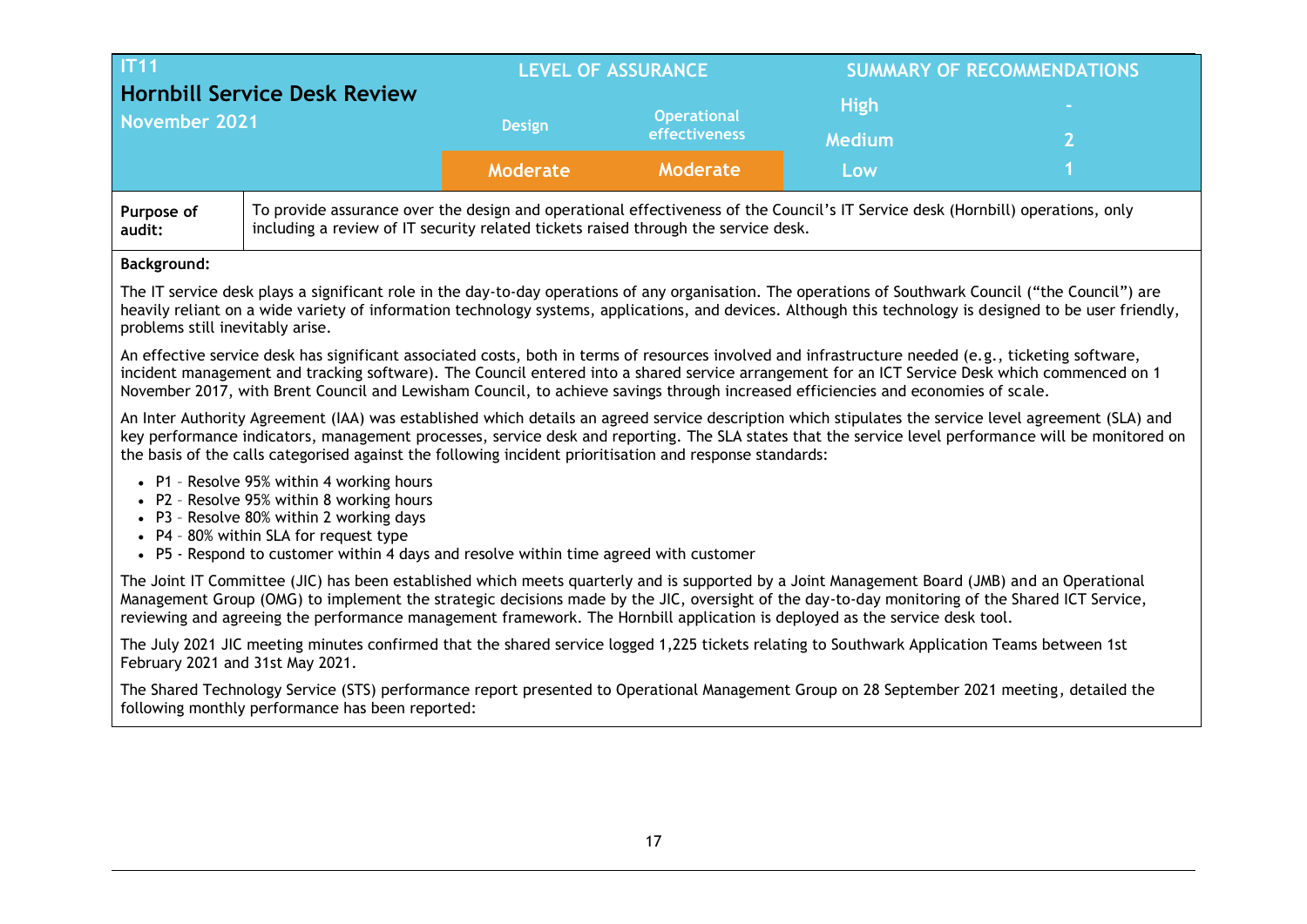| IT11 Hornbill Service Desk Review November 2021 | LEVEL OF ASSURANCE | | SUMMARY OF RECOMMENDATIONS | |
|---|---|---|---|---|
| | Design | Operational effectiveness | High | - |
| | | | Medium | 2 |
| | Moderate | Moderate | Low | 1 |

| Purpose of audit: | To provide assurance over the design and operational effectiveness of the Council's IT Service desk (Hornbill) operations, only including a review of IT security related tickets raised through the service desk. |
|---|---|

**Background:**

The IT service desk plays a significant role in the day-to-day operations of any organisation. The operations of Southwark Council ("the Council") are heavily reliant on a wide variety of information technology systems, applications, and devices. Although this technology is designed to be user friendly, problems still inevitably arise.

An effective service desk has significant associated costs, both in terms of resources involved and infrastructure needed (e.g., ticketing software, incident management and tracking software). The Council entered into a shared service arrangement for an ICT Service Desk which commenced on 1 November 2017, with Brent Council and Lewisham Council, to achieve savings through increased efficiencies and economies of scale.

An Inter Authority Agreement (IAA) was established which details an agreed service description which stipulates the service level agreement (SLA) and key performance indicators, management processes, service desk and reporting. The SLA states that the service level performance will be monitored on the basis of the calls categorised against the following incident prioritisation and response standards:

- P1 – Resolve 95% within 4 working hours
- P2 – Resolve 95% within 8 working hours
- P3 – Resolve 80% within 2 working days
- P4 – 80% within SLA for request type
- P5 - Respond to customer within 4 days and resolve within time agreed with customer

The Joint IT Committee (JIC) has been established which meets quarterly and is supported by a Joint Management Board (JMB) and an Operational Management Group (OMG) to implement the strategic decisions made by the JIC, oversight of the day-to-day monitoring of the Shared ICT Service, reviewing and agreeing the performance management framework. The Hornbill application is deployed as the service desk tool.

The July 2021 JIC meeting minutes confirmed that the shared service logged 1,225 tickets relating to Southwark Application Teams between 1st February 2021 and 31st May 2021.

The Shared Technology Service (STS) performance report presented to Operational Management Group on 28 September 2021 meeting, detailed the following monthly performance has been reported: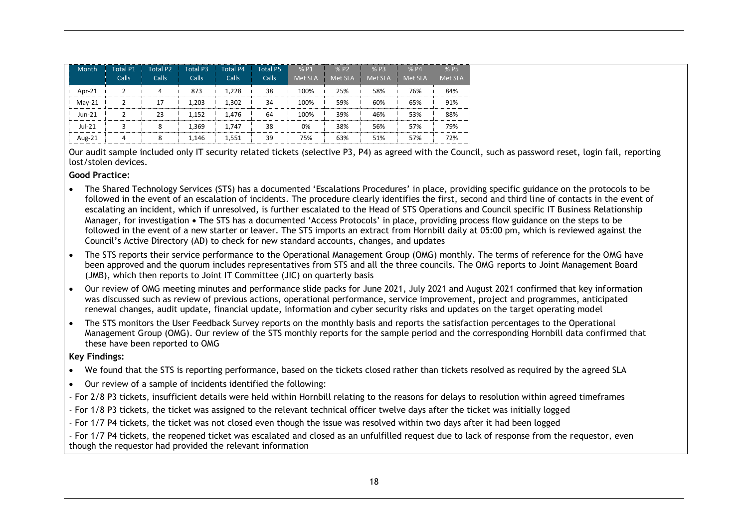| Month | Total P1 Calls | Total P2 Calls | Total P3 Calls | Total P4 Calls | Total P5 Calls | % P1 Met SLA | % P2 Met SLA | % P3 Met SLA | % P4 Met SLA | % P5 Met SLA |
|---|---|---|---|---|---|---|---|---|---|---|
| Apr-21 | 2 | 4 | 873 | 1,228 | 38 | 100% | 25% | 58% | 76% | 84% |
| May-21 | 2 | 17 | 1,203 | 1,302 | 34 | 100% | 59% | 60% | 65% | 91% |
| Jun-21 | 2 | 23 | 1,152 | 1,476 | 64 | 100% | 39% | 46% | 53% | 88% |
| Jul-21 | 3 | 8 | 1,369 | 1,747 | 38 | 0% | 38% | 56% | 57% | 79% |
| Aug-21 | 4 | 8 | 1,146 | 1,551 | 39 | 75% | 63% | 51% | 57% | 72% |

Our audit sample included only IT security related tickets (selective P3, P4) as agreed with the Council, such as password reset, login fail, reporting lost/stolen devices.

**Good Practice:**

- The Shared Technology Services (STS) has a documented 'Escalations Procedures' in place, providing specific guidance on the protocols to be followed in the event of an escalation of incidents. The procedure clearly identifies the first, second and third line of contacts in the event of escalating an incident, which if unresolved, is further escalated to the Head of STS Operations and Council specific IT Business Relationship Manager, for investigation • The STS has a documented 'Access Protocols' in place, providing process flow guidance on the steps to be followed in the event of a new starter or leaver. The STS imports an extract from Hornbill daily at 05:00 pm, which is reviewed against the Council's Active Directory (AD) to check for new standard accounts, changes, and updates
- The STS reports their service performance to the Operational Management Group (OMG) monthly. The terms of reference for the OMG have been approved and the quorum includes representatives from STS and all the three councils. The OMG reports to Joint Management Board (JMB), which then reports to Joint IT Committee (JIC) on quarterly basis
- Our review of OMG meeting minutes and performance slide packs for June 2021, July 2021 and August 2021 confirmed that key information was discussed such as review of previous actions, operational performance, service improvement, project and programmes, anticipated renewal changes, audit update, financial update, information and cyber security risks and updates on the target operating model
- The STS monitors the User Feedback Survey reports on the monthly basis and reports the satisfaction percentages to the Operational Management Group (OMG). Our review of the STS monthly reports for the sample period and the corresponding Hornbill data confirmed that these have been reported to OMG

**Key Findings:**

- We found that the STS is reporting performance, based on the tickets closed rather than tickets resolved as required by the agreed SLA
- Our review of a sample of incidents identified the following:

- For 2/8 P3 tickets, insufficient details were held within Hornbill relating to the reasons for delays to resolution within agreed timeframes

- For 1/8 P3 tickets, the ticket was assigned to the relevant technical officer twelve days after the ticket was initially logged

- For 1/7 P4 tickets, the ticket was not closed even though the issue was resolved within two days after it had been logged

- For 1/7 P4 tickets, the reopened ticket was escalated and closed as an unfulfilled request due to lack of response from the requestor, even though the requestor had provided the relevant information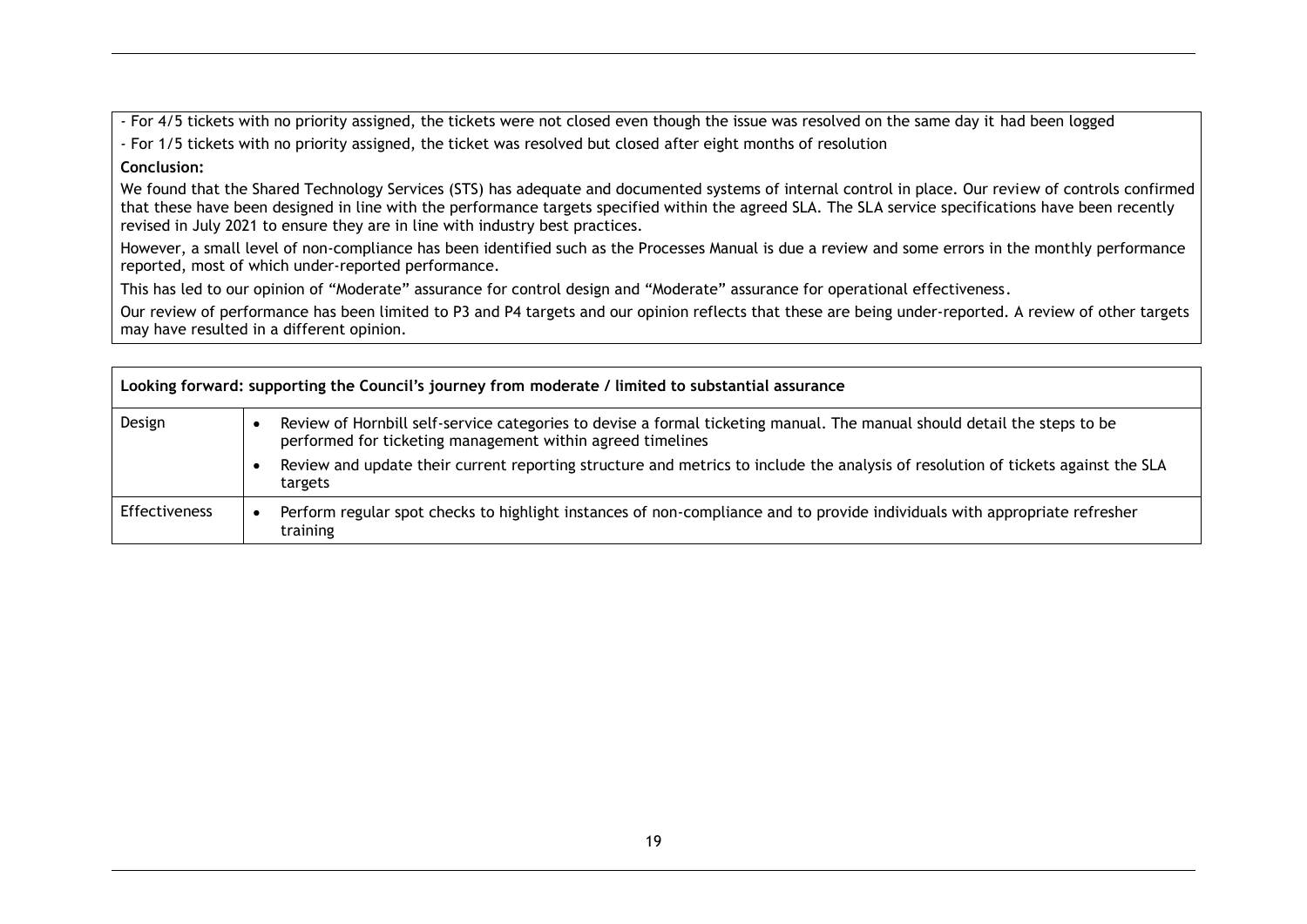- For 4/5 tickets with no priority assigned, the tickets were not closed even though the issue was resolved on the same day it had been logged

- For 1/5 tickets with no priority assigned, the ticket was resolved but closed after eight months of resolution

**Conclusion:**

We found that the Shared Technology Services (STS) has adequate and documented systems of internal control in place. Our review of controls confirmed that these have been designed in line with the performance targets specified within the agreed SLA. The SLA service specifications have been recently revised in July 2021 to ensure they are in line with industry best practices.

However, a small level of non-compliance has been identified such as the Processes Manual is due a review and some errors in the monthly performance reported, most of which under-reported performance.

This has led to our opinion of "Moderate" assurance for control design and "Moderate" assurance for operational effectiveness.

Our review of performance has been limited to P3 and P4 targets and our opinion reflects that these are being under-reported. A review of other targets may have resulted in a different opinion.

| **Looking forward: supporting the Council's journey from moderate / limited to substantial assurance** | |
|---|---|
| Design | • Review of Hornbill self-service categories to devise a formal ticketing manual. The manual should detail the steps to be performed for ticketing management within agreed timelines<br>• Review and update their current reporting structure and metrics to include the analysis of resolution of tickets against the SLA targets |
| Effectiveness | • Perform regular spot checks to highlight instances of non-compliance and to provide individuals with appropriate refresher training |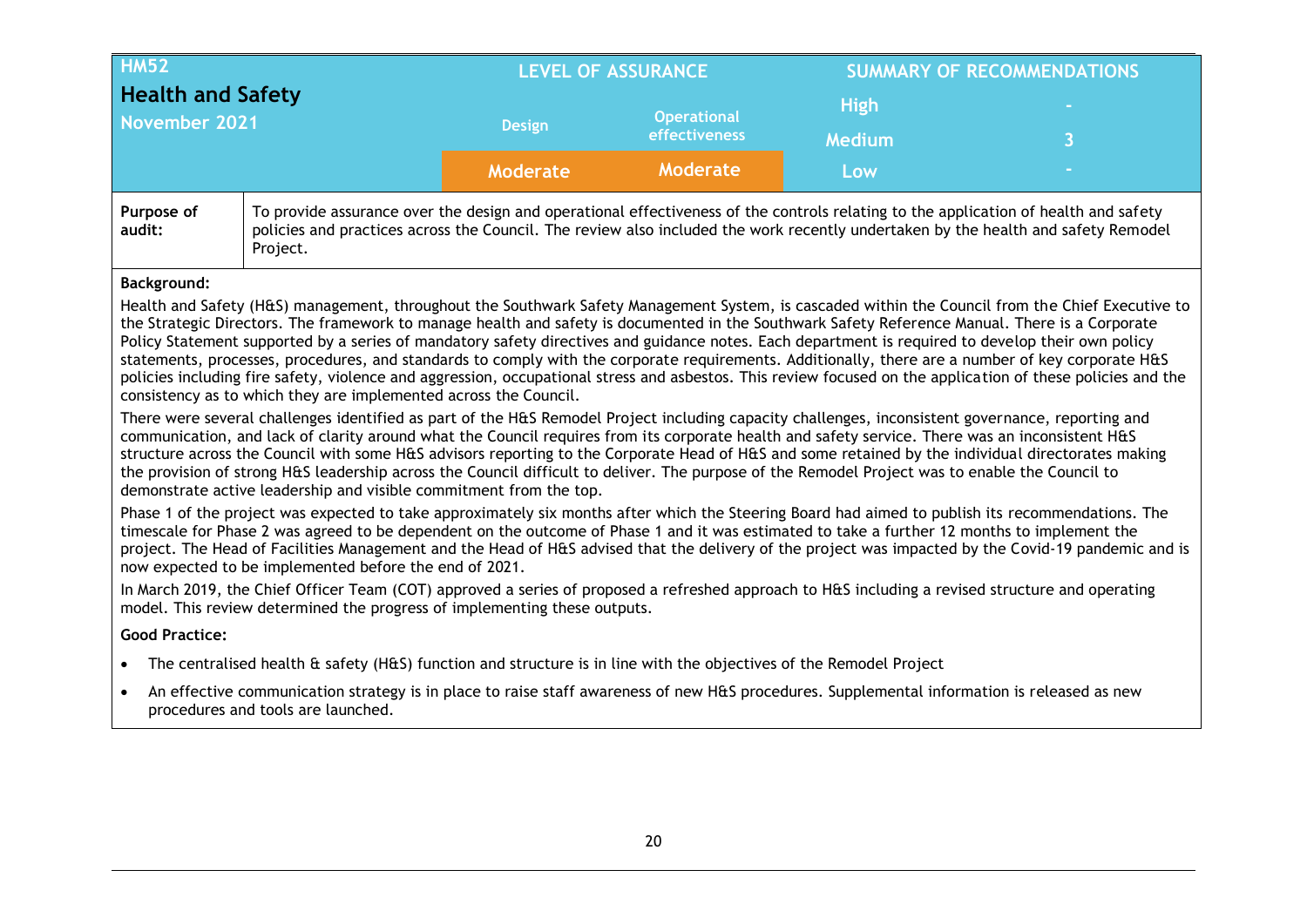| HM52 Health and Safety November 2021 | LEVEL OF ASSURANCE | | SUMMARY OF RECOMMENDATIONS | |
|---|---|---|---|---|
| | Design | Operational effectiveness | High | - |
| | | | Medium | 3 |
| | Moderate | Moderate | Low | - |

| Purpose of audit: | To provide assurance over the design and operational effectiveness of the controls relating to the application of health and safety policies and practices across the Council. The review also included the work recently undertaken by the health and safety Remodel Project. |
|---|---|

**Background:**

Health and Safety (H&S) management, throughout the Southwark Safety Management System, is cascaded within the Council from the Chief Executive to the Strategic Directors. The framework to manage health and safety is documented in the Southwark Safety Reference Manual. There is a Corporate Policy Statement supported by a series of mandatory safety directives and guidance notes. Each department is required to develop their own policy statements, processes, procedures, and standards to comply with the corporate requirements. Additionally, there are a number of key corporate H&S policies including fire safety, violence and aggression, occupational stress and asbestos. This review focused on the application of these policies and the consistency as to which they are implemented across the Council.

There were several challenges identified as part of the H&S Remodel Project including capacity challenges, inconsistent governance, reporting and communication, and lack of clarity around what the Council requires from its corporate health and safety service. There was an inconsistent H&S structure across the Council with some H&S advisors reporting to the Corporate Head of H&S and some retained by the individual directorates making the provision of strong H&S leadership across the Council difficult to deliver. The purpose of the Remodel Project was to enable the Council to demonstrate active leadership and visible commitment from the top.

Phase 1 of the project was expected to take approximately six months after which the Steering Board had aimed to publish its recommendations. The timescale for Phase 2 was agreed to be dependent on the outcome of Phase 1 and it was estimated to take a further 12 months to implement the project. The Head of Facilities Management and the Head of H&S advised that the delivery of the project was impacted by the Covid-19 pandemic and is now expected to be implemented before the end of 2021.

In March 2019, the Chief Officer Team (COT) approved a series of proposed a refreshed approach to H&S including a revised structure and operating model. This review determined the progress of implementing these outputs.

**Good Practice:**

- The centralised health & safety (H&S) function and structure is in line with the objectives of the Remodel Project
- An effective communication strategy is in place to raise staff awareness of new H&S procedures. Supplemental information is released as new procedures and tools are launched.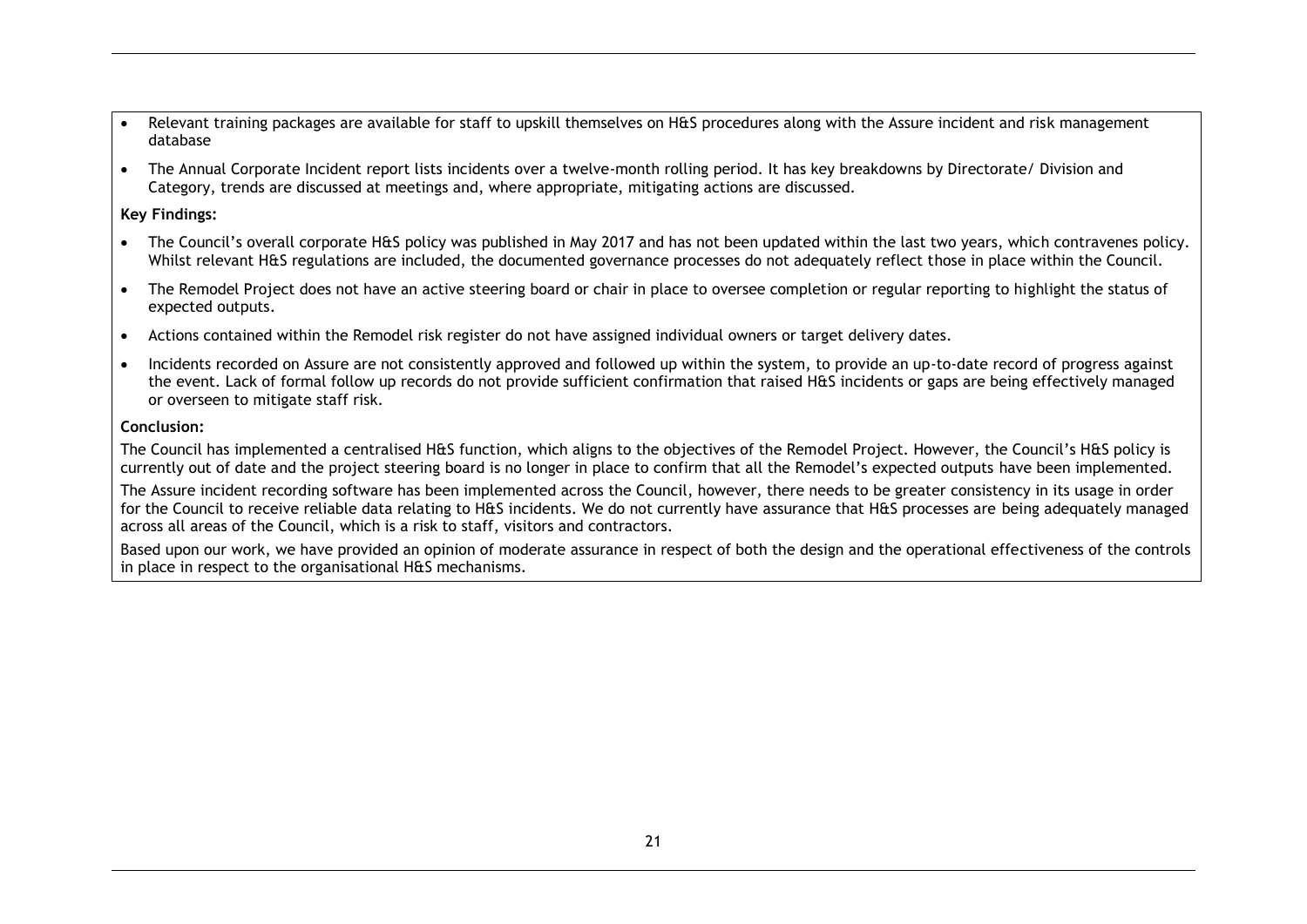- Relevant training packages are available for staff to upskill themselves on H&S procedures along with the Assure incident and risk management database
- The Annual Corporate Incident report lists incidents over a twelve-month rolling period. It has key breakdowns by Directorate/ Division and Category, trends are discussed at meetings and, where appropriate, mitigating actions are discussed.

**Key Findings:**

- The Council's overall corporate H&S policy was published in May 2017 and has not been updated within the last two years, which contravenes policy. Whilst relevant H&S regulations are included, the documented governance processes do not adequately reflect those in place within the Council.
- The Remodel Project does not have an active steering board or chair in place to oversee completion or regular reporting to highlight the status of expected outputs.
- Actions contained within the Remodel risk register do not have assigned individual owners or target delivery dates.
- Incidents recorded on Assure are not consistently approved and followed up within the system, to provide an up-to-date record of progress against the event. Lack of formal follow up records do not provide sufficient confirmation that raised H&S incidents or gaps are being effectively managed or overseen to mitigate staff risk.

**Conclusion:**

The Council has implemented a centralised H&S function, which aligns to the objectives of the Remodel Project. However, the Council's H&S policy is currently out of date and the project steering board is no longer in place to confirm that all the Remodel's expected outputs have been implemented.

The Assure incident recording software has been implemented across the Council, however, there needs to be greater consistency in its usage in order for the Council to receive reliable data relating to H&S incidents. We do not currently have assurance that H&S processes are being adequately managed across all areas of the Council, which is a risk to staff, visitors and contractors.

Based upon our work, we have provided an opinion of moderate assurance in respect of both the design and the operational effectiveness of the controls in place in respect to the organisational H&S mechanisms.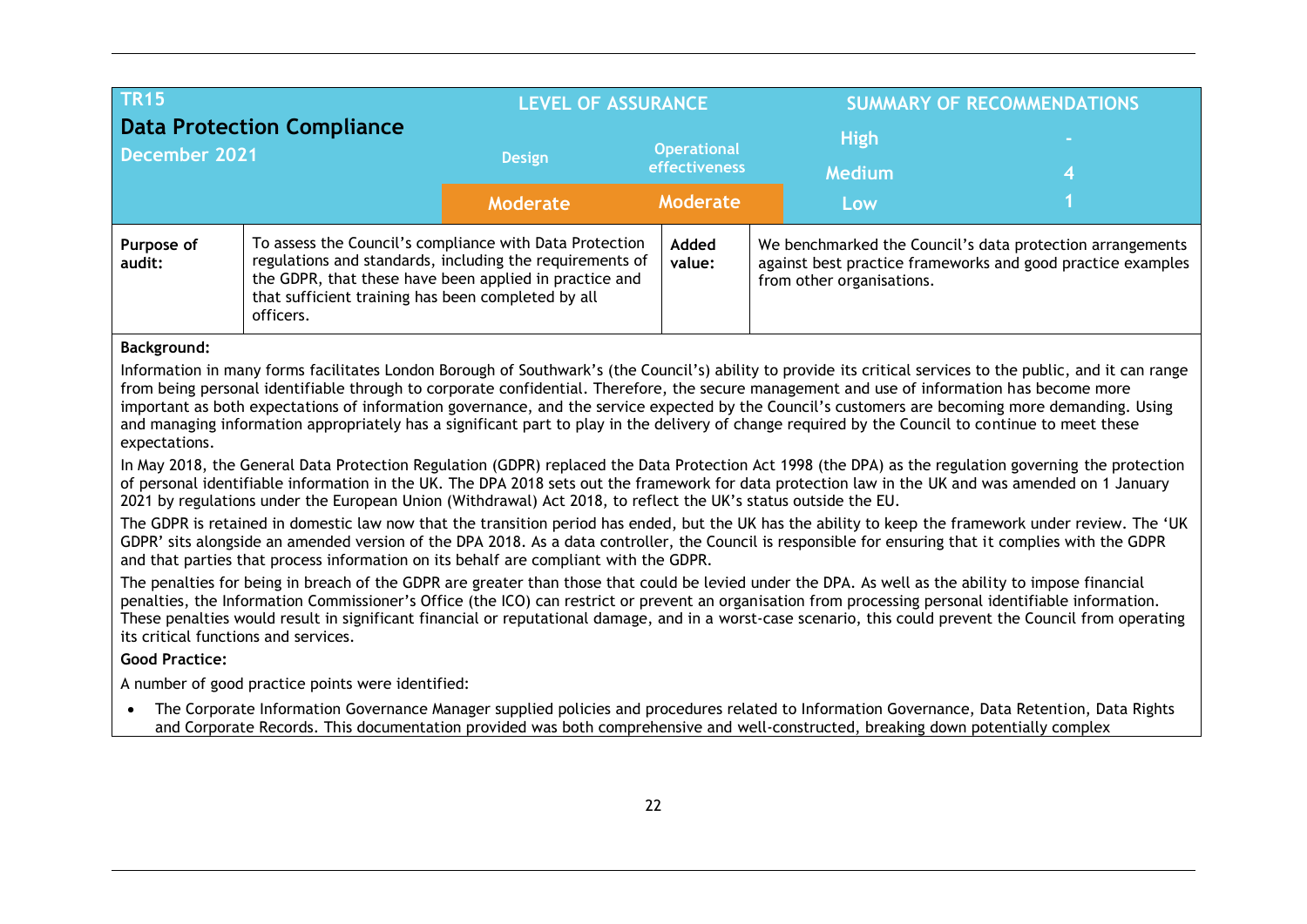| TR15 Data Protection Compliance December 2021 | LEVEL OF ASSURANCE | | SUMMARY OF RECOMMENDATIONS | |
|---|---|---|---|---|
| | Design | Operational effectiveness | High | - |
| | | | Medium | 4 |
| | Moderate | Moderate | Low | 1 |

| Purpose of audit: | To assess the Council's compliance with Data Protection regulations and standards, including the requirements of the GDPR, that these have been applied in practice and that sufficient training has been completed by all officers. | Added value: | We benchmarked the Council's data protection arrangements against best practice frameworks and good practice examples from other organisations. |
|---|---|---|---|

**Background:**

Information in many forms facilitates London Borough of Southwark's (the Council's) ability to provide its critical services to the public, and it can range from being personal identifiable through to corporate confidential. Therefore, the secure management and use of information has become more important as both expectations of information governance, and the service expected by the Council's customers are becoming more demanding. Using and managing information appropriately has a significant part to play in the delivery of change required by the Council to continue to meet these expectations.

In May 2018, the General Data Protection Regulation (GDPR) replaced the Data Protection Act 1998 (the DPA) as the regulation governing the protection of personal identifiable information in the UK. The DPA 2018 sets out the framework for data protection law in the UK and was amended on 1 January 2021 by regulations under the European Union (Withdrawal) Act 2018, to reflect the UK's status outside the EU.

The GDPR is retained in domestic law now that the transition period has ended, but the UK has the ability to keep the framework under review. The 'UK GDPR' sits alongside an amended version of the DPA 2018. As a data controller, the Council is responsible for ensuring that it complies with the GDPR and that parties that process information on its behalf are compliant with the GDPR.

The penalties for being in breach of the GDPR are greater than those that could be levied under the DPA. As well as the ability to impose financial penalties, the Information Commissioner's Office (the ICO) can restrict or prevent an organisation from processing personal identifiable information. These penalties would result in significant financial or reputational damage, and in a worst-case scenario, this could prevent the Council from operating its critical functions and services.

**Good Practice:**

A number of good practice points were identified:

- The Corporate Information Governance Manager supplied policies and procedures related to Information Governance, Data Retention, Data Rights and Corporate Records. This documentation provided was both comprehensive and well-constructed, breaking down potentially complex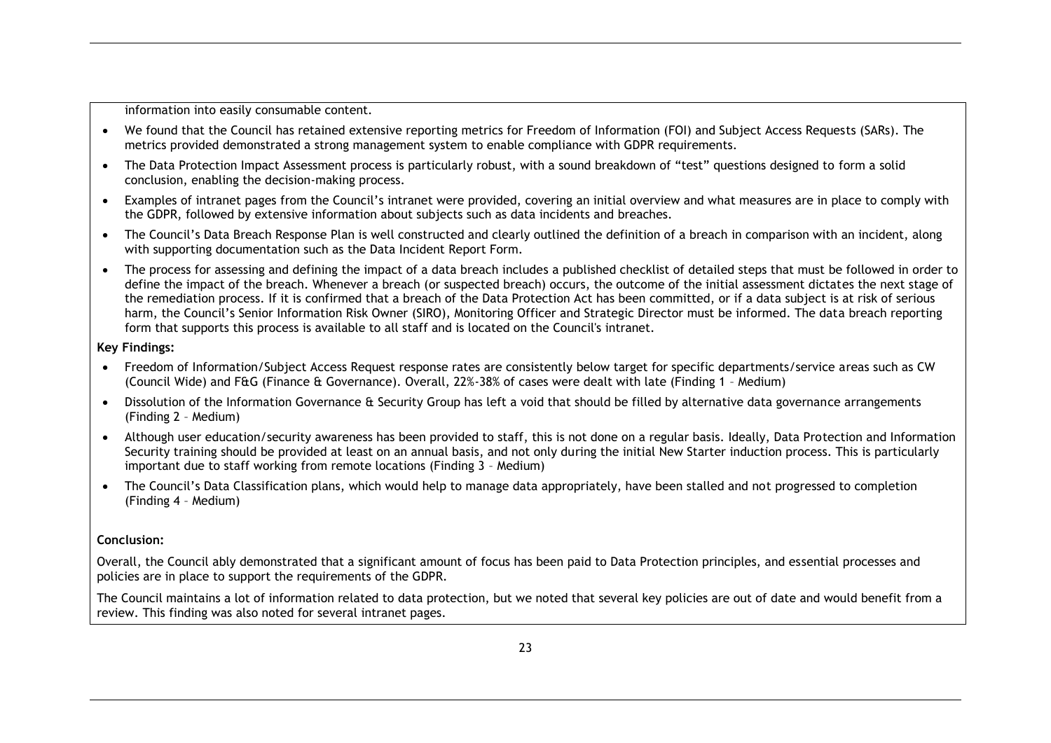information into easily consumable content.

- We found that the Council has retained extensive reporting metrics for Freedom of Information (FOI) and Subject Access Requests (SARs). The metrics provided demonstrated a strong management system to enable compliance with GDPR requirements.
- The Data Protection Impact Assessment process is particularly robust, with a sound breakdown of "test" questions designed to form a solid conclusion, enabling the decision-making process.
- Examples of intranet pages from the Council's intranet were provided, covering an initial overview and what measures are in place to comply with the GDPR, followed by extensive information about subjects such as data incidents and breaches.
- The Council's Data Breach Response Plan is well constructed and clearly outlined the definition of a breach in comparison with an incident, along with supporting documentation such as the Data Incident Report Form.
- The process for assessing and defining the impact of a data breach includes a published checklist of detailed steps that must be followed in order to define the impact of the breach. Whenever a breach (or suspected breach) occurs, the outcome of the initial assessment dictates the next stage of the remediation process. If it is confirmed that a breach of the Data Protection Act has been committed, or if a data subject is at risk of serious harm, the Council's Senior Information Risk Owner (SIRO), Monitoring Officer and Strategic Director must be informed. The data breach reporting form that supports this process is available to all staff and is located on the Council's intranet.

**Key Findings:**

- Freedom of Information/Subject Access Request response rates are consistently below target for specific departments/service areas such as CW (Council Wide) and F&G (Finance & Governance). Overall, 22%-38% of cases were dealt with late (Finding 1 – Medium)
- Dissolution of the Information Governance & Security Group has left a void that should be filled by alternative data governance arrangements (Finding 2 – Medium)
- Although user education/security awareness has been provided to staff, this is not done on a regular basis. Ideally, Data Protection and Information Security training should be provided at least on an annual basis, and not only during the initial New Starter induction process. This is particularly important due to staff working from remote locations (Finding 3 – Medium)
- The Council's Data Classification plans, which would help to manage data appropriately, have been stalled and not progressed to completion (Finding 4 – Medium)

**Conclusion:**

Overall, the Council ably demonstrated that a significant amount of focus has been paid to Data Protection principles, and essential processes and policies are in place to support the requirements of the GDPR.

The Council maintains a lot of information related to data protection, but we noted that several key policies are out of date and would benefit from a review. This finding was also noted for several intranet pages.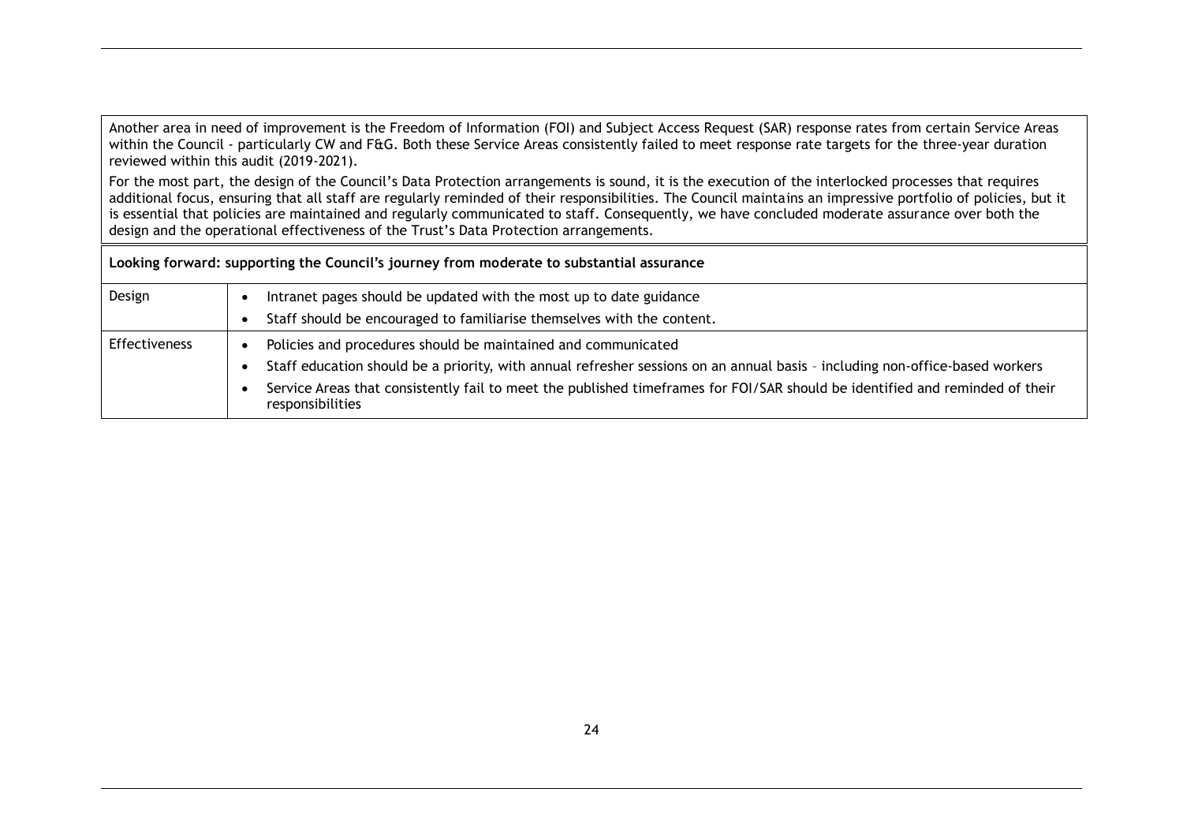Another area in need of improvement is the Freedom of Information (FOI) and Subject Access Request (SAR) response rates from certain Service Areas within the Council - particularly CW and F&G. Both these Service Areas consistently failed to meet response rate targets for the three-year duration reviewed within this audit (2019-2021).

For the most part, the design of the Council's Data Protection arrangements is sound, it is the execution of the interlocked processes that requires additional focus, ensuring that all staff are regularly reminded of their responsibilities. The Council maintains an impressive portfolio of policies, but it is essential that policies are maintained and regularly communicated to staff. Consequently, we have concluded moderate assurance over both the design and the operational effectiveness of the Trust's Data Protection arrangements.

| **Looking forward: supporting the Council's journey from moderate to substantial assurance** | |
|---|---|
| Design | • Intranet pages should be updated with the most up to date guidance<br>• Staff should be encouraged to familiarise themselves with the content. |
| Effectiveness | • Policies and procedures should be maintained and communicated<br>• Staff education should be a priority, with annual refresher sessions on an annual basis – including non-office-based workers<br>• Service Areas that consistently fail to meet the published timeframes for FOI/SAR should be identified and reminded of their responsibilities |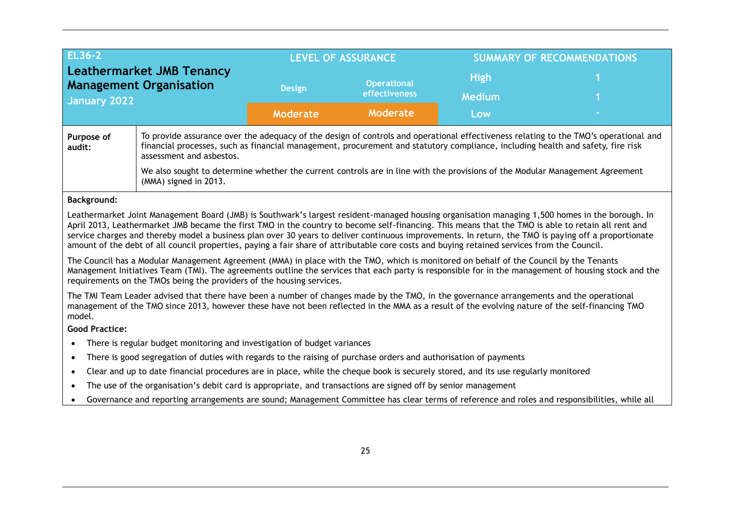| EL36-2 Leathermarket JMB Tenancy Management Organisation January 2022 | LEVEL OF ASSURANCE | | SUMMARY OF RECOMMENDATIONS | |
|---|---|---|---|---|
| | Design | Operational effectiveness | High | 1 |
| | | | Medium | 1 |
| | Moderate | Moderate | Low | - |

| | |
|---|---|
| **Purpose of audit:** | To provide assurance over the adequacy of the design of controls and operational effectiveness relating to the TMO's operational and financial processes, such as financial management, procurement and statutory compliance, including health and safety, fire risk assessment and asbestos.<br><br>We also sought to determine whether the current controls are in line with the provisions of the Modular Management Agreement (MMA) signed in 2013. |

**Background:**

Leathermarket Joint Management Board (JMB) is Southwark's largest resident-managed housing organisation managing 1,500 homes in the borough. In April 2013, Leathermarket JMB became the first TMO in the country to become self-financing. This means that the TMO is able to retain all rent and service charges and thereby model a business plan over 30 years to deliver continuous improvements. In return, the TMO is paying off a proportionate amount of the debt of all council properties, paying a fair share of attributable core costs and buying retained services from the Council.

The Council has a Modular Management Agreement (MMA) in place with the TMO, which is monitored on behalf of the Council by the Tenants Management Initiatives Team (TMI). The agreements outline the services that each party is responsible for in the management of housing stock and the requirements on the TMOs being the providers of the housing services.

The TMI Team Leader advised that there have been a number of changes made by the TMO, in the governance arrangements and the operational management of the TMO since 2013, however these have not been reflected in the MMA as a result of the evolving nature of the self-financing TMO model.

**Good Practice:**

- There is regular budget monitoring and investigation of budget variances
- There is good segregation of duties with regards to the raising of purchase orders and authorisation of payments
- Clear and up to date financial procedures are in place, while the cheque book is securely stored, and its use regularly monitored
- The use of the organisation's debit card is appropriate, and transactions are signed off by senior management
- Governance and reporting arrangements are sound; Management Committee has clear terms of reference and roles and responsibilities, while all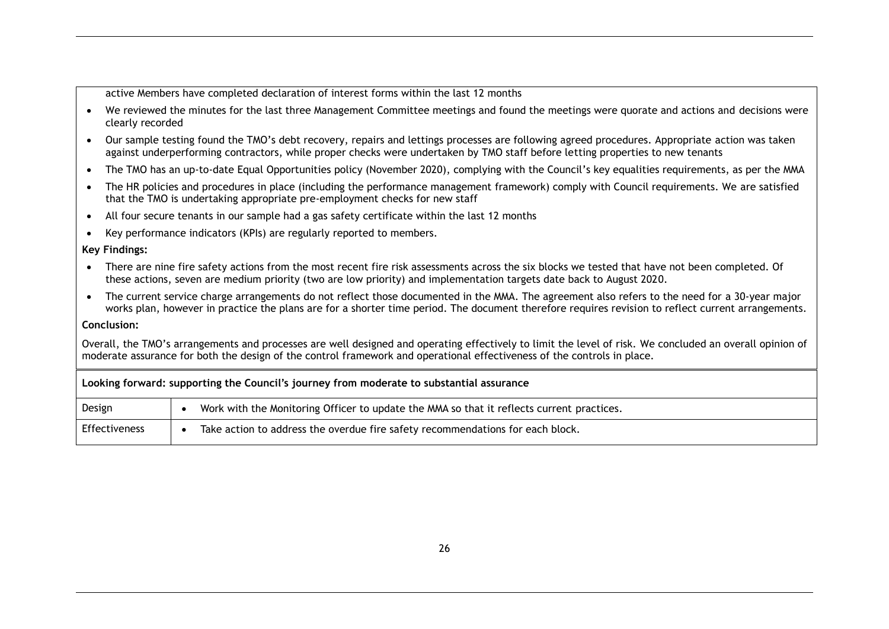active Members have completed declaration of interest forms within the last 12 months

- We reviewed the minutes for the last three Management Committee meetings and found the meetings were quorate and actions and decisions were clearly recorded
- Our sample testing found the TMO's debt recovery, repairs and lettings processes are following agreed procedures. Appropriate action was taken against underperforming contractors, while proper checks were undertaken by TMO staff before letting properties to new tenants
- The TMO has an up-to-date Equal Opportunities policy (November 2020), complying with the Council's key equalities requirements, as per the MMA
- The HR policies and procedures in place (including the performance management framework) comply with Council requirements. We are satisfied that the TMO is undertaking appropriate pre-employment checks for new staff
- All four secure tenants in our sample had a gas safety certificate within the last 12 months
- Key performance indicators (KPIs) are regularly reported to members.

**Key Findings:**

- There are nine fire safety actions from the most recent fire risk assessments across the six blocks we tested that have not been completed. Of these actions, seven are medium priority (two are low priority) and implementation targets date back to August 2020.
- The current service charge arrangements do not reflect those documented in the MMA. The agreement also refers to the need for a 30-year major works plan, however in practice the plans are for a shorter time period. The document therefore requires revision to reflect current arrangements.

**Conclusion:**

Overall, the TMO's arrangements and processes are well designed and operating effectively to limit the level of risk. We concluded an overall opinion of moderate assurance for both the design of the control framework and operational effectiveness of the controls in place.

| **Looking forward: supporting the Council's journey from moderate to substantial assurance** | |
|---|---|
| Design | • Work with the Monitoring Officer to update the MMA so that it reflects current practices. |
| Effectiveness | • Take action to address the overdue fire safety recommendations for each block. |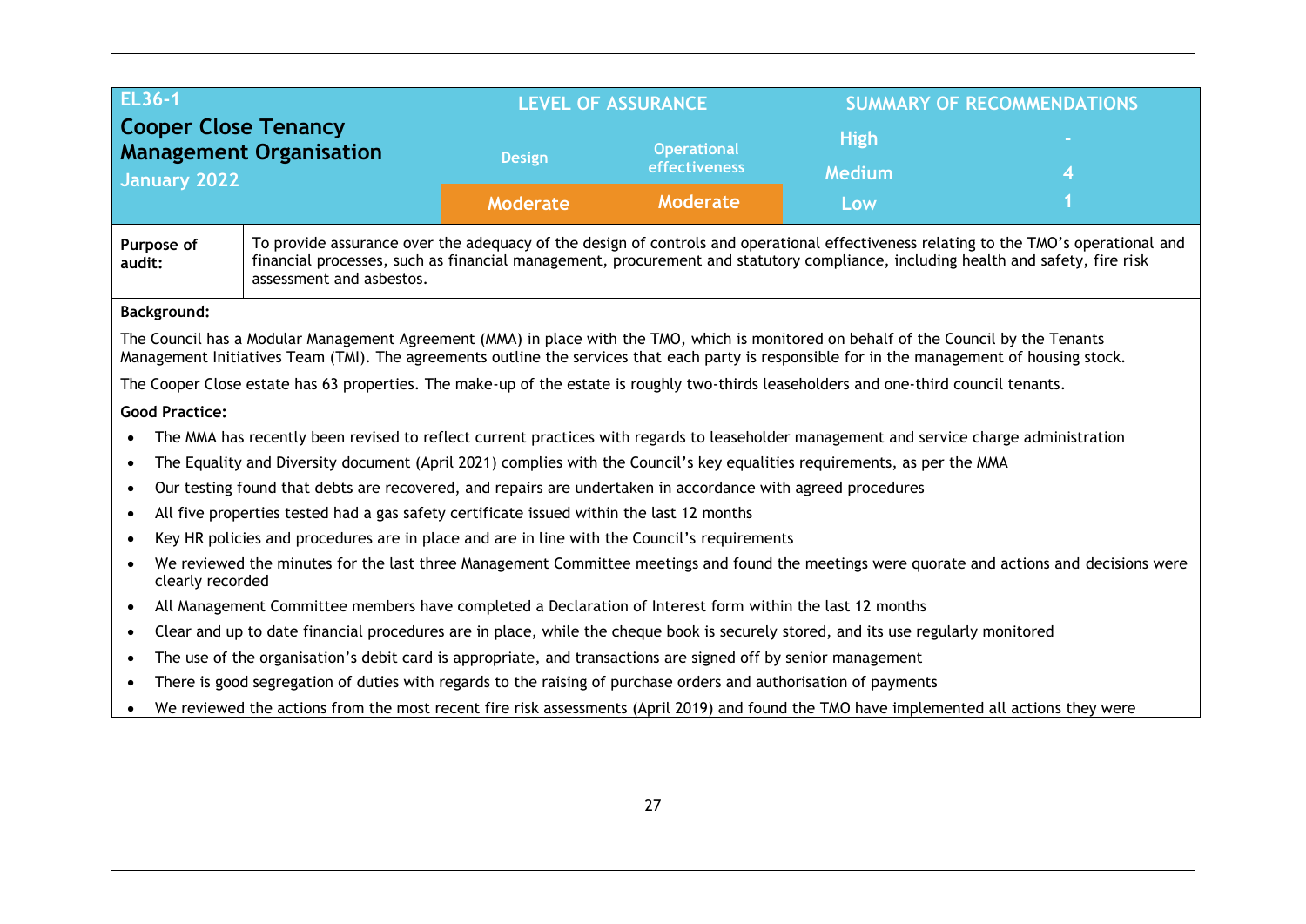| EL36-1 Cooper Close Tenancy Management Organisation January 2022 | LEVEL OF ASSURANCE | | SUMMARY OF RECOMMENDATIONS | |
|---|---|---|---|---|
| | Design | Operational effectiveness | High | - |
| | | | Medium | 4 |
| | Moderate | Moderate | Low | 1 |

**Purpose of audit:** To provide assurance over the adequacy of the design of controls and operational effectiveness relating to the TMO's operational and financial processes, such as financial management, procurement and statutory compliance, including health and safety, fire risk assessment and asbestos.

**Background:**

The Council has a Modular Management Agreement (MMA) in place with the TMO, which is monitored on behalf of the Council by the Tenants Management Initiatives Team (TMI). The agreements outline the services that each party is responsible for in the management of housing stock.

The Cooper Close estate has 63 properties. The make-up of the estate is roughly two-thirds leaseholders and one-third council tenants.

**Good Practice:**

- The MMA has recently been revised to reflect current practices with regards to leaseholder management and service charge administration
- The Equality and Diversity document (April 2021) complies with the Council's key equalities requirements, as per the MMA
- Our testing found that debts are recovered, and repairs are undertaken in accordance with agreed procedures
- All five properties tested had a gas safety certificate issued within the last 12 months
- Key HR policies and procedures are in place and are in line with the Council's requirements
- We reviewed the minutes for the last three Management Committee meetings and found the meetings were quorate and actions and decisions were clearly recorded
- All Management Committee members have completed a Declaration of Interest form within the last 12 months
- Clear and up to date financial procedures are in place, while the cheque book is securely stored, and its use regularly monitored
- The use of the organisation's debit card is appropriate, and transactions are signed off by senior management
- There is good segregation of duties with regards to the raising of purchase orders and authorisation of payments
- We reviewed the actions from the most recent fire risk assessments (April 2019) and found the TMO have implemented all actions they were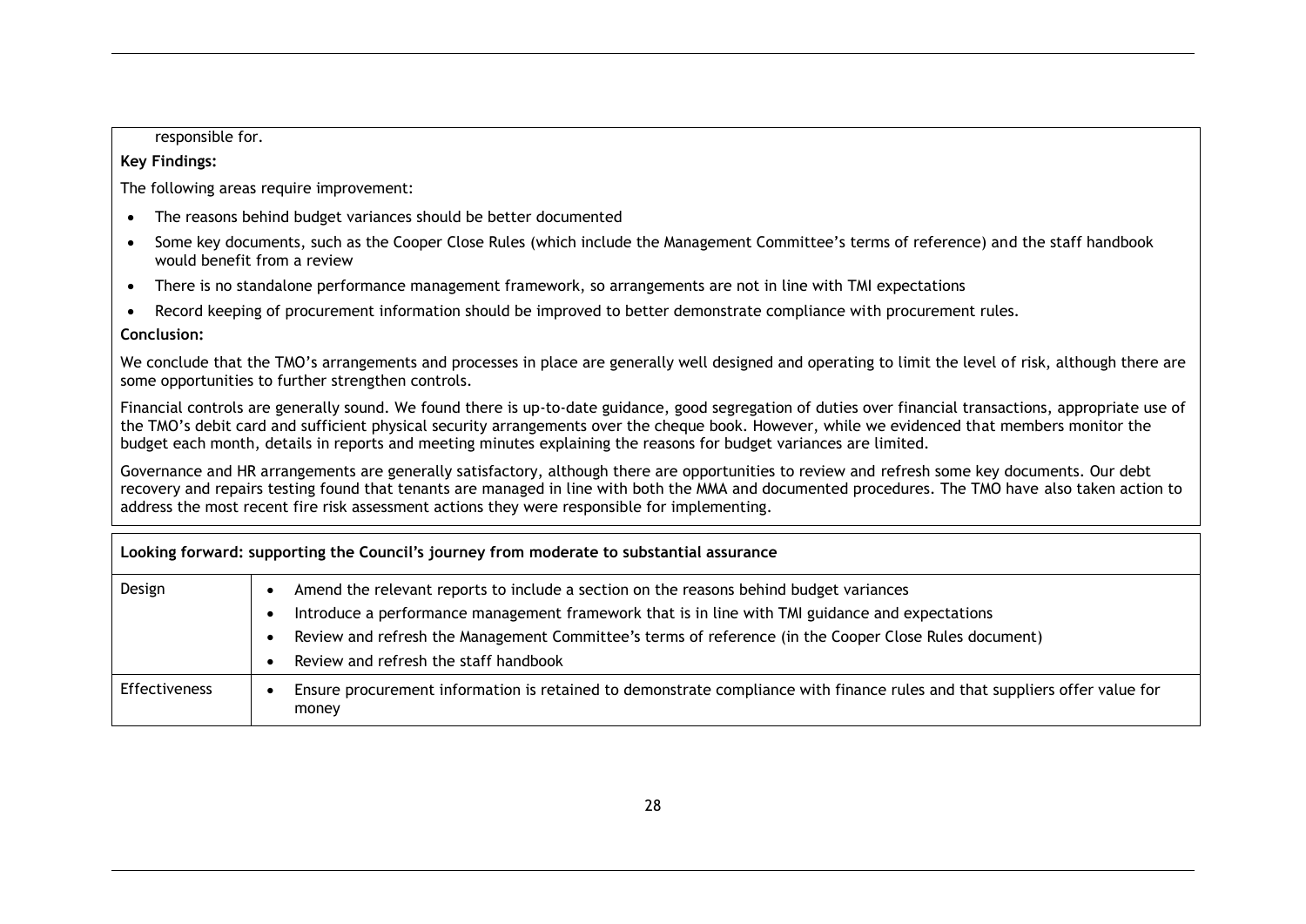responsible for.

**Key Findings:**

The following areas require improvement:

- The reasons behind budget variances should be better documented
- Some key documents, such as the Cooper Close Rules (which include the Management Committee's terms of reference) and the staff handbook would benefit from a review
- There is no standalone performance management framework, so arrangements are not in line with TMI expectations
- Record keeping of procurement information should be improved to better demonstrate compliance with procurement rules.

**Conclusion:**

We conclude that the TMO's arrangements and processes in place are generally well designed and operating to limit the level of risk, although there are some opportunities to further strengthen controls.

Financial controls are generally sound. We found there is up-to-date guidance, good segregation of duties over financial transactions, appropriate use of the TMO's debit card and sufficient physical security arrangements over the cheque book. However, while we evidenced that members monitor the budget each month, details in reports and meeting minutes explaining the reasons for budget variances are limited.

Governance and HR arrangements are generally satisfactory, although there are opportunities to review and refresh some key documents. Our debt recovery and repairs testing found that tenants are managed in line with both the MMA and documented procedures. The TMO have also taken action to address the most recent fire risk assessment actions they were responsible for implementing.

| **Looking forward: supporting the Council's journey from moderate to substantial assurance** | |
|---|---|
| Design | • Amend the relevant reports to include a section on the reasons behind budget variances<br>• Introduce a performance management framework that is in line with TMI guidance and expectations<br>• Review and refresh the Management Committee's terms of reference (in the Cooper Close Rules document)<br>• Review and refresh the staff handbook |
| Effectiveness | • Ensure procurement information is retained to demonstrate compliance with finance rules and that suppliers offer value for money |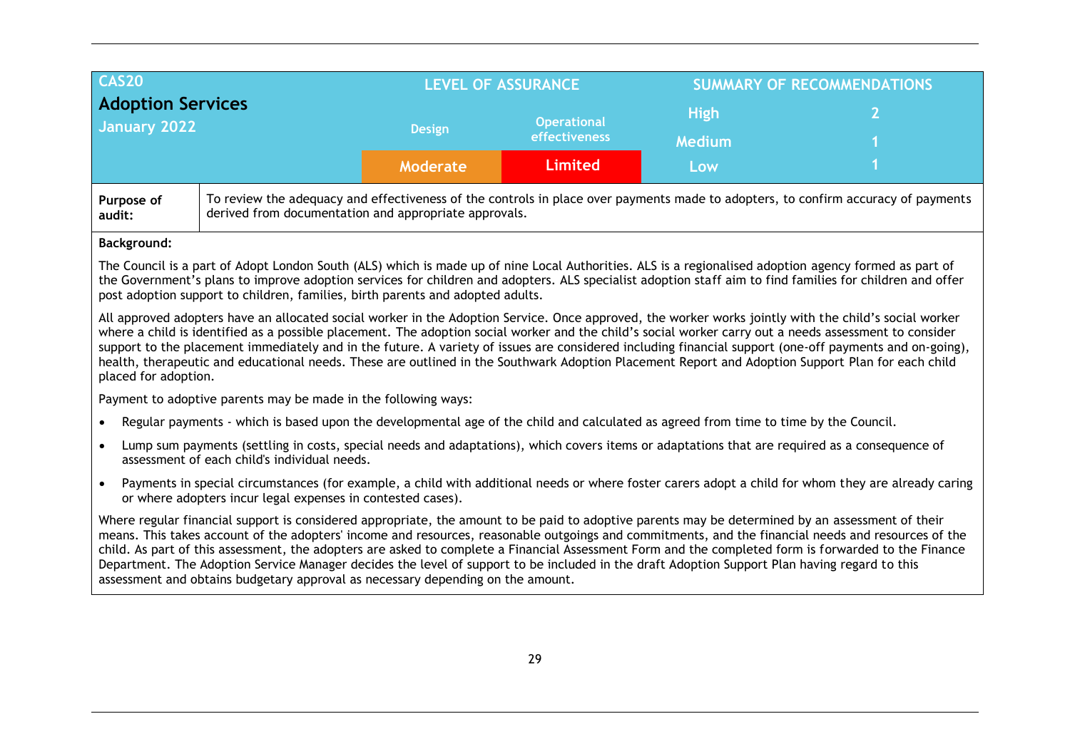| CAS20 Adoption Services January 2022 | LEVEL OF ASSURANCE | | SUMMARY OF RECOMMENDATIONS | |
|---|---|---|---|---|
| | Design | Operational effectiveness | High | 2 |
| | | | Medium | 1 |
| | Moderate | Limited | Low | 1 |

| Purpose of audit: | To review the adequacy and effectiveness of the controls in place over payments made to adopters, to confirm accuracy of payments derived from documentation and appropriate approvals. |
|---|---|

**Background:**

The Council is a part of Adopt London South (ALS) which is made up of nine Local Authorities. ALS is a regionalised adoption agency formed as part of the Government's plans to improve adoption services for children and adopters. ALS specialist adoption staff aim to find families for children and offer post adoption support to children, families, birth parents and adopted adults.

All approved adopters have an allocated social worker in the Adoption Service. Once approved, the worker works jointly with the child's social worker where a child is identified as a possible placement. The adoption social worker and the child's social worker carry out a needs assessment to consider support to the placement immediately and in the future. A variety of issues are considered including financial support (one-off payments and on-going), health, therapeutic and educational needs. These are outlined in the Southwark Adoption Placement Report and Adoption Support Plan for each child placed for adoption.

Payment to adoptive parents may be made in the following ways:

- Regular payments - which is based upon the developmental age of the child and calculated as agreed from time to time by the Council.
- Lump sum payments (settling in costs, special needs and adaptations), which covers items or adaptations that are required as a consequence of assessment of each child's individual needs.
- Payments in special circumstances (for example, a child with additional needs or where foster carers adopt a child for whom they are already caring or where adopters incur legal expenses in contested cases).

Where regular financial support is considered appropriate, the amount to be paid to adoptive parents may be determined by an assessment of their means. This takes account of the adopters' income and resources, reasonable outgoings and commitments, and the financial needs and resources of the child. As part of this assessment, the adopters are asked to complete a Financial Assessment Form and the completed form is forwarded to the Finance Department. The Adoption Service Manager decides the level of support to be included in the draft Adoption Support Plan having regard to this assessment and obtains budgetary approval as necessary depending on the amount.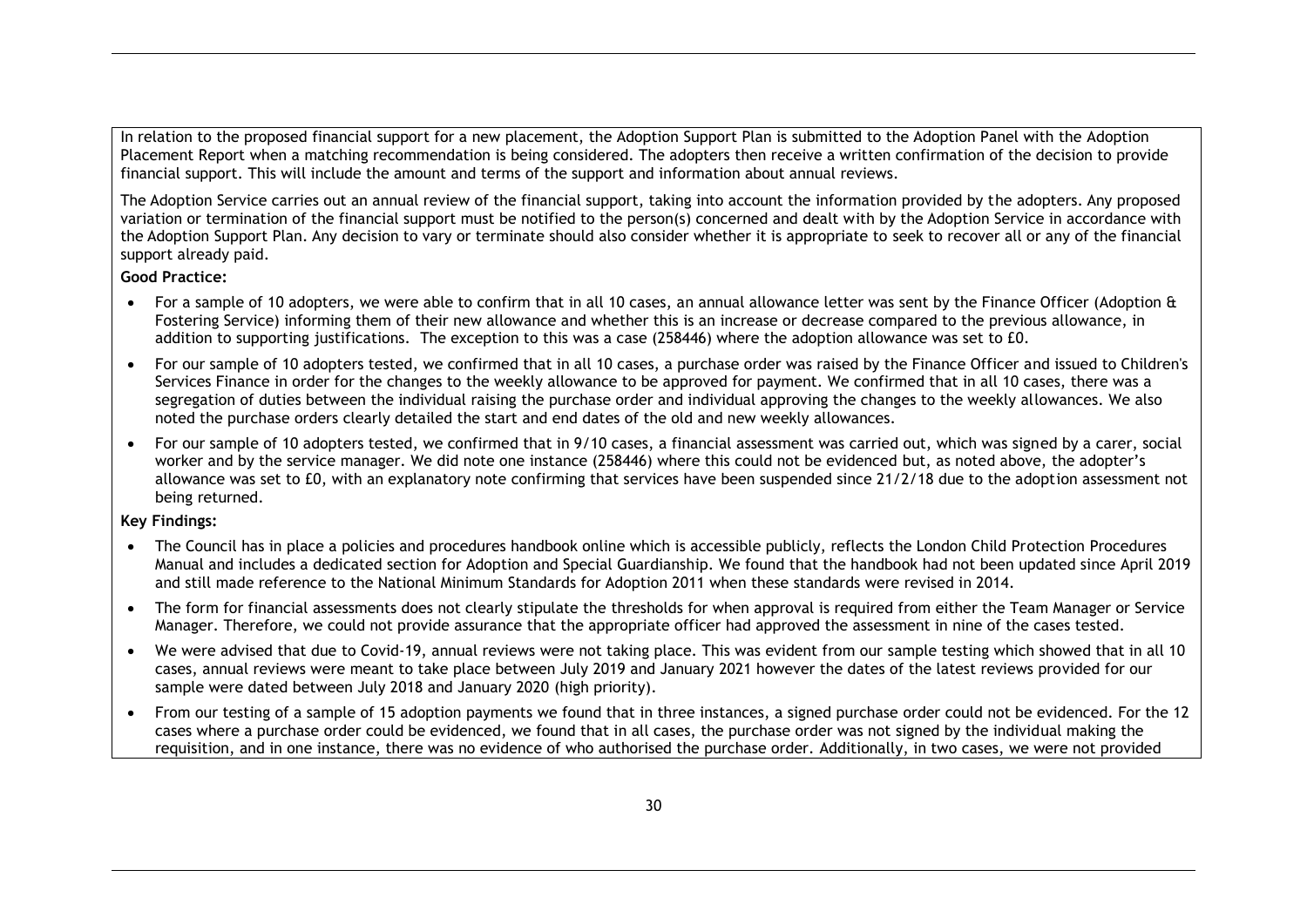In relation to the proposed financial support for a new placement, the Adoption Support Plan is submitted to the Adoption Panel with the Adoption Placement Report when a matching recommendation is being considered. The adopters then receive a written confirmation of the decision to provide financial support. This will include the amount and terms of the support and information about annual reviews.

The Adoption Service carries out an annual review of the financial support, taking into account the information provided by the adopters. Any proposed variation or termination of the financial support must be notified to the person(s) concerned and dealt with by the Adoption Service in accordance with the Adoption Support Plan. Any decision to vary or terminate should also consider whether it is appropriate to seek to recover all or any of the financial support already paid.

**Good Practice:**

- For a sample of 10 adopters, we were able to confirm that in all 10 cases, an annual allowance letter was sent by the Finance Officer (Adoption & Fostering Service) informing them of their new allowance and whether this is an increase or decrease compared to the previous allowance, in addition to supporting justifications. The exception to this was a case (258446) where the adoption allowance was set to £0.
- For our sample of 10 adopters tested, we confirmed that in all 10 cases, a purchase order was raised by the Finance Officer and issued to Children's Services Finance in order for the changes to the weekly allowance to be approved for payment. We confirmed that in all 10 cases, there was a segregation of duties between the individual raising the purchase order and individual approving the changes to the weekly allowances. We also noted the purchase orders clearly detailed the start and end dates of the old and new weekly allowances.
- For our sample of 10 adopters tested, we confirmed that in 9/10 cases, a financial assessment was carried out, which was signed by a carer, social worker and by the service manager. We did note one instance (258446) where this could not be evidenced but, as noted above, the adopter's allowance was set to £0, with an explanatory note confirming that services have been suspended since 21/2/18 due to the adoption assessment not being returned.

**Key Findings:**

- The Council has in place a policies and procedures handbook online which is accessible publicly, reflects the London Child Protection Procedures Manual and includes a dedicated section for Adoption and Special Guardianship. We found that the handbook had not been updated since April 2019 and still made reference to the National Minimum Standards for Adoption 2011 when these standards were revised in 2014.
- The form for financial assessments does not clearly stipulate the thresholds for when approval is required from either the Team Manager or Service Manager. Therefore, we could not provide assurance that the appropriate officer had approved the assessment in nine of the cases tested.
- We were advised that due to Covid-19, annual reviews were not taking place. This was evident from our sample testing which showed that in all 10 cases, annual reviews were meant to take place between July 2019 and January 2021 however the dates of the latest reviews provided for our sample were dated between July 2018 and January 2020 (high priority).
- From our testing of a sample of 15 adoption payments we found that in three instances, a signed purchase order could not be evidenced. For the 12 cases where a purchase order could be evidenced, we found that in all cases, the purchase order was not signed by the individual making the requisition, and in one instance, there was no evidence of who authorised the purchase order. Additionally, in two cases, we were not provided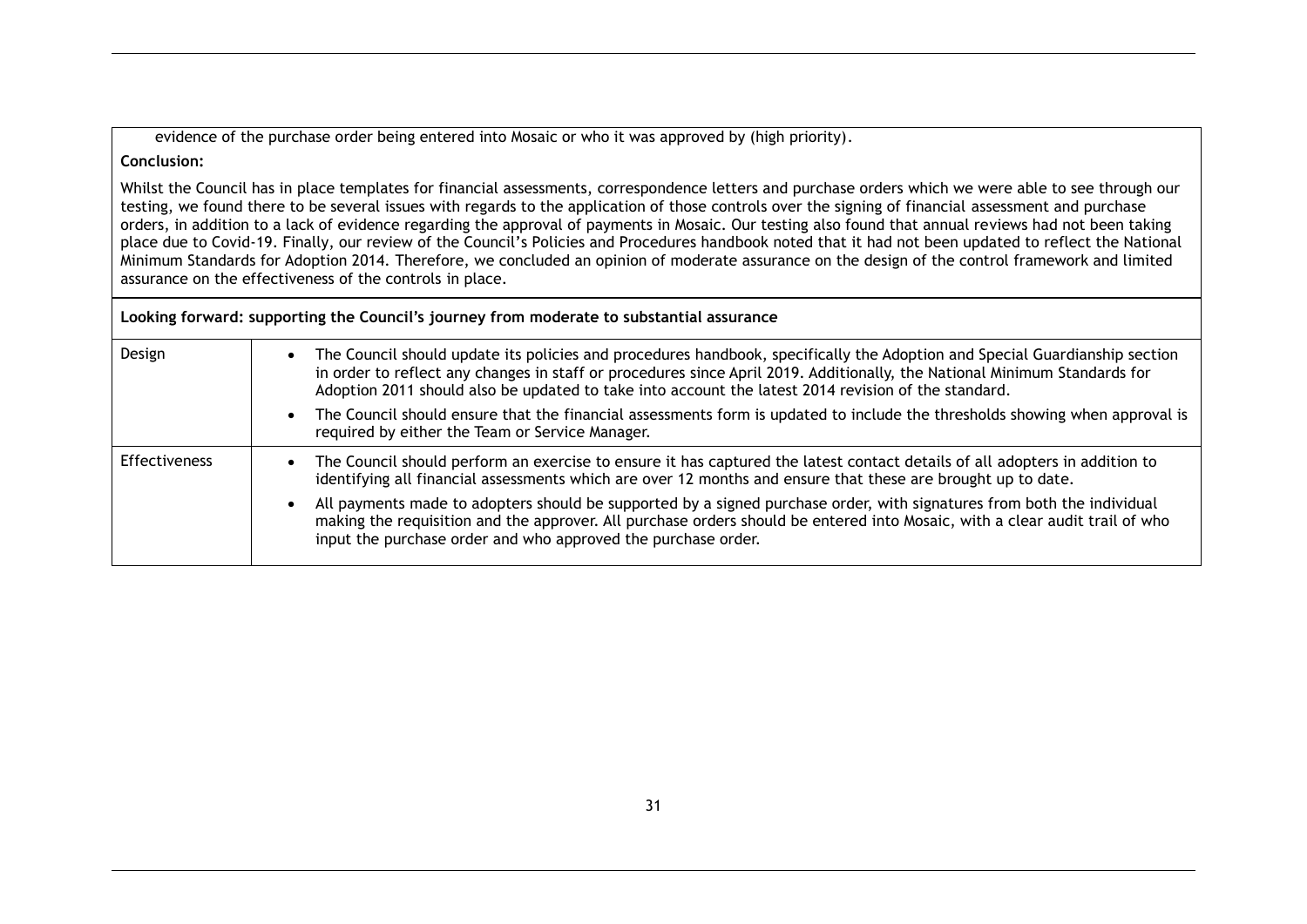evidence of the purchase order being entered into Mosaic or who it was approved by (high priority).

**Conclusion:**

Whilst the Council has in place templates for financial assessments, correspondence letters and purchase orders which we were able to see through our testing, we found there to be several issues with regards to the application of those controls over the signing of financial assessment and purchase orders, in addition to a lack of evidence regarding the approval of payments in Mosaic. Our testing also found that annual reviews had not been taking place due to Covid-19. Finally, our review of the Council's Policies and Procedures handbook noted that it had not been updated to reflect the National Minimum Standards for Adoption 2014. Therefore, we concluded an opinion of moderate assurance on the design of the control framework and limited assurance on the effectiveness of the controls in place.

| **Looking forward: supporting the Council's journey from moderate to substantial assurance** | |
|---|---|
| Design | • The Council should update its policies and procedures handbook, specifically the Adoption and Special Guardianship section in order to reflect any changes in staff or procedures since April 2019. Additionally, the National Minimum Standards for Adoption 2011 should also be updated to take into account the latest 2014 revision of the standard.<br>• The Council should ensure that the financial assessments form is updated to include the thresholds showing when approval is required by either the Team or Service Manager. |
| Effectiveness | • The Council should perform an exercise to ensure it has captured the latest contact details of all adopters in addition to identifying all financial assessments which are over 12 months and ensure that these are brought up to date.<br>• All payments made to adopters should be supported by a signed purchase order, with signatures from both the individual making the requisition and the approver. All purchase orders should be entered into Mosaic, with a clear audit trail of who input the purchase order and who approved the purchase order. |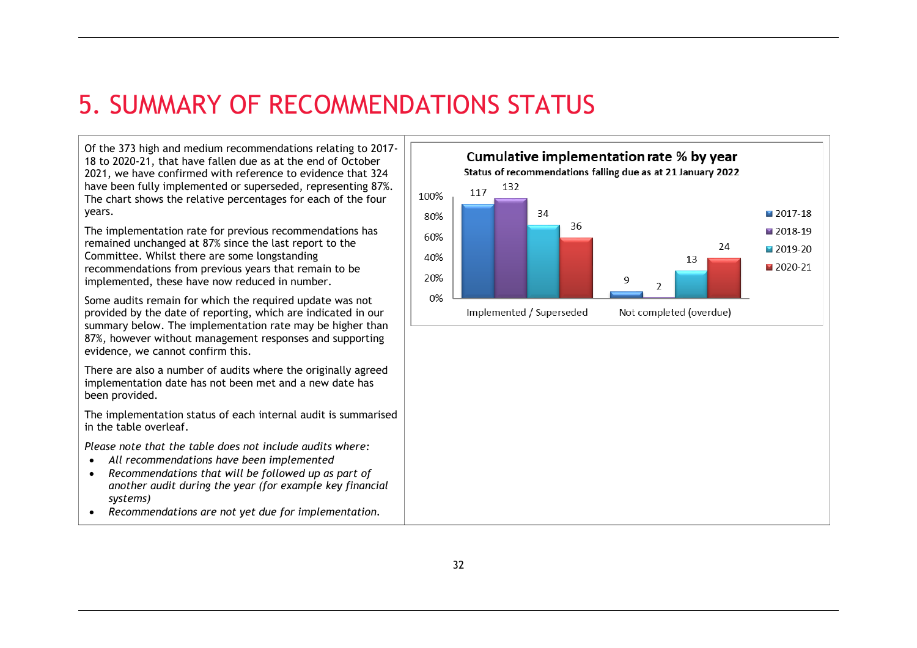# 5. SUMMARY OF RECOMMENDATIONS STATUS

Of the 373 high and medium recommendations relating to 2017-18 to 2020-21, that have fallen due as at the end of October 2021, we have confirmed with reference to evidence that 324 have been fully implemented or superseded, representing 87%. The chart shows the relative percentages for each of the four years.

The implementation rate for previous recommendations has remained unchanged at 87% since the last report to the Committee. Whilst there are some longstanding recommendations from previous years that remain to be implemented, these have now reduced in number.

Some audits remain for which the required update was not provided by the date of reporting, which are indicated in our summary below. The implementation rate may be higher than 87%, however without management responses and supporting evidence, we cannot confirm this.

There are also a number of audits where the originally agreed implementation date has not been met and a new date has been provided.

The implementation status of each internal audit is summarised in the table overleaf.

*Please note that the table does not include audits where:*

- *All recommendations have been implemented*
- *Recommendations that will be followed up as part of another audit during the year (for example key financial systems)*
- *Recommendations are not yet due for implementation.*

**Cumulative implementation rate % by year**

**Status of recommendations falling due as at 21 January 2022**

| | 2017-18 | 2018-19 | 2019-20 | 2020-21 |
|---|---|---|---|---|
| Implemented / Superseded | 117 | 132 | 34 | 36 |
| Not completed (overdue) | 9 | 2 | 13 | 24 |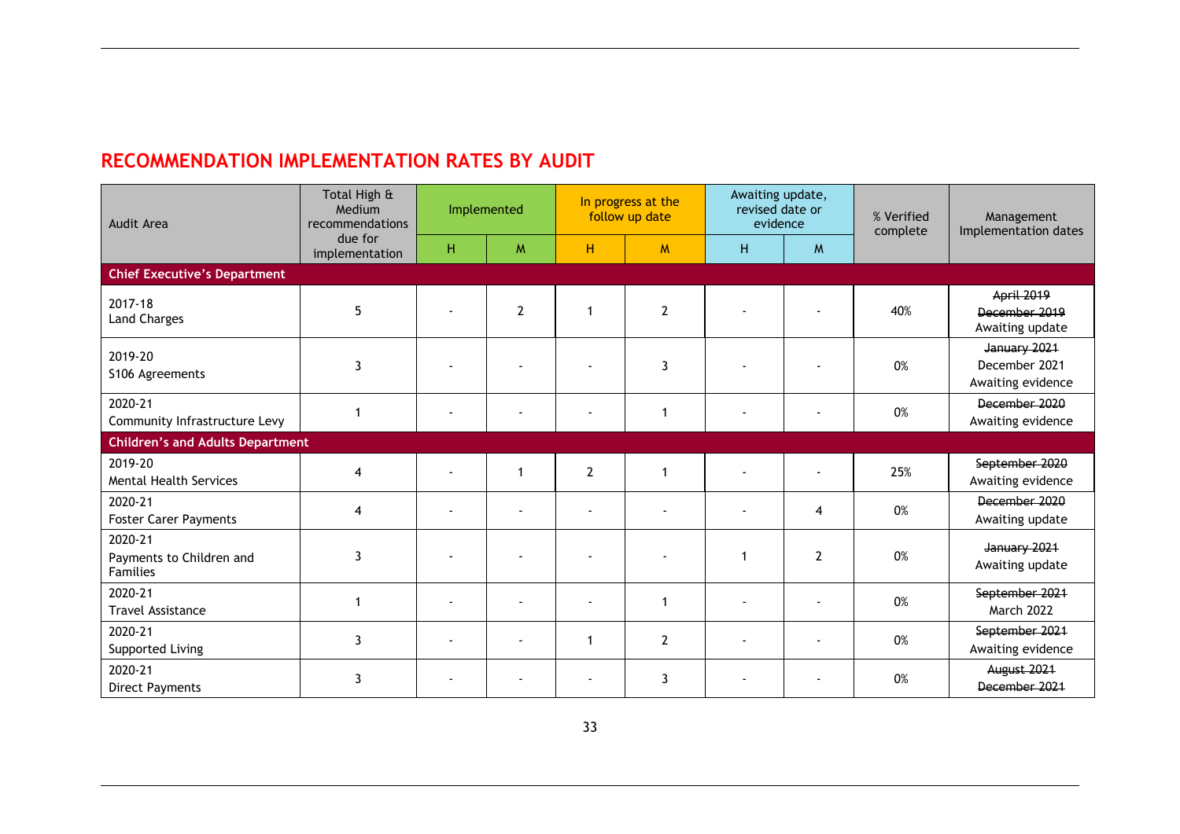## RECOMMENDATION IMPLEMENTATION RATES BY AUDIT

| Audit Area | Total High & Medium recommendations due for implementation | Implemented | | In progress at the follow up date | | Awaiting update, revised date or evidence | | % Verified complete | Management Implementation dates |
|---|---|---|---|---|---|---|---|---|---|
| | | H | M | H | M | H | M | | |
| **Chief Executive's Department** | | | | | | | | | |
| 2017-18 Land Charges | 5 | - | 2 | 1 | 2 | - | - | 40% | ~~April 2019~~ ~~December 2019~~ Awaiting update |
| 2019-20 S106 Agreements | 3 | - | - | - | 3 | - | - | 0% | ~~January 2021~~ December 2021 Awaiting evidence |
| 2020-21 Community Infrastructure Levy | 1 | - | - | - | 1 | - | - | 0% | ~~December 2020~~ Awaiting evidence |
| **Children's and Adults Department** | | | | | | | | | |
| 2019-20 Mental Health Services | 4 | - | 1 | 2 | 1 | - | - | 25% | ~~September 2020~~ Awaiting evidence |
| 2020-21 Foster Carer Payments | 4 | - | - | - | - | - | 4 | 0% | ~~December 2020~~ Awaiting update |
| 2020-21 Payments to Children and Families | 3 | - | - | - | - | 1 | 2 | 0% | ~~January 2021~~ Awaiting update |
| 2020-21 Travel Assistance | 1 | - | - | - | 1 | - | - | 0% | ~~September 2021~~ March 2022 |
| 2020-21 Supported Living | 3 | - | - | 1 | 2 | - | - | 0% | ~~September 2021~~ Awaiting evidence |
| 2020-21 Direct Payments | 3 | - | - | - | 3 | - | - | 0% | ~~August 2021~~ ~~December 2021~~ |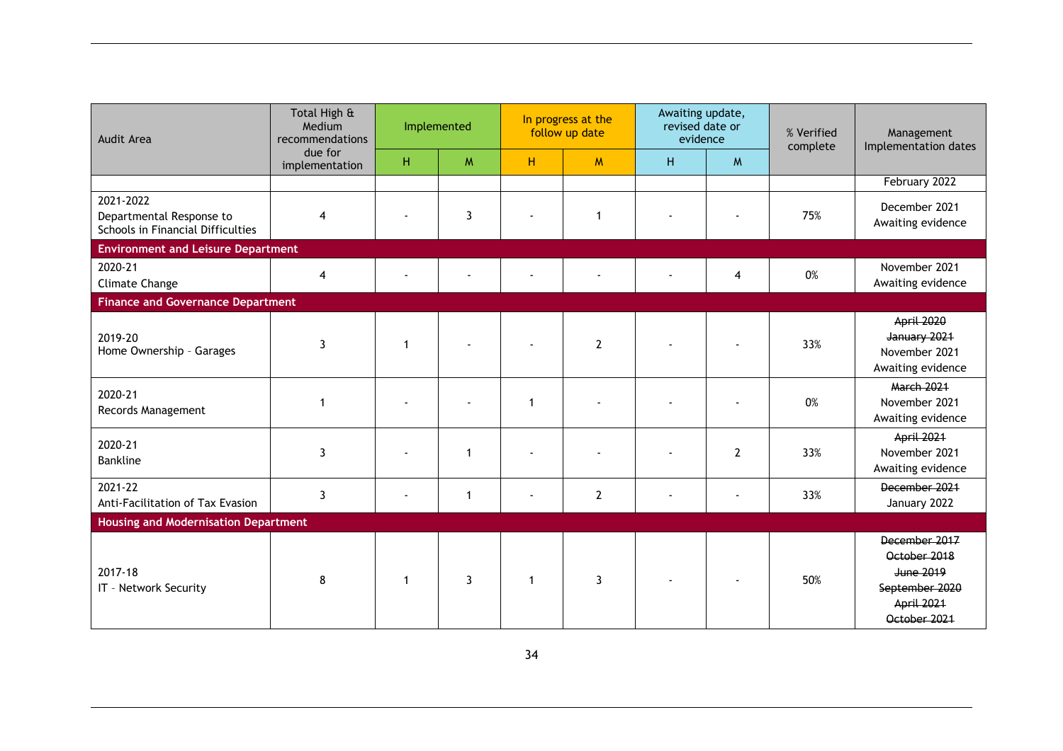| Audit Area | Total High & Medium recommendations due for implementation | Implemented | | In progress at the follow up date | | Awaiting update, revised date or evidence | | % Verified complete | Management Implementation dates |
|---|---|---|---|---|---|---|---|---|---|
| | | H | M | H | M | H | M | | |
| | | | | | | | | | February 2022 |
| 2021-2022<br>Departmental Response to Schools in Financial Difficulties | 4 | - | 3 | - | 1 | - | - | 75% | December 2021<br>Awaiting evidence |
| **Environment and Leisure Department** | | | | | | | | | |
| 2020-21<br>Climate Change | 4 | - | - | - | - | - | 4 | 0% | November 2021<br>Awaiting evidence |
| **Finance and Governance Department** | | | | | | | | | |
| 2019-20<br>Home Ownership – Garages | 3 | 1 | - | - | 2 | - | - | 33% | ~~April 2020~~<br>~~January 2021~~<br>November 2021<br>Awaiting evidence |
| 2020-21<br>Records Management | 1 | - | - | 1 | - | - | - | 0% | ~~March 2021~~<br>November 2021<br>Awaiting evidence |
| 2020-21<br>Bankline | 3 | - | 1 | - | - | - | 2 | 33% | ~~April 2021~~<br>November 2021<br>Awaiting evidence |
| 2021-22<br>Anti-Facilitation of Tax Evasion | 3 | - | 1 | - | 2 | - | - | 33% | ~~December 2021~~<br>January 2022 |
| **Housing and Modernisation Department** | | | | | | | | | |
| 2017-18<br>IT – Network Security | 8 | 1 | 3 | 1 | 3 | - | - | 50% | ~~December 2017~~<br>~~October 2018~~<br>~~June 2019~~<br>~~September 2020~~<br>~~April 2021~~<br>~~October 2021~~ |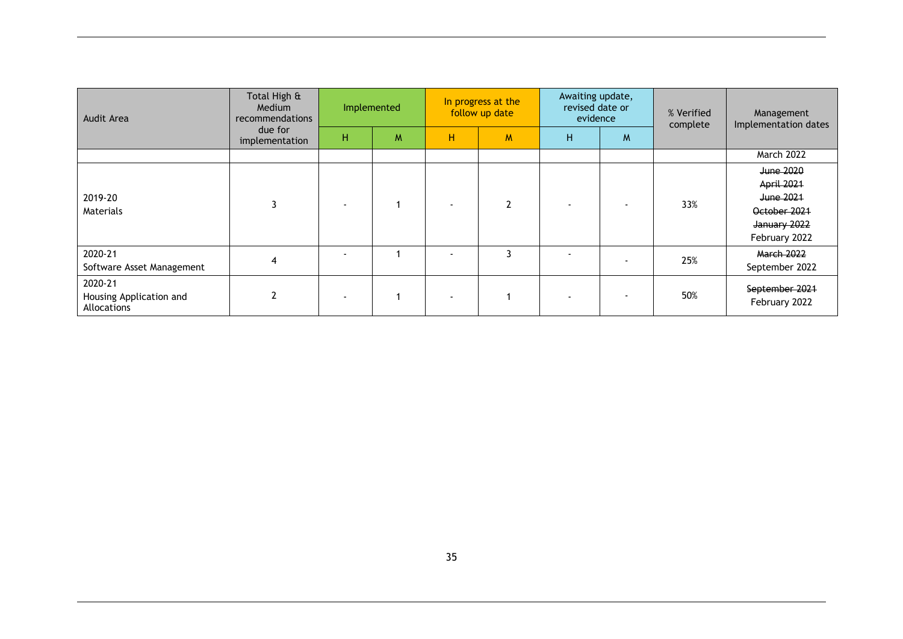| Audit Area | Total High & Medium recommendations due for implementation | Implemented | | In progress at the follow up date | | Awaiting update, revised date or evidence | | % Verified complete | Management Implementation dates |
|---|---|---|---|---|---|---|---|---|---|
| | | H | M | H | M | H | M | | |
| | | | | | | | | | March 2022 |
| 2019-20 Materials | 3 | - | 1 | - | 2 | - | - | 33% | ~~June 2020~~ ~~April 2021~~ ~~June 2021~~ ~~October 2021~~ ~~January 2022~~ February 2022 |
| 2020-21 Software Asset Management | 4 | - | 1 | - | 3 | - | - | 25% | ~~March 2022~~ September 2022 |
| 2020-21 Housing Application and Allocations | 2 | - | 1 | - | 1 | - | - | 50% | ~~September 2021~~ February 2022 |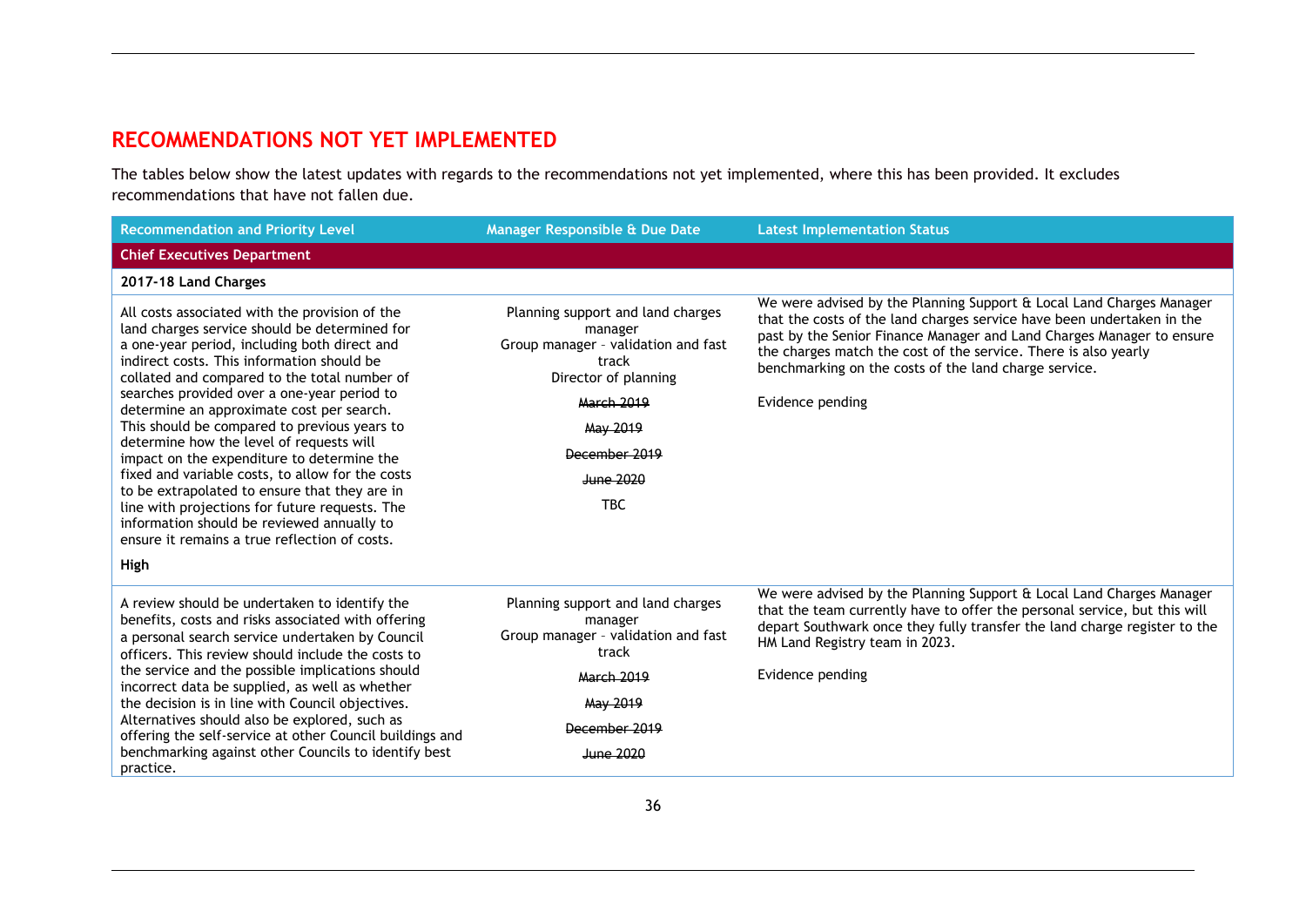# RECOMMENDATIONS NOT YET IMPLEMENTED

The tables below show the latest updates with regards to the recommendations not yet implemented, where this has been provided. It excludes recommendations that have not fallen due.

| Recommendation and Priority Level | Manager Responsible & Due Date | Latest Implementation Status |
|---|---|---|
| **Chief Executives Department** | | |
| **2017-18 Land Charges** | | |
| All costs associated with the provision of the land charges service should be determined for a one-year period, including both direct and indirect costs. This information should be collated and compared to the total number of searches provided over a one-year period to determine an approximate cost per search. This should be compared to previous years to determine how the level of requests will impact on the expenditure to determine the fixed and variable costs, to allow for the costs to be extrapolated to ensure that they are in line with projections for future requests. The information should be reviewed annually to ensure it remains a true reflection of costs.<br><br>**High** | Planning support and land charges manager<br>Group manager – validation and fast track<br>Director of planning<br><br>~~March 2019~~<br>~~May 2019~~<br>~~December 2019~~<br>~~June 2020~~<br>TBC | We were advised by the Planning Support & Local Land Charges Manager that the costs of the land charges service have been undertaken in the past by the Senior Finance Manager and Land Charges Manager to ensure the charges match the cost of the service. There is also yearly benchmarking on the costs of the land charge service.<br><br>Evidence pending |
| A review should be undertaken to identify the benefits, costs and risks associated with offering a personal search service undertaken by Council officers. This review should include the costs to the service and the possible implications should incorrect data be supplied, as well as whether the decision is in line with Council objectives. Alternatives should also be explored, such as offering the self-service at other Council buildings and benchmarking against other Councils to identify best practice. | Planning support and land charges manager<br>Group manager – validation and fast track<br><br>~~March 2019~~<br>~~May 2019~~<br>~~December 2019~~<br>~~June 2020~~ | We were advised by the Planning Support & Local Land Charges Manager that the team currently have to offer the personal service, but this will depart Southwark once they fully transfer the land charge register to the HM Land Registry team in 2023.<br><br>Evidence pending |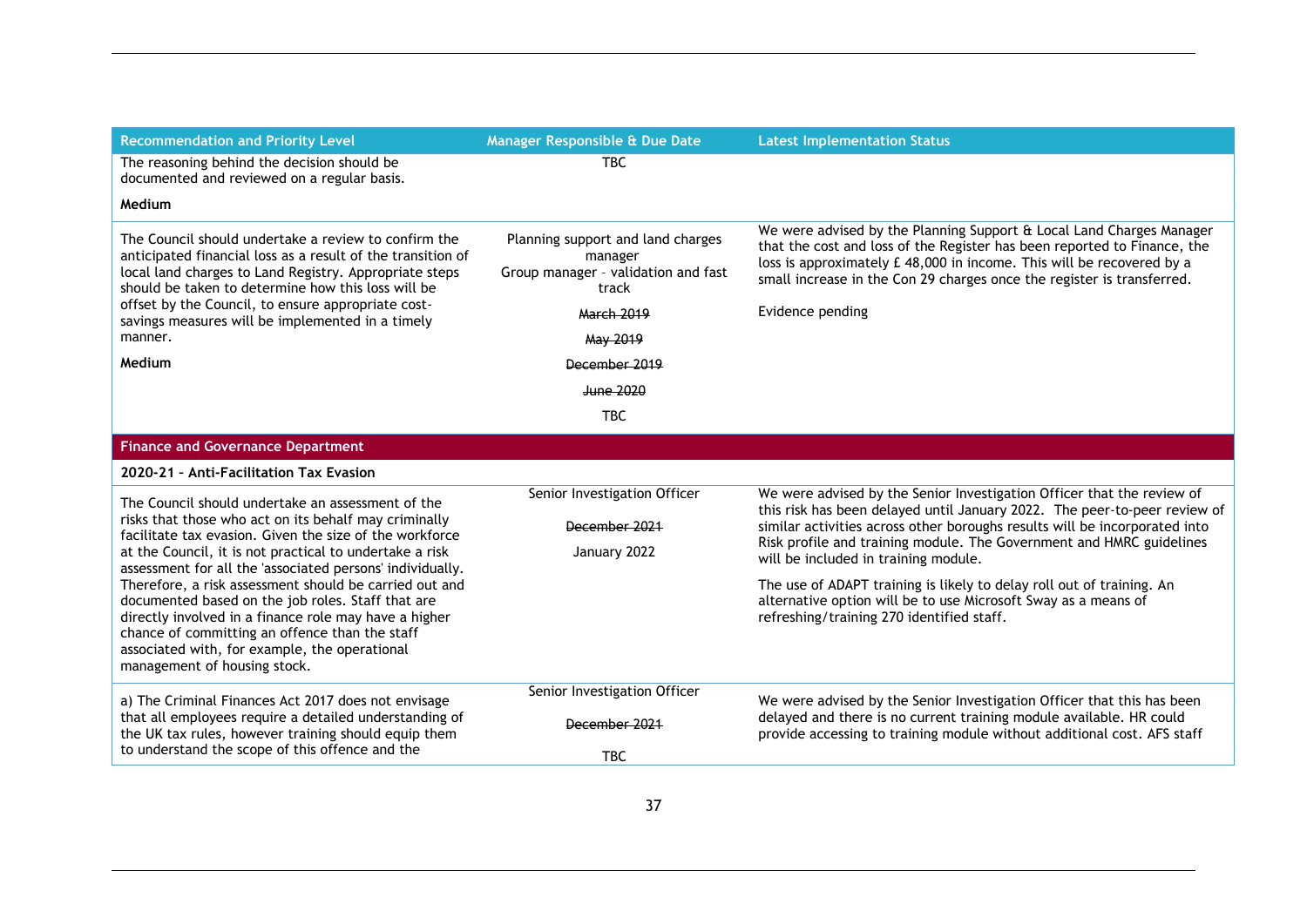| Recommendation and Priority Level | Manager Responsible & Due Date | Latest Implementation Status |
|---|---|---|
| The reasoning behind the decision should be documented and reviewed on a regular basis.<br><br>**Medium** | TBC | |
| The Council should undertake a review to confirm the anticipated financial loss as a result of the transition of local land charges to Land Registry. Appropriate steps should be taken to determine how this loss will be offset by the Council, to ensure appropriate cost-savings measures will be implemented in a timely manner.<br><br>**Medium** | Planning support and land charges manager<br>Group manager – validation and fast track<br><br>~~March 2019~~<br><br>~~May 2019~~<br><br>~~December 2019~~<br><br>~~June 2020~~<br><br>TBC | We were advised by the Planning Support & Local Land Charges Manager that the cost and loss of the Register has been reported to Finance, the loss is approximately £ 48,000 in income. This will be recovered by a small increase in the Con 29 charges once the register is transferred.<br><br>Evidence pending |
| **Finance and Governance Department** | | |
| **2020-21 – Anti-Facilitation Tax Evasion** | | |
| The Council should undertake an assessment of the risks that those who act on its behalf may criminally facilitate tax evasion. Given the size of the workforce at the Council, it is not practical to undertake a risk assessment for all the 'associated persons' individually. Therefore, a risk assessment should be carried out and documented based on the job roles. Staff that are directly involved in a finance role may have a higher chance of committing an offence than the staff associated with, for example, the operational management of housing stock. | Senior Investigation Officer<br><br>~~December 2021~~<br><br>January 2022 | We were advised by the Senior Investigation Officer that the review of this risk has been delayed until January 2022. The peer-to-peer review of similar activities across other boroughs results will be incorporated into Risk profile and training module. The Government and HMRC guidelines will be included in training module.<br><br>The use of ADAPT training is likely to delay roll out of training. An alternative option will be to use Microsoft Sway as a means of refreshing/training 270 identified staff. |
| a) The Criminal Finances Act 2017 does not envisage that all employees require a detailed understanding of the UK tax rules, however training should equip them to understand the scope of this offence and the | Senior Investigation Officer<br><br>~~December 2021~~<br><br>TBC | We were advised by the Senior Investigation Officer that this has been delayed and there is no current training module available. HR could provide accessing to training module without additional cost. AFS staff |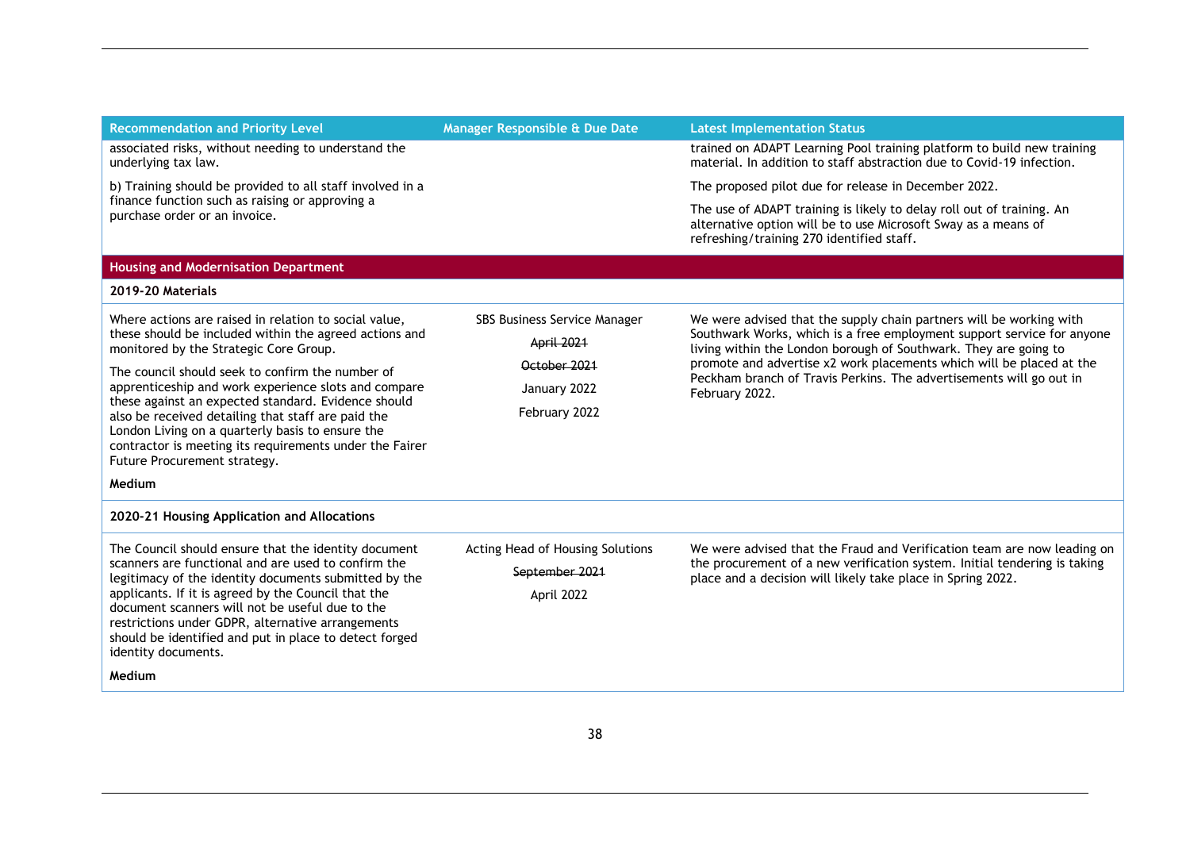| Recommendation and Priority Level | Manager Responsible & Due Date | Latest Implementation Status |
| --- | --- | --- |
| associated risks, without needing to understand the underlying tax law.<br><br>b) Training should be provided to all staff involved in a finance function such as raising or approving a purchase order or an invoice. | | trained on ADAPT Learning Pool training platform to build new training material. In addition to staff abstraction due to Covid-19 infection.<br><br>The proposed pilot due for release in December 2022.<br><br>The use of ADAPT training is likely to delay roll out of training. An alternative option will be to use Microsoft Sway as a means of refreshing/training 270 identified staff. |
| **Housing and Modernisation Department** | | |
| **2019-20 Materials** | | |
| Where actions are raised in relation to social value, these should be included within the agreed actions and monitored by the Strategic Core Group.<br><br>The council should seek to confirm the number of apprenticeship and work experience slots and compare these against an expected standard. Evidence should also be received detailing that staff are paid the London Living on a quarterly basis to ensure the contractor is meeting its requirements under the Fairer Future Procurement strategy.<br><br>**Medium** | SBS Business Service Manager<br><br>~~April 2021~~<br><br>~~October 2021~~<br><br>January 2022<br><br>February 2022 | We were advised that the supply chain partners will be working with Southwark Works, which is a free employment support service for anyone living within the London borough of Southwark. They are going to promote and advertise x2 work placements which will be placed at the Peckham branch of Travis Perkins. The advertisements will go out in February 2022. |
| **2020-21 Housing Application and Allocations** | | |
| The Council should ensure that the identity document scanners are functional and are used to confirm the legitimacy of the identity documents submitted by the applicants. If it is agreed by the Council that the document scanners will not be useful due to the restrictions under GDPR, alternative arrangements should be identified and put in place to detect forged identity documents.<br><br>**Medium** | Acting Head of Housing Solutions<br><br>~~September 2021~~<br><br>April 2022 | We were advised that the Fraud and Verification team are now leading on the procurement of a new verification system. Initial tendering is taking place and a decision will likely take place in Spring 2022. |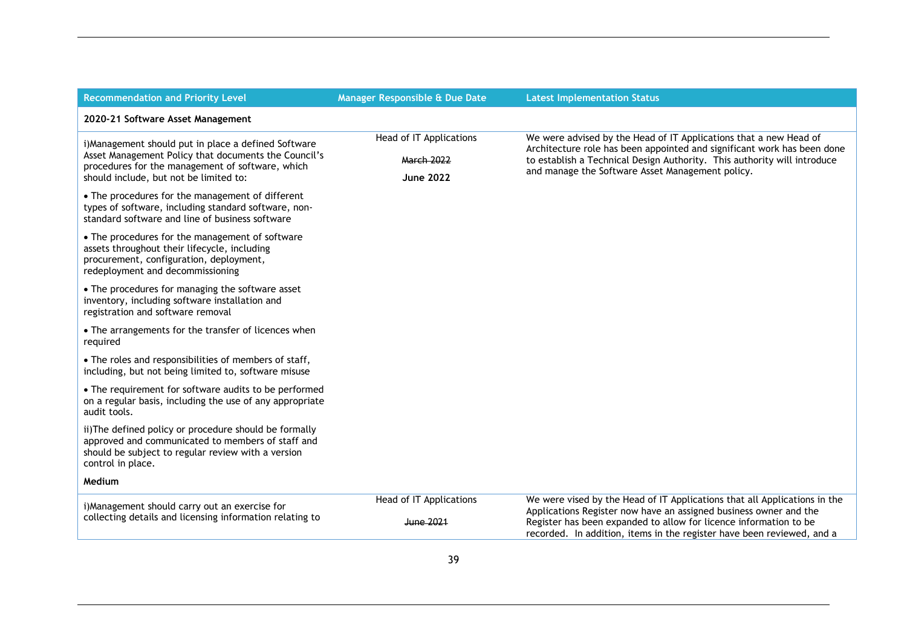| Recommendation and Priority Level | Manager Responsible & Due Date | Latest Implementation Status |
|---|---|---|
| **2020-21 Software Asset Management** | | |
| i)Management should put in place a defined Software Asset Management Policy that documents the Council's procedures for the management of software, which should include, but not be limited to:<br><br>• The procedures for the management of different types of software, including standard software, non-standard software and line of business software<br><br>• The procedures for the management of software assets throughout their lifecycle, including procurement, configuration, deployment, redeployment and decommissioning<br><br>• The procedures for managing the software asset inventory, including software installation and registration and software removal<br><br>• The arrangements for the transfer of licences when required<br><br>• The roles and responsibilities of members of staff, including, but not being limited to, software misuse<br><br>• The requirement for software audits to be performed on a regular basis, including the use of any appropriate audit tools.<br><br>ii)The defined policy or procedure should be formally approved and communicated to members of staff and should be subject to regular review with a version control in place.<br><br>**Medium** | Head of IT Applications<br><br>~~March 2022~~<br><br>**June 2022** | We were advised by the Head of IT Applications that a new Head of Architecture role has been appointed and significant work has been done to establish a Technical Design Authority. This authority will introduce and manage the Software Asset Management policy. |
| i)Management should carry out an exercise for collecting details and licensing information relating to | Head of IT Applications<br><br>~~June 2021~~ | We were vised by the Head of IT Applications that all Applications in the Applications Register now have an assigned business owner and the Register has been expanded to allow for licence information to be recorded. In addition, items in the register have been reviewed, and a |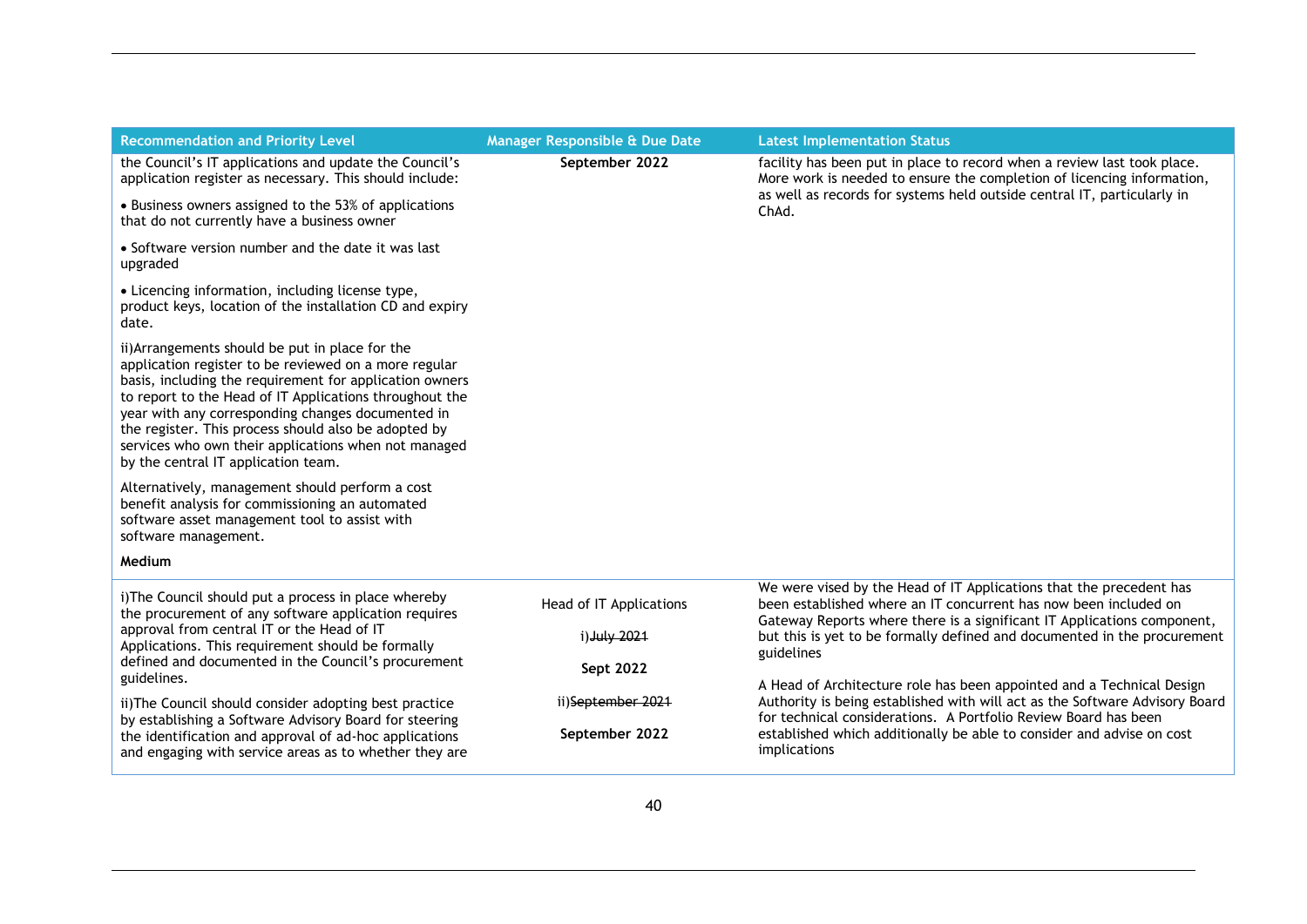| Recommendation and Priority Level | Manager Responsible & Due Date | Latest Implementation Status |
|---|---|---|
| the Council's IT applications and update the Council's application register as necessary. This should include:<br><br>• Business owners assigned to the 53% of applications that do not currently have a business owner<br><br>• Software version number and the date it was last upgraded<br><br>• Licencing information, including license type, product keys, location of the installation CD and expiry date.<br><br>ii)Arrangements should be put in place for the application register to be reviewed on a more regular basis, including the requirement for application owners to report to the Head of IT Applications throughout the year with any corresponding changes documented in the register. This process should also be adopted by services who own their applications when not managed by the central IT application team.<br><br>Alternatively, management should perform a cost benefit analysis for commissioning an automated software asset management tool to assist with software management.<br><br>**Medium** | **September 2022** | facility has been put in place to record when a review last took place. More work is needed to ensure the completion of licencing information, as well as records for systems held outside central IT, particularly in ChAd. |
| i)The Council should put a process in place whereby the procurement of any software application requires approval from central IT or the Head of IT Applications. This requirement should be formally defined and documented in the Council's procurement guidelines.<br><br>ii)The Council should consider adopting best practice by establishing a Software Advisory Board for steering the identification and approval of ad-hoc applications and engaging with service areas as to whether they are | Head of IT Applications<br><br>i) ~~July 2021~~<br><br>**Sept 2022**<br><br>ii) ~~September 2021~~<br><br>**September 2022** | We were vised by the Head of IT Applications that the precedent has been established where an IT concurrent has now been included on Gateway Reports where there is a significant IT Applications component, but this is yet to be formally defined and documented in the procurement guidelines<br><br>A Head of Architecture role has been appointed and a Technical Design Authority is being established with will act as the Software Advisory Board for technical considerations. A Portfolio Review Board has been established which additionally be able to consider and advise on cost implications |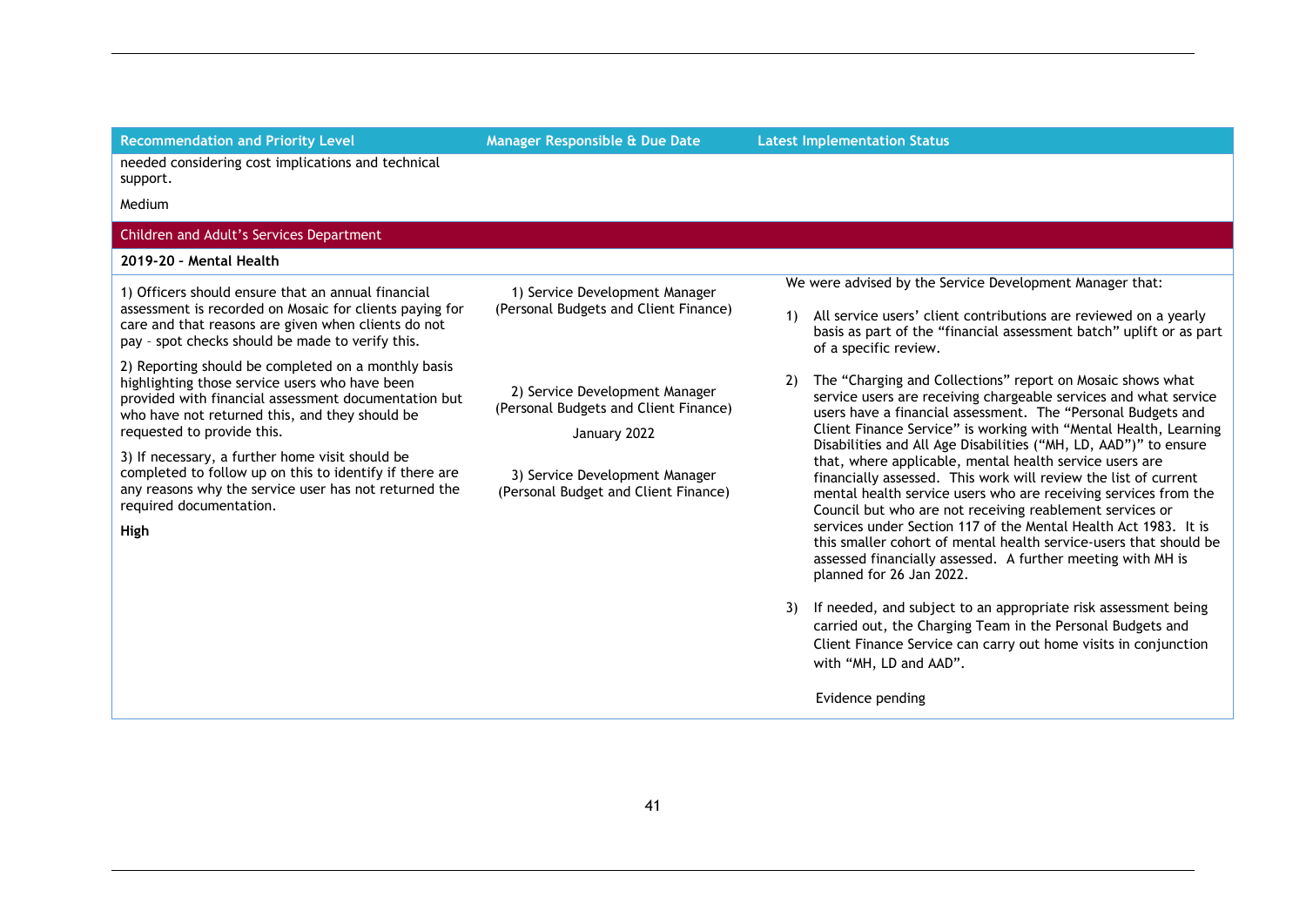| Recommendation and Priority Level | Manager Responsible & Due Date | Latest Implementation Status |
|---|---|---|
| needed considering cost implications and technical support.<br><br>Medium | | |
| Children and Adult's Services Department | | |
| **2019-20 – Mental Health** | | |
| 1) Officers should ensure that an annual financial assessment is recorded on Mosaic for clients paying for care and that reasons are given when clients do not pay – spot checks should be made to verify this.<br><br>2) Reporting should be completed on a monthly basis highlighting those service users who have been provided with financial assessment documentation but who have not returned this, and they should be requested to provide this.<br><br>3) If necessary, a further home visit should be completed to follow up on this to identify if there are any reasons why the service user has not returned the required documentation.<br><br>**High** | 1) Service Development Manager (Personal Budgets and Client Finance)<br><br>2) Service Development Manager (Personal Budgets and Client Finance)<br><br>January 2022<br><br>3) Service Development Manager (Personal Budget and Client Finance) | We were advised by the Service Development Manager that:<br><br>1) All service users' client contributions are reviewed on a yearly basis as part of the "financial assessment batch" uplift or as part of a specific review.<br><br>2) The "Charging and Collections" report on Mosaic shows what service users are receiving chargeable services and what service users have a financial assessment. The "Personal Budgets and Client Finance Service" is working with "Mental Health, Learning Disabilities and All Age Disabilities ("MH, LD, AAD")" to ensure that, where applicable, mental health service users are financially assessed. This work will review the list of current mental health service users who are receiving services from the Council but who are not receiving reablement services or services under Section 117 of the Mental Health Act 1983. It is this smaller cohort of mental health service-users that should be assessed financially assessed. A further meeting with MH is planned for 26 Jan 2022.<br><br>3) If needed, and subject to an appropriate risk assessment being carried out, the Charging Team in the Personal Budgets and Client Finance Service can carry out home visits in conjunction with "MH, LD and AAD".<br><br>Evidence pending |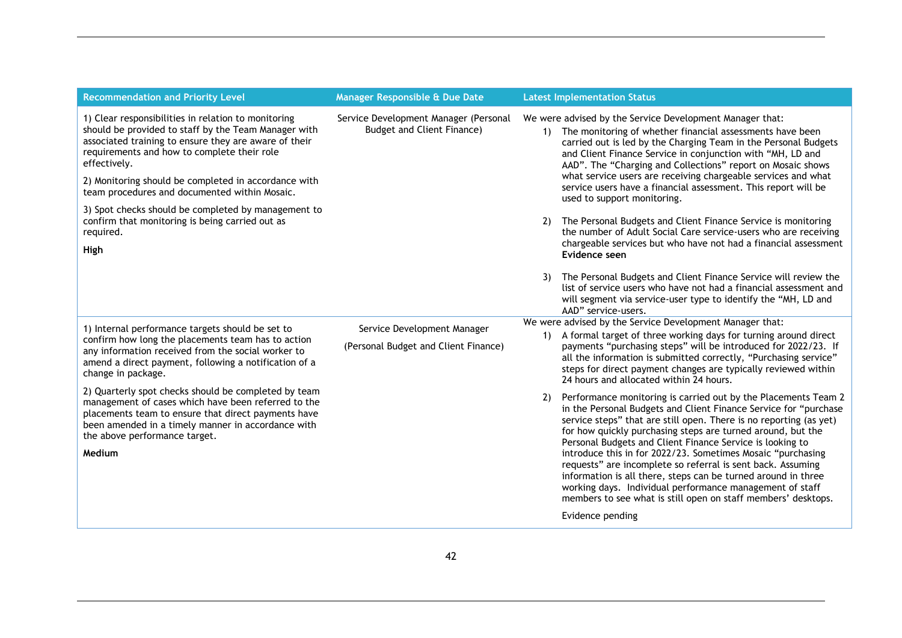| Recommendation and Priority Level | Manager Responsible & Due Date | Latest Implementation Status |
| --- | --- | --- |
| 1) Clear responsibilities in relation to monitoring should be provided to staff by the Team Manager with associated training to ensure they are aware of their requirements and how to complete their role effectively.<br><br>2) Monitoring should be completed in accordance with team procedures and documented within Mosaic.<br><br>3) Spot checks should be completed by management to confirm that monitoring is being carried out as required.<br><br>**High** | Service Development Manager (Personal Budget and Client Finance) | We were advised by the Service Development Manager that:<br><br>1) The monitoring of whether financial assessments have been carried out is led by the Charging Team in the Personal Budgets and Client Finance Service in conjunction with "MH, LD and AAD". The "Charging and Collections" report on Mosaic shows what service users are receiving chargeable services and what service users have a financial assessment. This report will be used to support monitoring.<br><br>2) The Personal Budgets and Client Finance Service is monitoring the number of Adult Social Care service-users who are receiving chargeable services but who have not had a financial assessment **Evidence seen**<br><br>3) The Personal Budgets and Client Finance Service will review the list of service users who have not had a financial assessment and will segment via service-user type to identify the "MH, LD and AAD" service-users. |
| 1) Internal performance targets should be set to confirm how long the placements team has to action any information received from the social worker to amend a direct payment, following a notification of a change in package.<br><br>2) Quarterly spot checks should be completed by team management of cases which have been referred to the placements team to ensure that direct payments have been amended in a timely manner in accordance with the above performance target.<br><br>**Medium** | Service Development Manager<br><br>(Personal Budget and Client Finance) | We were advised by the Service Development Manager that:<br><br>1) A formal target of three working days for turning around direct payments "purchasing steps" will be introduced for 2022/23. If all the information is submitted correctly, "Purchasing service" steps for direct payment changes are typically reviewed within 24 hours and allocated within 24 hours.<br><br>2) Performance monitoring is carried out by the Placements Team 2 in the Personal Budgets and Client Finance Service for "purchase service steps" that are still open. There is no reporting (as yet) for how quickly purchasing steps are turned around, but the Personal Budgets and Client Finance Service is looking to introduce this in for 2022/23. Sometimes Mosaic "purchasing requests" are incomplete so referral is sent back. Assuming information is all there, steps can be turned around in three working days. Individual performance management of staff members to see what is still open on staff members' desktops.<br><br>Evidence pending |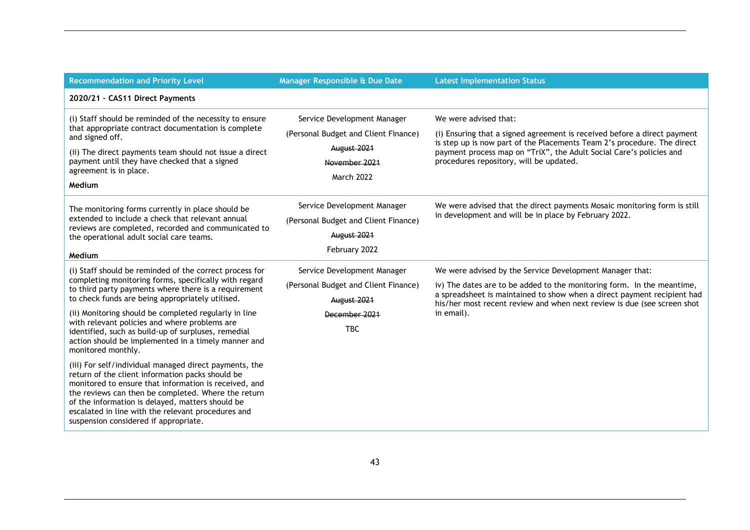| Recommendation and Priority Level | Manager Responsible & Due Date | Latest Implementation Status |
|---|---|---|
| **2020/21 – CAS11 Direct Payments** | | |
| (i) Staff should be reminded of the necessity to ensure that appropriate contract documentation is complete and signed off.<br><br>(ii) The direct payments team should not issue a direct payment until they have checked that a signed agreement is in place.<br><br>**Medium** | Service Development Manager<br><br>(Personal Budget and Client Finance)<br><br>~~August 2021~~<br><br>~~November 2021~~<br><br>March 2022 | We were advised that:<br><br>(i) Ensuring that a signed agreement is received before a direct payment is step up is now part of the Placements Team 2's procedure. The direct payment process map on "TriX", the Adult Social Care's policies and procedures repository, will be updated. |
| The monitoring forms currently in place should be extended to include a check that relevant annual reviews are completed, recorded and communicated to the operational adult social care teams.<br><br>**Medium** | Service Development Manager<br><br>(Personal Budget and Client Finance)<br><br>~~August 2021~~<br><br>February 2022 | We were advised that the direct payments Mosaic monitoring form is still in development and will be in place by February 2022. |
| (i) Staff should be reminded of the correct process for completing monitoring forms, specifically with regard to third party payments where there is a requirement to check funds are being appropriately utilised.<br><br>(ii) Monitoring should be completed regularly in line with relevant policies and where problems are identified, such as build-up of surpluses, remedial action should be implemented in a timely manner and monitored monthly.<br><br>(iii) For self/individual managed direct payments, the return of the client information packs should be monitored to ensure that information is received, and the reviews can then be completed. Where the return of the information is delayed, matters should be escalated in line with the relevant procedures and suspension considered if appropriate. | Service Development Manager<br><br>(Personal Budget and Client Finance)<br><br>~~August 2021~~<br><br>~~December 2021~~<br><br>TBC | We were advised by the Service Development Manager that:<br><br>iv) The dates are to be added to the monitoring form. In the meantime, a spreadsheet is maintained to show when a direct payment recipient had his/her most recent review and when next review is due (see screen shot in email). |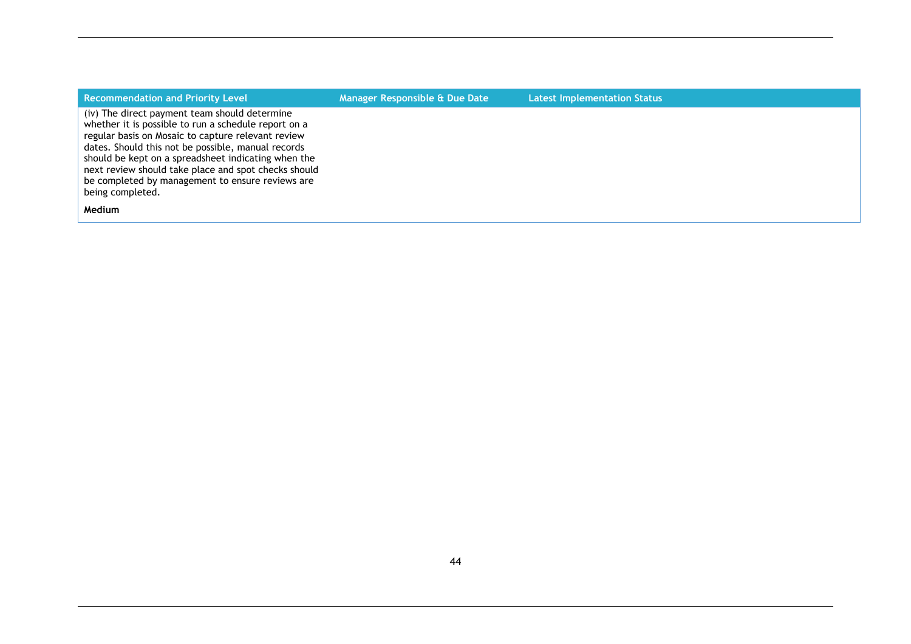| Recommendation and Priority Level | Manager Responsible & Due Date | Latest Implementation Status |
| --- | --- | --- |
| (iv) The direct payment team should determine whether it is possible to run a schedule report on a regular basis on Mosaic to capture relevant review dates. Should this not be possible, manual records should be kept on a spreadsheet indicating when the next review should take place and spot checks should be completed by management to ensure reviews are being completed.<br><br>**Medium** | | |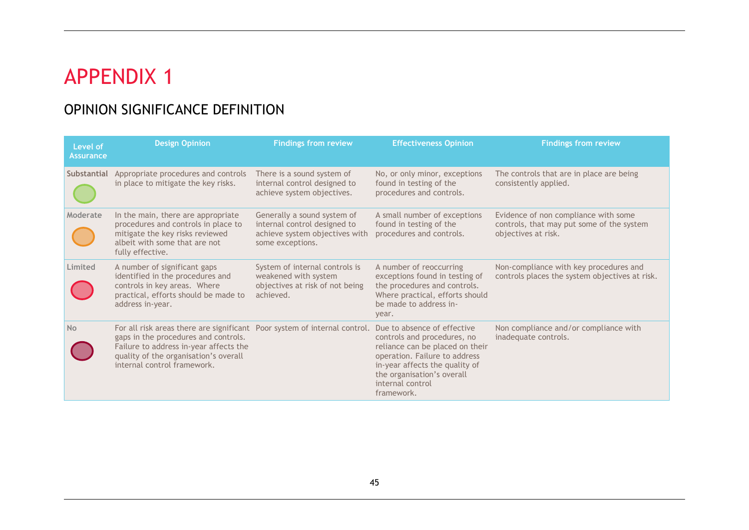# APPENDIX 1

## OPINION SIGNIFICANCE DEFINITION

| Level of Assurance | Design Opinion | Findings from review | Effectiveness Opinion | Findings from review |
|---|---|---|---|---|
| Substantial | Appropriate procedures and controls in place to mitigate the key risks. | There is a sound system of internal control designed to achieve system objectives. | No, or only minor, exceptions found in testing of the procedures and controls. | The controls that are in place are being consistently applied. |
| Moderate | In the main, there are appropriate procedures and controls in place to mitigate the key risks reviewed albeit with some that are not fully effective. | Generally a sound system of internal control designed to achieve system objectives with some exceptions. | A small number of exceptions found in testing of the procedures and controls. | Evidence of non compliance with some controls, that may put some of the system objectives at risk. |
| Limited | A number of significant gaps identified in the procedures and controls in key areas. Where practical, efforts should be made to address in-year. | System of internal controls is weakened with system objectives at risk of not being achieved. | A number of reoccurring exceptions found in testing of the procedures and controls. Where practical, efforts should be made to address in-year. | Non-compliance with key procedures and controls places the system objectives at risk. |
| No | For all risk areas there are significant gaps in the procedures and controls. Failure to address in-year affects the quality of the organisation's overall internal control framework. | Poor system of internal control. | Due to absence of effective controls and procedures, no reliance can be placed on their operation. Failure to address in-year affects the quality of the organisation's overall internal control framework. | Non compliance and/or compliance with inadequate controls. |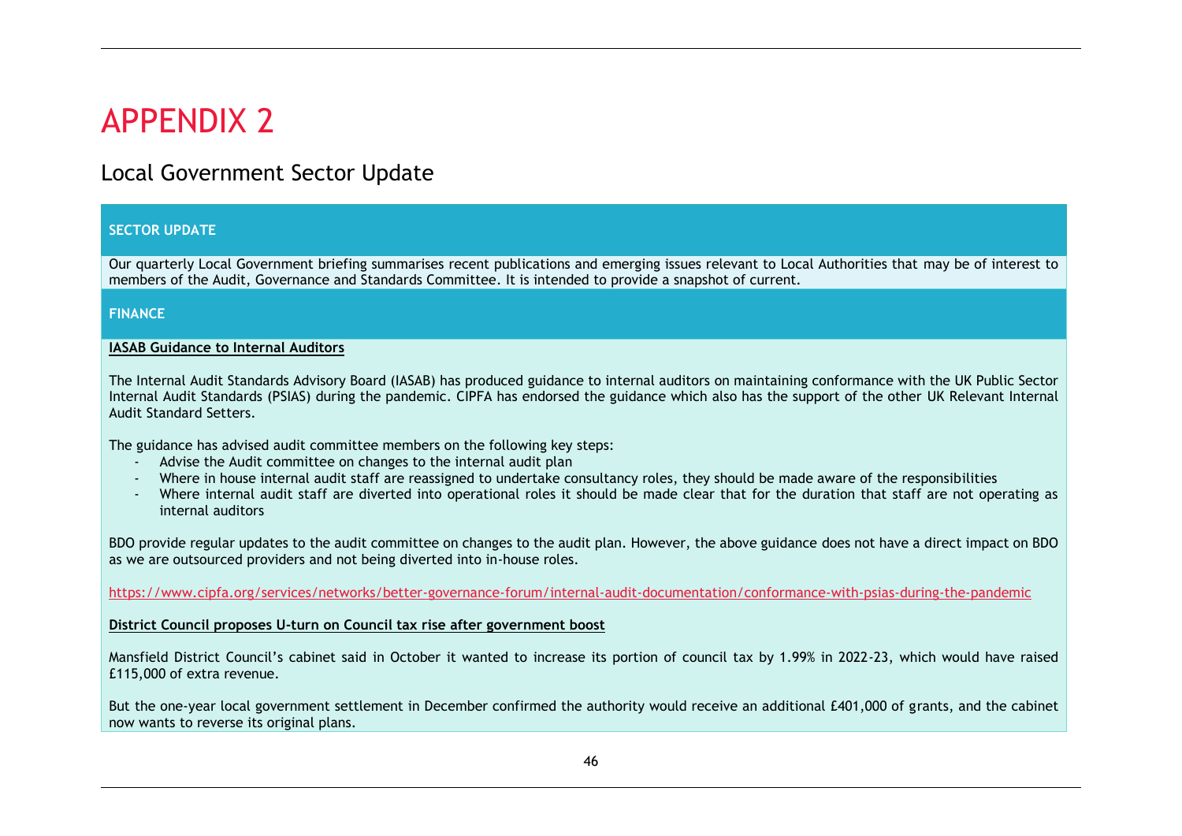# APPENDIX 2

## Local Government Sector Update

**SECTOR UPDATE**

Our quarterly Local Government briefing summarises recent publications and emerging issues relevant to Local Authorities that may be of interest to members of the Audit, Governance and Standards Committee. It is intended to provide a snapshot of current.

**FINANCE**

**IASAB Guidance to Internal Auditors**

The Internal Audit Standards Advisory Board (IASAB) has produced guidance to internal auditors on maintaining conformance with the UK Public Sector Internal Audit Standards (PSIAS) during the pandemic. CIPFA has endorsed the guidance which also has the support of the other UK Relevant Internal Audit Standard Setters.

The guidance has advised audit committee members on the following key steps:

- Advise the Audit committee on changes to the internal audit plan
- Where in house internal audit staff are reassigned to undertake consultancy roles, they should be made aware of the responsibilities
- Where internal audit staff are diverted into operational roles it should be made clear that for the duration that staff are not operating as internal auditors

BDO provide regular updates to the audit committee on changes to the audit plan. However, the above guidance does not have a direct impact on BDO as we are outsourced providers and not being diverted into in-house roles.

https://www.cipfa.org/services/networks/better-governance-forum/internal-audit-documentation/conformance-with-psias-during-the-pandemic

**District Council proposes U-turn on Council tax rise after government boost**

Mansfield District Council's cabinet said in October it wanted to increase its portion of council tax by 1.99% in 2022-23, which would have raised £115,000 of extra revenue.

But the one-year local government settlement in December confirmed the authority would receive an additional £401,000 of grants, and the cabinet now wants to reverse its original plans.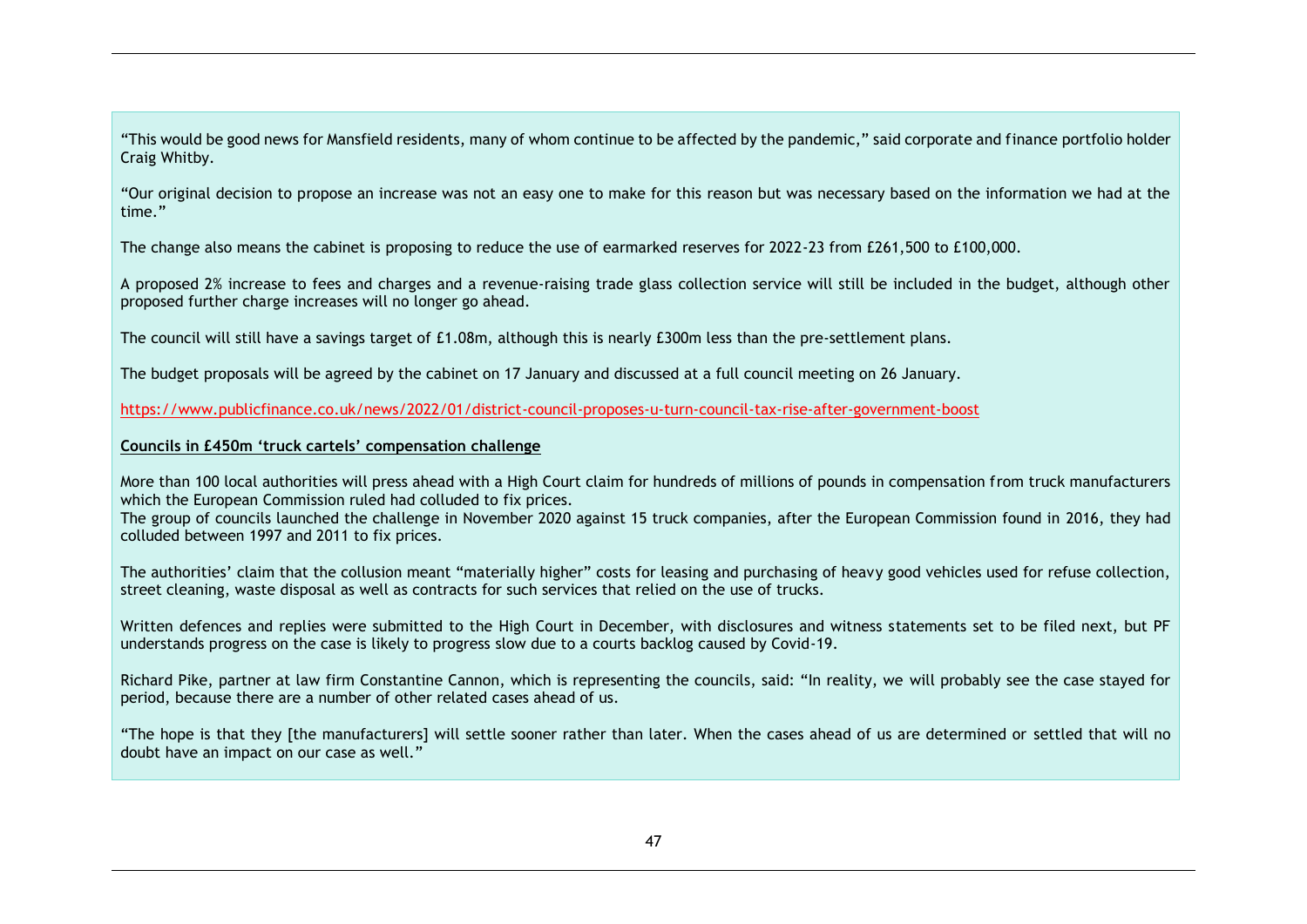"This would be good news for Mansfield residents, many of whom continue to be affected by the pandemic," said corporate and finance portfolio holder Craig Whitby.

"Our original decision to propose an increase was not an easy one to make for this reason but was necessary based on the information we had at the time."

The change also means the cabinet is proposing to reduce the use of earmarked reserves for 2022-23 from £261,500 to £100,000.

A proposed 2% increase to fees and charges and a revenue-raising trade glass collection service will still be included in the budget, although other proposed further charge increases will no longer go ahead.

The council will still have a savings target of £1.08m, although this is nearly £300m less than the pre-settlement plans.

The budget proposals will be agreed by the cabinet on 17 January and discussed at a full council meeting on 26 January.

https://www.publicfinance.co.uk/news/2022/01/district-council-proposes-u-turn-council-tax-rise-after-government-boost

**Councils in £450m 'truck cartels' compensation challenge**

More than 100 local authorities will press ahead with a High Court claim for hundreds of millions of pounds in compensation from truck manufacturers which the European Commission ruled had colluded to fix prices.
The group of councils launched the challenge in November 2020 against 15 truck companies, after the European Commission found in 2016, they had colluded between 1997 and 2011 to fix prices.

The authorities' claim that the collusion meant "materially higher" costs for leasing and purchasing of heavy good vehicles used for refuse collection, street cleaning, waste disposal as well as contracts for such services that relied on the use of trucks.

Written defences and replies were submitted to the High Court in December, with disclosures and witness statements set to be filed next, but PF understands progress on the case is likely to progress slow due to a courts backlog caused by Covid-19.

Richard Pike, partner at law firm Constantine Cannon, which is representing the councils, said: "In reality, we will probably see the case stayed for period, because there are a number of other related cases ahead of us.

"The hope is that they [the manufacturers] will settle sooner rather than later. When the cases ahead of us are determined or settled that will no doubt have an impact on our case as well."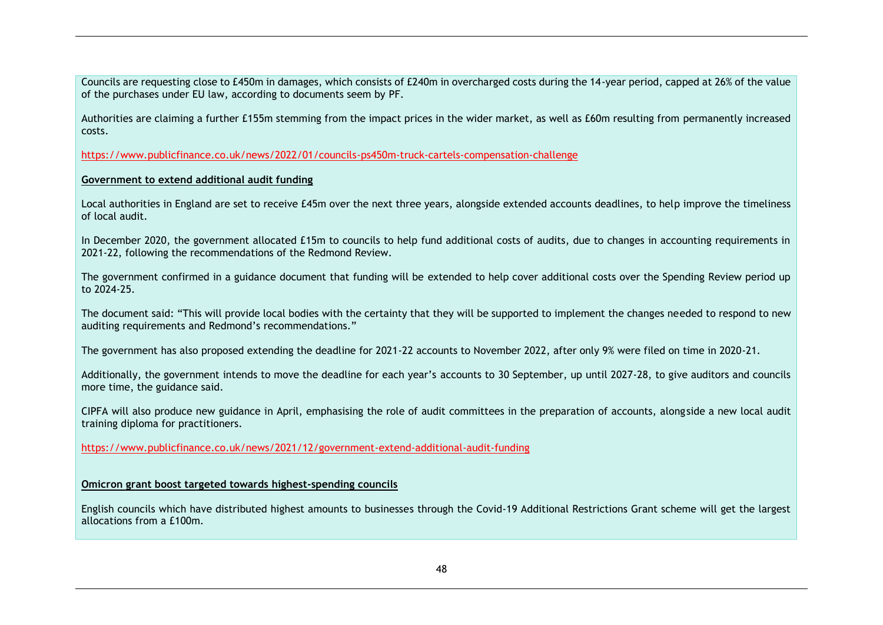Councils are requesting close to £450m in damages, which consists of £240m in overcharged costs during the 14-year period, capped at 26% of the value of the purchases under EU law, according to documents seem by PF.

Authorities are claiming a further £155m stemming from the impact prices in the wider market, as well as £60m resulting from permanently increased costs.

https://www.publicfinance.co.uk/news/2022/01/councils-ps450m-truck-cartels-compensation-challenge

**Government to extend additional audit funding**

Local authorities in England are set to receive £45m over the next three years, alongside extended accounts deadlines, to help improve the timeliness of local audit.

In December 2020, the government allocated £15m to councils to help fund additional costs of audits, due to changes in accounting requirements in 2021-22, following the recommendations of the Redmond Review.

The government confirmed in a guidance document that funding will be extended to help cover additional costs over the Spending Review period up to 2024-25.

The document said: "This will provide local bodies with the certainty that they will be supported to implement the changes needed to respond to new auditing requirements and Redmond's recommendations."

The government has also proposed extending the deadline for 2021-22 accounts to November 2022, after only 9% were filed on time in 2020-21.

Additionally, the government intends to move the deadline for each year's accounts to 30 September, up until 2027-28, to give auditors and councils more time, the guidance said.

CIPFA will also produce new guidance in April, emphasising the role of audit committees in the preparation of accounts, alongside a new local audit training diploma for practitioners.

https://www.publicfinance.co.uk/news/2021/12/government-extend-additional-audit-funding

**Omicron grant boost targeted towards highest-spending councils**

English councils which have distributed highest amounts to businesses through the Covid-19 Additional Restrictions Grant scheme will get the largest allocations from a £100m.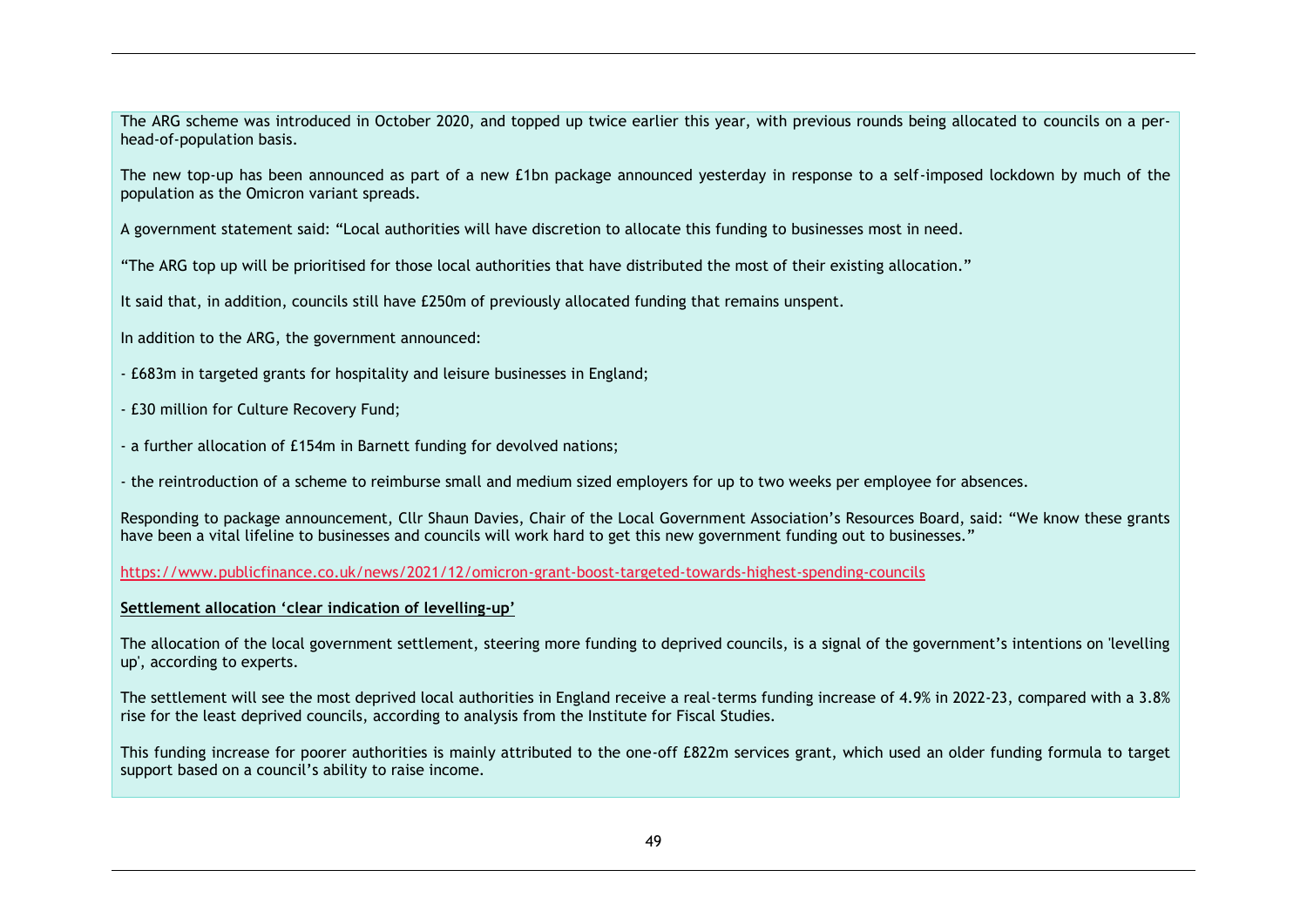The ARG scheme was introduced in October 2020, and topped up twice earlier this year, with previous rounds being allocated to councils on a per-head-of-population basis.

The new top-up has been announced as part of a new £1bn package announced yesterday in response to a self-imposed lockdown by much of the population as the Omicron variant spreads.

A government statement said: "Local authorities will have discretion to allocate this funding to businesses most in need.

"The ARG top up will be prioritised for those local authorities that have distributed the most of their existing allocation."

It said that, in addition, councils still have £250m of previously allocated funding that remains unspent.

In addition to the ARG, the government announced:

- £683m in targeted grants for hospitality and leisure businesses in England;

- £30 million for Culture Recovery Fund;

- a further allocation of £154m in Barnett funding for devolved nations;

- the reintroduction of a scheme to reimburse small and medium sized employers for up to two weeks per employee for absences.

Responding to package announcement, Cllr Shaun Davies, Chair of the Local Government Association's Resources Board, said: "We know these grants have been a vital lifeline to businesses and councils will work hard to get this new government funding out to businesses."

https://www.publicfinance.co.uk/news/2021/12/omicron-grant-boost-targeted-towards-highest-spending-councils

**Settlement allocation 'clear indication of levelling-up'**

The allocation of the local government settlement, steering more funding to deprived councils, is a signal of the government's intentions on 'levelling up', according to experts.

The settlement will see the most deprived local authorities in England receive a real-terms funding increase of 4.9% in 2022-23, compared with a 3.8% rise for the least deprived councils, according to analysis from the Institute for Fiscal Studies.

This funding increase for poorer authorities is mainly attributed to the one-off £822m services grant, which used an older funding formula to target support based on a council's ability to raise income.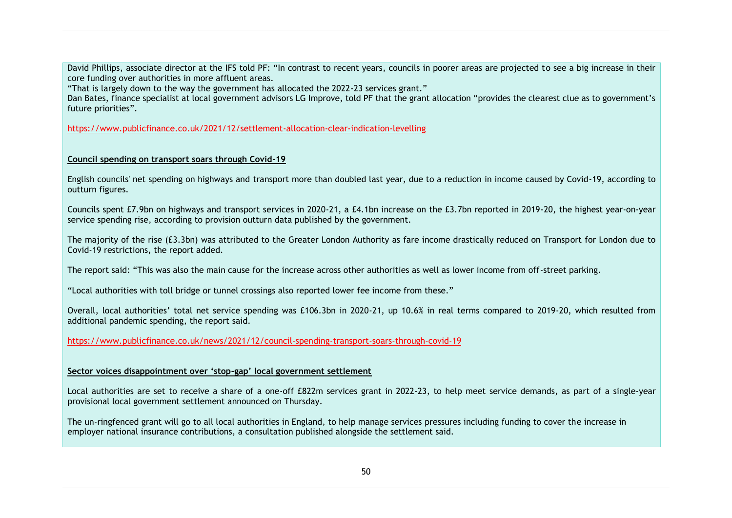David Phillips, associate director at the IFS told PF: “In contrast to recent years, councils in poorer areas are projected to see a big increase in their core funding over authorities in more affluent areas.

“That is largely down to the way the government has allocated the 2022-23 services grant.”

Dan Bates, finance specialist at local government advisors LG Improve, told PF that the grant allocation “provides the clearest clue as to government’s future priorities”.

https://www.publicfinance.co.uk/2021/12/settlement-allocation-clear-indication-levelling

**Council spending on transport soars through Covid-19**

English councils' net spending on highways and transport more than doubled last year, due to a reduction in income caused by Covid-19, according to outturn figures.

Councils spent £7.9bn on highways and transport services in 2020-21, a £4.1bn increase on the £3.7bn reported in 2019-20, the highest year-on-year service spending rise, according to provision outturn data published by the government.

The majority of the rise (£3.3bn) was attributed to the Greater London Authority as fare income drastically reduced on Transport for London due to Covid-19 restrictions, the report added.

The report said: “This was also the main cause for the increase across other authorities as well as lower income from off-street parking.

“Local authorities with toll bridge or tunnel crossings also reported lower fee income from these.”

Overall, local authorities’ total net service spending was £106.3bn in 2020-21, up 10.6% in real terms compared to 2019-20, which resulted from additional pandemic spending, the report said.

https://www.publicfinance.co.uk/news/2021/12/council-spending-transport-soars-through-covid-19

**Sector voices disappointment over ‘stop-gap’ local government settlement**

Local authorities are set to receive a share of a one-off £822m services grant in 2022-23, to help meet service demands, as part of a single-year provisional local government settlement announced on Thursday.

The un-ringfenced grant will go to all local authorities in England, to help manage services pressures including funding to cover the increase in employer national insurance contributions, a consultation published alongside the settlement said.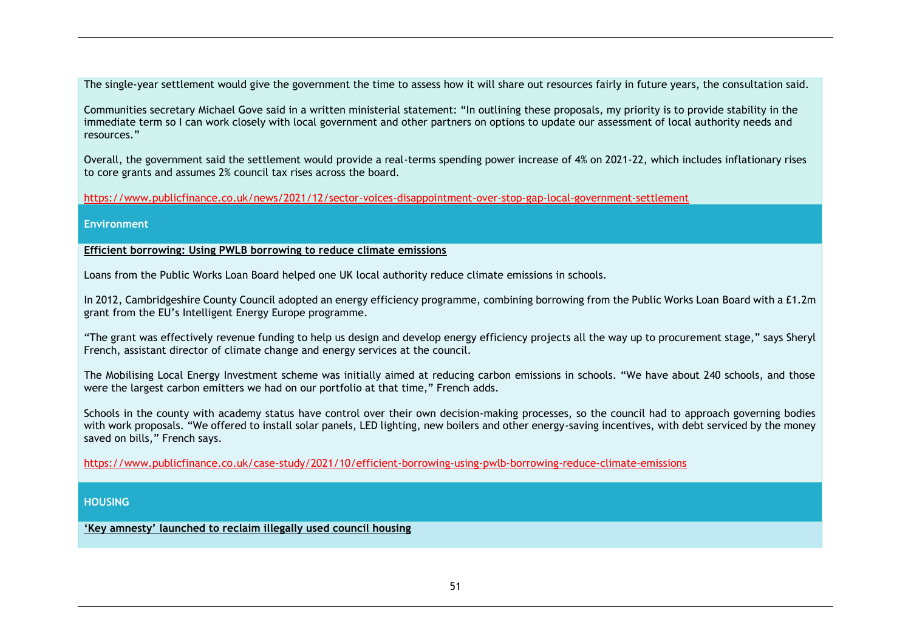The single-year settlement would give the government the time to assess how it will share out resources fairly in future years, the consultation said.

Communities secretary Michael Gove said in a written ministerial statement: “In outlining these proposals, my priority is to provide stability in the immediate term so I can work closely with local government and other partners on options to update our assessment of local authority needs and resources.”

Overall, the government said the settlement would provide a real-terms spending power increase of 4% on 2021-22, which includes inflationary rises to core grants and assumes 2% council tax rises across the board.

https://www.publicfinance.co.uk/news/2021/12/sector-voices-disappointment-over-stop-gap-local-government-settlement

## Environment

**Efficient borrowing: Using PWLB borrowing to reduce climate emissions**

Loans from the Public Works Loan Board helped one UK local authority reduce climate emissions in schools.

In 2012, Cambridgeshire County Council adopted an energy efficiency programme, combining borrowing from the Public Works Loan Board with a £1.2m grant from the EU’s Intelligent Energy Europe programme.

“The grant was effectively revenue funding to help us design and develop energy efficiency projects all the way up to procurement stage,” says Sheryl French, assistant director of climate change and energy services at the council.

The Mobilising Local Energy Investment scheme was initially aimed at reducing carbon emissions in schools. “We have about 240 schools, and those were the largest carbon emitters we had on our portfolio at that time,” French adds.

Schools in the county with academy status have control over their own decision-making processes, so the council had to approach governing bodies with work proposals. “We offered to install solar panels, LED lighting, new boilers and other energy-saving incentives, with debt serviced by the money saved on bills,” French says.

https://www.publicfinance.co.uk/case-study/2021/10/efficient-borrowing-using-pwlb-borrowing-reduce-climate-emissions

## HOUSING

**‘Key amnesty’ launched to reclaim illegally used council housing**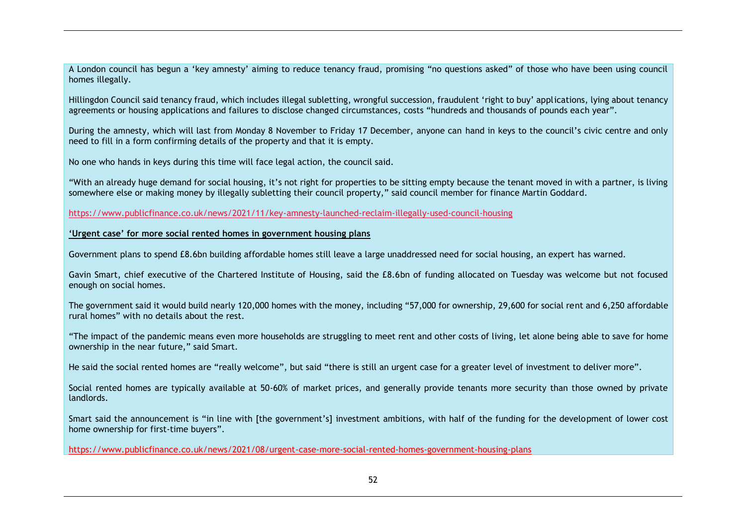A London council has begun a 'key amnesty' aiming to reduce tenancy fraud, promising "no questions asked" of those who have been using council homes illegally.

Hillingdon Council said tenancy fraud, which includes illegal subletting, wrongful succession, fraudulent 'right to buy' applications, lying about tenancy agreements or housing applications and failures to disclose changed circumstances, costs "hundreds and thousands of pounds each year".

During the amnesty, which will last from Monday 8 November to Friday 17 December, anyone can hand in keys to the council's civic centre and only need to fill in a form confirming details of the property and that it is empty.

No one who hands in keys during this time will face legal action, the council said.

"With an already huge demand for social housing, it's not right for properties to be sitting empty because the tenant moved in with a partner, is living somewhere else or making money by illegally subletting their council property," said council member for finance Martin Goddard.

https://www.publicfinance.co.uk/news/2021/11/key-amnesty-launched-reclaim-illegally-used-council-housing

**'Urgent case' for more social rented homes in government housing plans**

Government plans to spend £8.6bn building affordable homes still leave a large unaddressed need for social housing, an expert has warned.

Gavin Smart, chief executive of the Chartered Institute of Housing, said the £8.6bn of funding allocated on Tuesday was welcome but not focused enough on social homes.

The government said it would build nearly 120,000 homes with the money, including "57,000 for ownership, 29,600 for social rent and 6,250 affordable rural homes" with no details about the rest.

"The impact of the pandemic means even more households are struggling to meet rent and other costs of living, let alone being able to save for home ownership in the near future," said Smart.

He said the social rented homes are "really welcome", but said "there is still an urgent case for a greater level of investment to deliver more".

Social rented homes are typically available at 50-60% of market prices, and generally provide tenants more security than those owned by private landlords.

Smart said the announcement is "in line with [the government's] investment ambitions, with half of the funding for the development of lower cost home ownership for first-time buyers".

https://www.publicfinance.co.uk/news/2021/08/urgent-case-more-social-rented-homes-government-housing-plans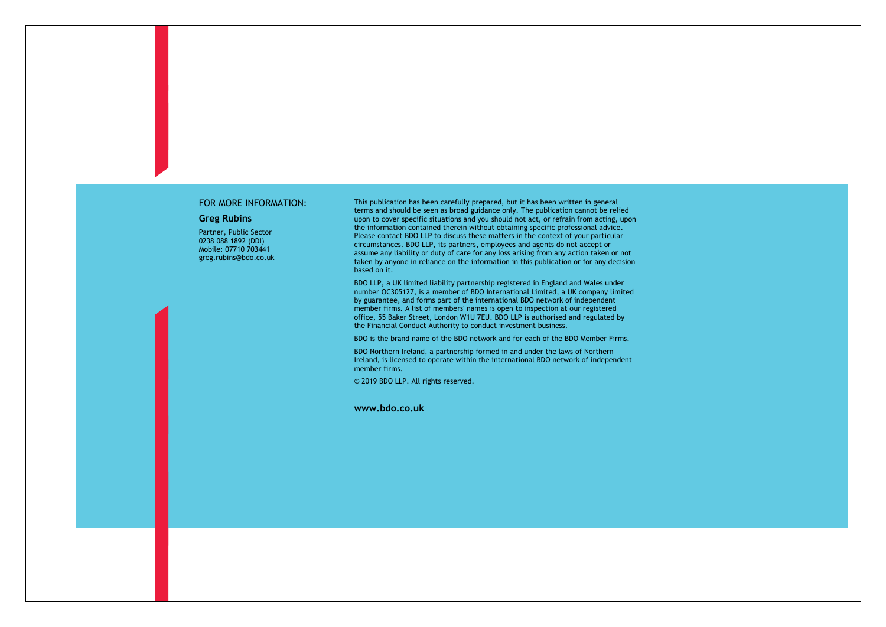FOR MORE INFORMATION:

**Greg Rubins**

Partner, Public Sector
0238 088 1892 (DDI)
Mobile: 07710 703441
greg.rubins@bdo.co.uk

This publication has been carefully prepared, but it has been written in general terms and should be seen as broad guidance only. The publication cannot be relied upon to cover specific situations and you should not act, or refrain from acting, upon the information contained therein without obtaining specific professional advice. Please contact BDO LLP to discuss these matters in the context of your particular circumstances. BDO LLP, its partners, employees and agents do not accept or assume any liability or duty of care for any loss arising from any action taken or not taken by anyone in reliance on the information in this publication or for any decision based on it.

BDO LLP, a UK limited liability partnership registered in England and Wales under number OC305127, is a member of BDO International Limited, a UK company limited by guarantee, and forms part of the international BDO network of independent member firms. A list of members' names is open to inspection at our registered office, 55 Baker Street, London W1U 7EU. BDO LLP is authorised and regulated by the Financial Conduct Authority to conduct investment business.

BDO is the brand name of the BDO network and for each of the BDO Member Firms.

BDO Northern Ireland, a partnership formed in and under the laws of Northern Ireland, is licensed to operate within the international BDO network of independent member firms.

© 2019 BDO LLP. All rights reserved.

**www.bdo.co.uk**